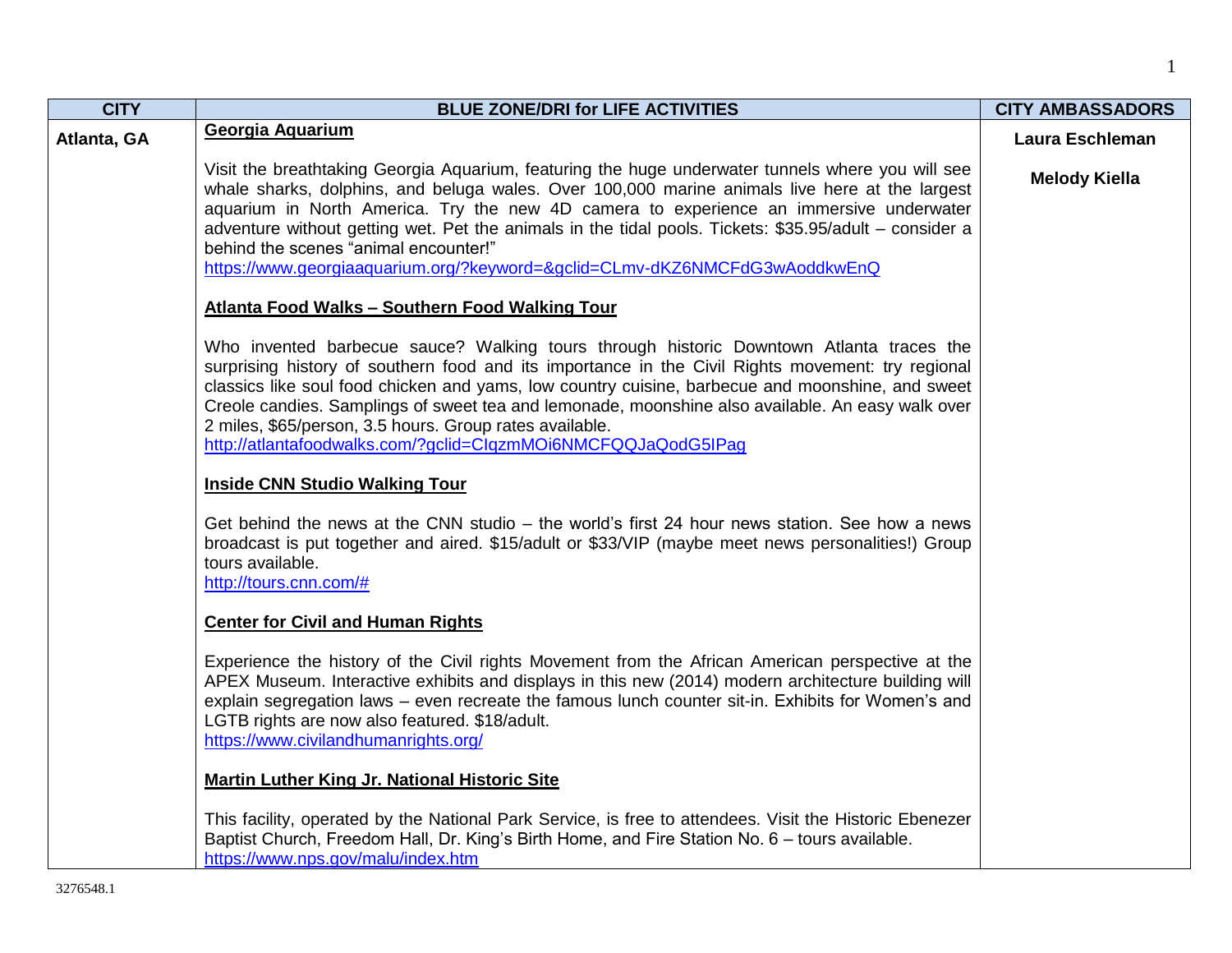| CITY | BLUE ZONE/DRI for LIFE ACTIVITIES | CITY AMBASSADORS |
| --- | --- | --- |
| **Atlanta, GA** | **<u>Georgia Aquarium</u>**<br><br>Visit the breathtaking Georgia Aquarium, featuring the huge underwater tunnels where you will see whale sharks, dolphins, and beluga wales. Over 100,000 marine animals live here at the largest aquarium in North America. Try the new 4D camera to experience an immersive underwater adventure without getting wet. Pet the animals in the tidal pools. Tickets: $35.95/adult – consider a behind the scenes "animal encounter!"<br>https://www.georgiaaquarium.org/?keyword=&gclid=CLmv-dKZ6NMCFdG3wAoddkwEnQ<br><br>**<u>Atlanta Food Walks – Southern Food Walking Tour</u>**<br><br>Who invented barbecue sauce? Walking tours through historic Downtown Atlanta traces the surprising history of southern food and its importance in the Civil Rights movement: try regional classics like soul food chicken and yams, low country cuisine, barbecue and moonshine, and sweet Creole candies. Samplings of sweet tea and lemonade, moonshine also available. An easy walk over 2 miles, $65/person, 3.5 hours. Group rates available.<br>http://atlantafoodwalks.com/?gclid=CIqzmMOi6NMCFQQJaQodG5IPag<br><br>**<u>Inside CNN Studio Walking Tour</u>**<br><br>Get behind the news at the CNN studio – the world's first 24 hour news station. See how a news broadcast is put together and aired. $15/adult or $33/VIP (maybe meet news personalities!) Group tours available.<br>http://tours.cnn.com/#<br><br>**<u>Center for Civil and Human Rights</u>**<br><br>Experience the history of the Civil rights Movement from the African American perspective at the APEX Museum. Interactive exhibits and displays in this new (2014) modern architecture building will explain segregation laws – even recreate the famous lunch counter sit-in. Exhibits for Women's and LGTB rights are now also featured. $18/adult.<br>https://www.civilandhumanrights.org/<br><br>**<u>Martin Luther King Jr. National Historic Site</u>**<br><br>This facility, operated by the National Park Service, is free to attendees. Visit the Historic Ebenezer Baptist Church, Freedom Hall, Dr. King's Birth Home, and Fire Station No. 6 – tours available.<br>https://www.nps.gov/malu/index.htm | **Laura Eschleman**<br><br>**Melody Kiella** |

3276548.1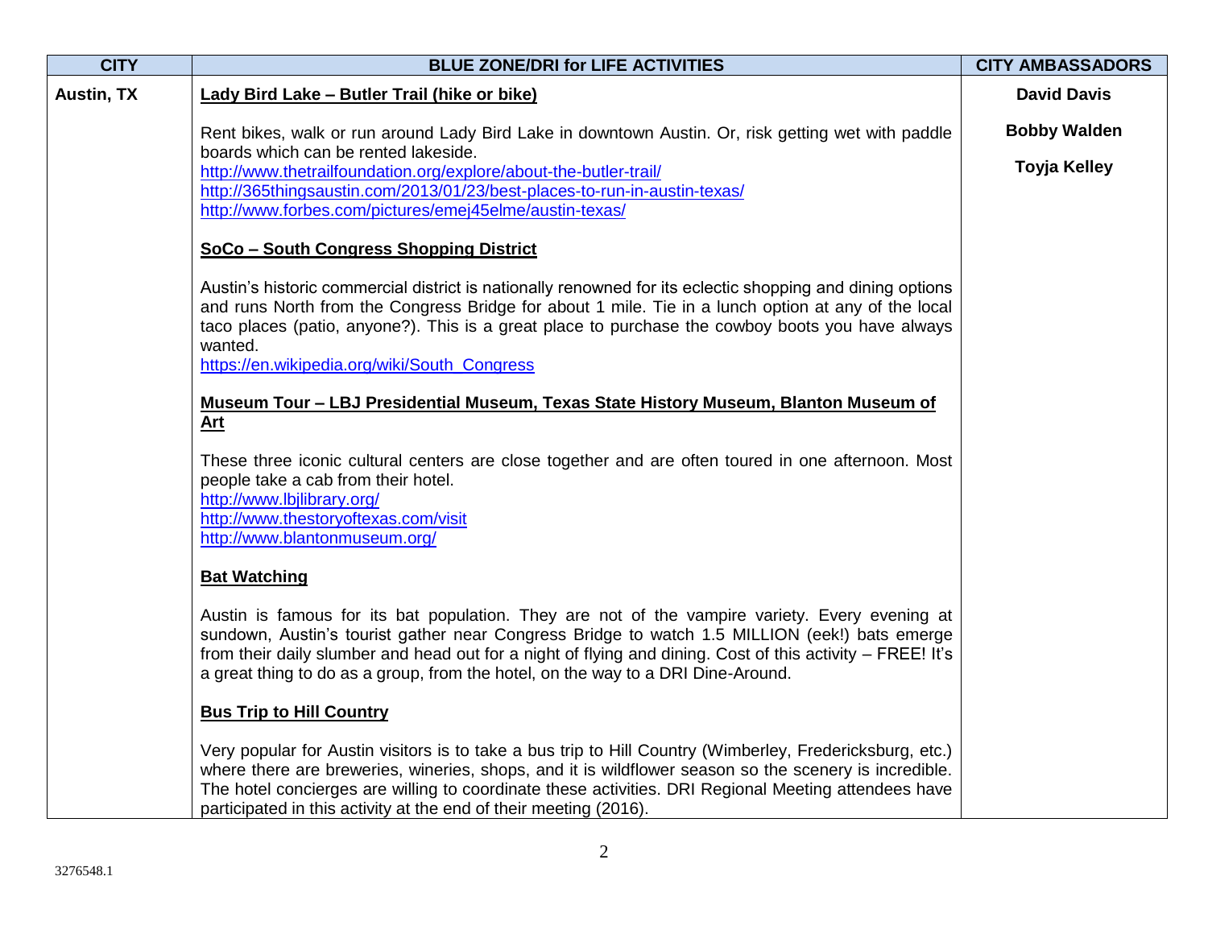| CITY | BLUE ZONE/DRI for LIFE ACTIVITIES | CITY AMBASSADORS |
|---|---|---|
| **Austin, TX** | **Lady Bird Lake – Butler Trail (hike or bike)**<br><br>Rent bikes, walk or run around Lady Bird Lake in downtown Austin. Or, risk getting wet with paddle boards which can be rented lakeside.<br>http://www.thetrailfoundation.org/explore/about-the-butler-trail/<br>http://365thingsaustin.com/2013/01/23/best-places-to-run-in-austin-texas/<br>http://www.forbes.com/pictures/emej45elme/austin-texas/<br><br>**SoCo – South Congress Shopping District**<br><br>Austin's historic commercial district is nationally renowned for its eclectic shopping and dining options and runs North from the Congress Bridge for about 1 mile. Tie in a lunch option at any of the local taco places (patio, anyone?). This is a great place to purchase the cowboy boots you have always wanted.<br>https://en.wikipedia.org/wiki/South_Congress<br><br>**Museum Tour – LBJ Presidential Museum, Texas State History Museum, Blanton Museum of Art**<br><br>These three iconic cultural centers are close together and are often toured in one afternoon. Most people take a cab from their hotel.<br>http://www.lbjlibrary.org/<br>http://www.thestoryoftexas.com/visit<br>http://www.blantonmuseum.org/<br><br>**Bat Watching**<br><br>Austin is famous for its bat population. They are not of the vampire variety. Every evening at sundown, Austin's tourist gather near Congress Bridge to watch 1.5 MILLION (eek!) bats emerge from their daily slumber and head out for a night of flying and dining. Cost of this activity – FREE! It's a great thing to do as a group, from the hotel, on the way to a DRI Dine-Around.<br><br>**Bus Trip to Hill Country**<br><br>Very popular for Austin visitors is to take a bus trip to Hill Country (Wimberley, Fredericksburg, etc.) where there are breweries, wineries, shops, and it is wildflower season so the scenery is incredible. The hotel concierges are willing to coordinate these activities. DRI Regional Meeting attendees have participated in this activity at the end of their meeting (2016). | **David Davis**<br><br>**Bobby Walden**<br><br>**Toyja Kelley** |

3276548.1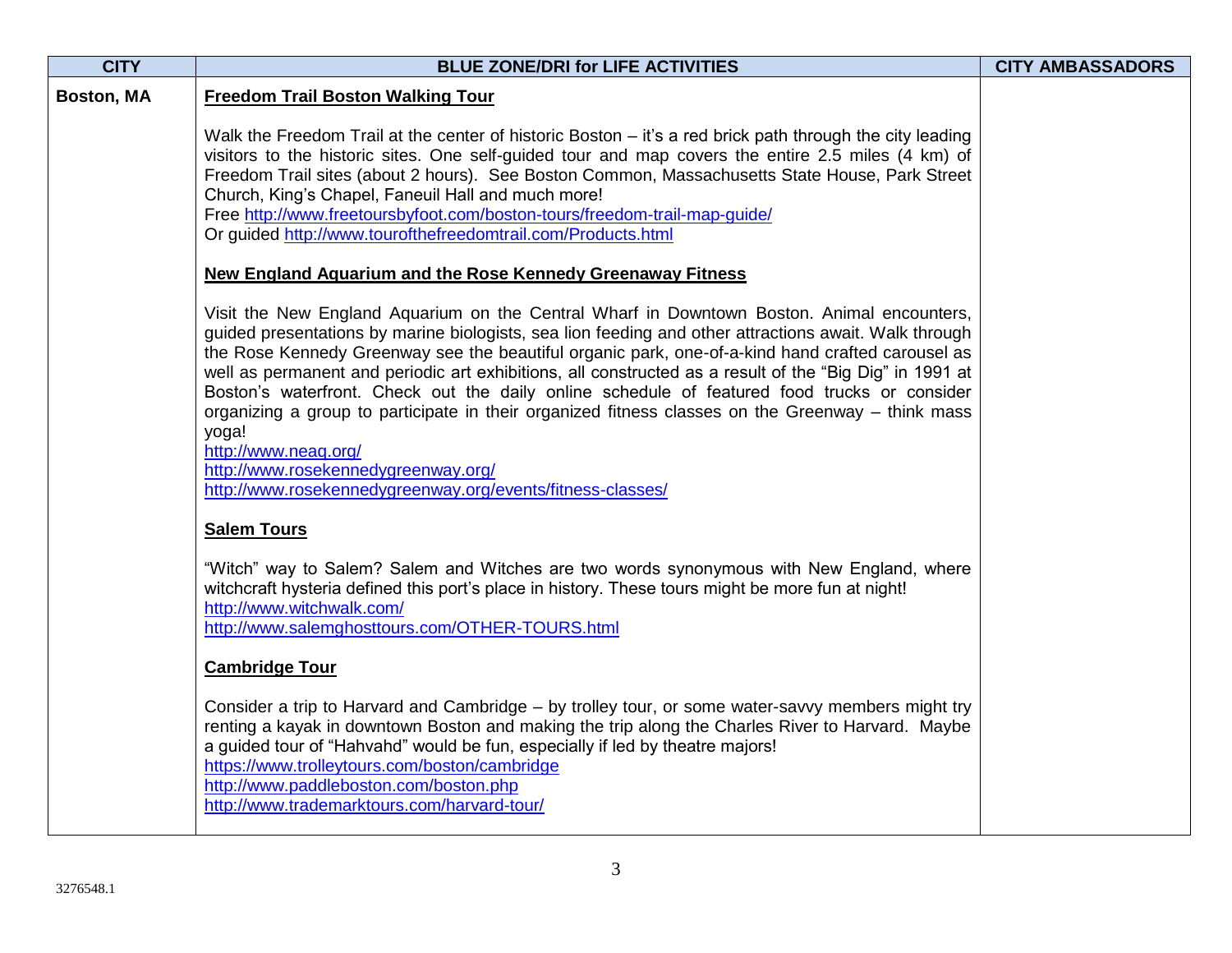| CITY | BLUE ZONE/DRI for LIFE ACTIVITIES | CITY AMBASSADORS |
|---|---|---|
| **Boston, MA** | **Freedom Trail Boston Walking Tour**<br><br>Walk the Freedom Trail at the center of historic Boston – it's a red brick path through the city leading visitors to the historic sites. One self-guided tour and map covers the entire 2.5 miles (4 km) of Freedom Trail sites (about 2 hours). See Boston Common, Massachusetts State House, Park Street Church, King's Chapel, Faneuil Hall and much more!<br>Free http://www.freetoursbyfoot.com/boston-tours/freedom-trail-map-guide/<br>Or guided http://www.tourofthefreedomtrail.com/Products.html<br><br>**New England Aquarium and the Rose Kennedy Greenaway Fitness**<br><br>Visit the New England Aquarium on the Central Wharf in Downtown Boston. Animal encounters, guided presentations by marine biologists, sea lion feeding and other attractions await. Walk through the Rose Kennedy Greenway see the beautiful organic park, one-of-a-kind hand crafted carousel as well as permanent and periodic art exhibitions, all constructed as a result of the "Big Dig" in 1991 at Boston's waterfront. Check out the daily online schedule of featured food trucks or consider organizing a group to participate in their organized fitness classes on the Greenway – think mass yoga!<br>http://www.neaq.org/<br>http://www.rosekennedygreenway.org/<br>http://www.rosekennedygreenway.org/events/fitness-classes/<br><br>**Salem Tours**<br><br>"Witch" way to Salem? Salem and Witches are two words synonymous with New England, where witchcraft hysteria defined this port's place in history. These tours might be more fun at night!<br>http://www.witchwalk.com/<br>http://www.salemghosttours.com/OTHER-TOURS.html<br><br>**Cambridge Tour**<br><br>Consider a trip to Harvard and Cambridge – by trolley tour, or some water-savvy members might try renting a kayak in downtown Boston and making the trip along the Charles River to Harvard. Maybe a guided tour of "Hahvahd" would be fun, especially if led by theatre majors!<br>https://www.trolleytours.com/boston/cambridge<br>http://www.paddleboston.com/boston.php<br>http://www.trademarktours.com/harvard-tour/ | |

3276548.1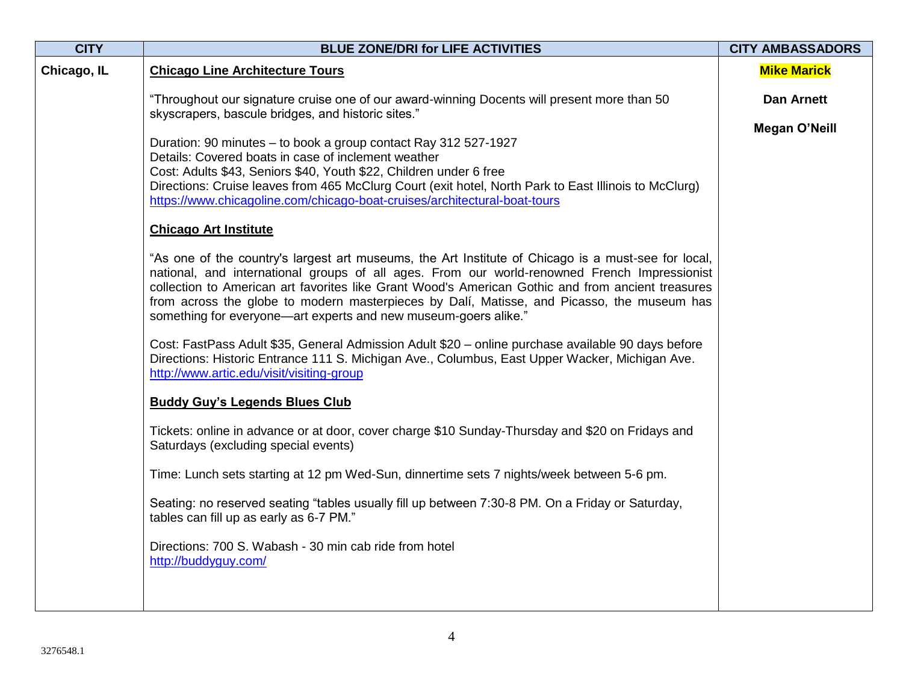| CITY | BLUE ZONE/DRI for LIFE ACTIVITIES | CITY AMBASSADORS |
|---|---|---|
| **Chicago, IL** | **<u>Chicago Line Architecture Tours</u>**<br><br>"Throughout our signature cruise one of our award-winning Docents will present more than 50 skyscrapers, bascule bridges, and historic sites."<br><br>Duration: 90 minutes – to book a group contact Ray 312 527-1927<br>Details: Covered boats in case of inclement weather<br>Cost: Adults $43, Seniors $40, Youth $22, Children under 6 free<br>Directions: Cruise leaves from 465 McClurg Court (exit hotel, North Park to East Illinois to McClurg)<br>https://www.chicagoline.com/chicago-boat-cruises/architectural-boat-tours<br><br>**<u>Chicago Art Institute</u>**<br><br>"As one of the country's largest art museums, the Art Institute of Chicago is a must-see for local, national, and international groups of all ages. From our world-renowned French Impressionist collection to American art favorites like Grant Wood's American Gothic and from ancient treasures from across the globe to modern masterpieces by Dalí, Matisse, and Picasso, the museum has something for everyone—art experts and new museum-goers alike."<br><br>Cost: FastPass Adult $35, General Admission Adult $20 – online purchase available 90 days before<br>Directions: Historic Entrance 111 S. Michigan Ave., Columbus, East Upper Wacker, Michigan Ave.<br>http://www.artic.edu/visit/visiting-group<br><br>**<u>Buddy Guy's Legends Blues Club</u>**<br><br>Tickets: online in advance or at door, cover charge $10 Sunday-Thursday and $20 on Fridays and Saturdays (excluding special events)<br><br>Time: Lunch sets starting at 12 pm Wed-Sun, dinnertime sets 7 nights/week between 5-6 pm.<br><br>Seating: no reserved seating "tables usually fill up between 7:30-8 PM. On a Friday or Saturday, tables can fill up as early as 6-7 PM."<br><br>Directions: 700 S. Wabash - 30 min cab ride from hotel<br>http://buddyguy.com/ | **Mike Marick**<br><br>**Dan Arnett**<br><br>**Megan O'Neill** |

3276548.1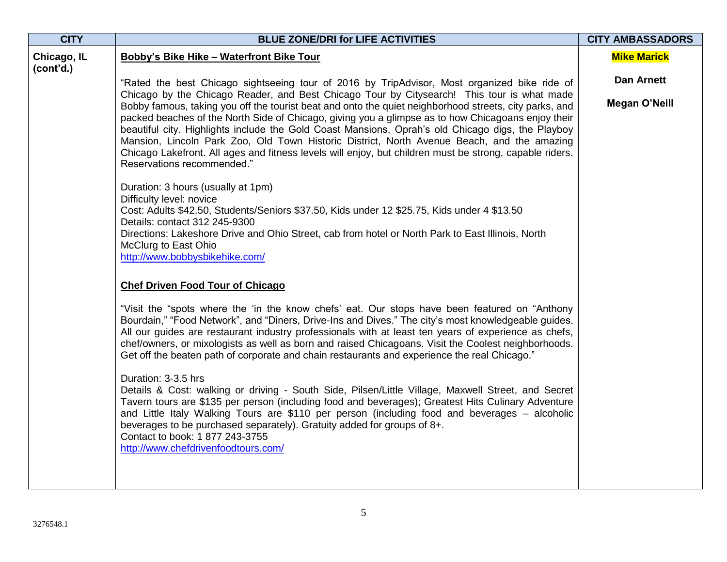| CITY | BLUE ZONE/DRI for LIFE ACTIVITIES | CITY AMBASSADORS |
|---|---|---|
| **Chicago, IL (cont'd.)** | **<u>Bobby's Bike Hike – Waterfront Bike Tour</u>**<br><br>"Rated the best Chicago sightseeing tour of 2016 by TripAdvisor, Most organized bike ride of Chicago by the Chicago Reader, and Best Chicago Tour by Citysearch! This tour is what made Bobby famous, taking you off the tourist beat and onto the quiet neighborhood streets, city parks, and packed beaches of the North Side of Chicago, giving you a glimpse as to how Chicagoans enjoy their beautiful city. Highlights include the Gold Coast Mansions, Oprah's old Chicago digs, the Playboy Mansion, Lincoln Park Zoo, Old Town Historic District, North Avenue Beach, and the amazing Chicago Lakefront. All ages and fitness levels will enjoy, but children must be strong, capable riders. Reservations recommended."<br><br>Duration: 3 hours (usually at 1pm)<br>Difficulty level: novice<br>Cost: Adults $42.50, Students/Seniors $37.50, Kids under 12 $25.75, Kids under 4 $13.50<br>Details: contact 312 245-9300<br>Directions: Lakeshore Drive and Ohio Street, cab from hotel or North Park to East Illinois, North McClurg to East Ohio<br>http://www.bobbysbikehike.com/<br><br>**<u>Chef Driven Food Tour of Chicago</u>**<br><br>"Visit the "spots where the 'in the know chefs' eat. Our stops have been featured on "Anthony Bourdain," "Food Network", and "Diners, Drive-Ins and Dives." The city's most knowledgeable guides. All our guides are restaurant industry professionals with at least ten years of experience as chefs, chef/owners, or mixologists as well as born and raised Chicagoans. Visit the Coolest neighborhoods. Get off the beaten path of corporate and chain restaurants and experience the real Chicago."<br><br>Duration: 3-3.5 hrs<br>Details & Cost: walking or driving - South Side, Pilsen/Little Village, Maxwell Street, and Secret Tavern tours are $135 per person (including food and beverages); Greatest Hits Culinary Adventure and Little Italy Walking Tours are $110 per person (including food and beverages – alcoholic beverages to be purchased separately). Gratuity added for groups of 8+.<br>Contact to book: 1 877 243-3755<br>http://www.chefdrivenfoodtours.com/ | **Mike Marick**<br><br>**Dan Arnett**<br><br>**Megan O'Neill** |

3276548.1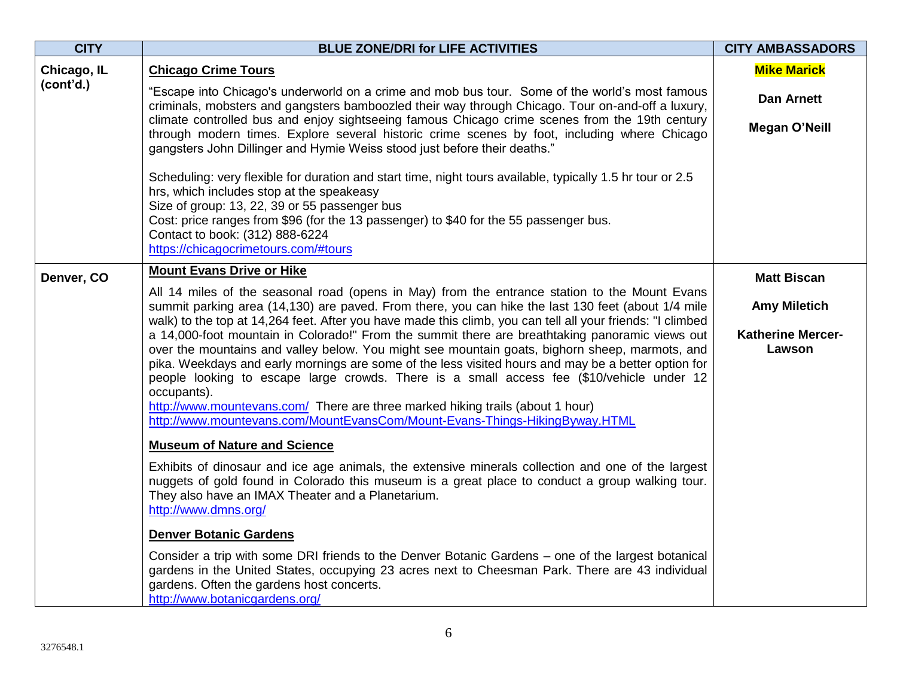| CITY | BLUE ZONE/DRI for LIFE ACTIVITIES | CITY AMBASSADORS |
|---|---|---|
| **Chicago, IL (cont'd.)** | **<u>Chicago Crime Tours</u>**<br><br>"Escape into Chicago's underworld on a crime and mob bus tour. Some of the world's most famous criminals, mobsters and gangsters bamboozled their way through Chicago. Tour on-and-off a luxury, climate controlled bus and enjoy sightseeing famous Chicago crime scenes from the 19th century through modern times. Explore several historic crime scenes by foot, including where Chicago gangsters John Dillinger and Hymie Weiss stood just before their deaths."<br><br>Scheduling: very flexible for duration and start time, night tours available, typically 1.5 hr tour or 2.5 hrs, which includes stop at the speakeasy<br>Size of group: 13, 22, 39 or 55 passenger bus<br>Cost: price ranges from $96 (for the 13 passenger) to $40 for the 55 passenger bus.<br>Contact to book: (312) 888-6224<br>https://chicagocrimetours.com/#tours | **Mike Marick**<br><br>**Dan Arnett**<br><br>**Megan O'Neill** |
| **Denver, CO** | **<u>Mount Evans Drive or Hike</u>**<br><br>All 14 miles of the seasonal road (opens in May) from the entrance station to the Mount Evans summit parking area (14,130) are paved. From there, you can hike the last 130 feet (about 1/4 mile walk) to the top at 14,264 feet. After you have made this climb, you can tell all your friends: "I climbed a 14,000-foot mountain in Colorado!" From the summit there are breathtaking panoramic views out over the mountains and valley below. You might see mountain goats, bighorn sheep, marmots, and pika. Weekdays and early mornings are some of the less visited hours and may be a better option for people looking to escape large crowds. There is a small access fee ($10/vehicle under 12 occupants).<br>http://www.mountevans.com/ There are three marked hiking trails (about 1 hour)<br>http://www.mountevans.com/MountEvansCom/Mount-Evans-Things-HikingByway.HTML<br><br>**<u>Museum of Nature and Science</u>**<br><br>Exhibits of dinosaur and ice age animals, the extensive minerals collection and one of the largest nuggets of gold found in Colorado this museum is a great place to conduct a group walking tour. They also have an IMAX Theater and a Planetarium.<br>http://www.dmns.org/<br><br>**<u>Denver Botanic Gardens</u>**<br><br>Consider a trip with some DRI friends to the Denver Botanic Gardens – one of the largest botanical gardens in the United States, occupying 23 acres next to Cheesman Park. There are 43 individual gardens. Often the gardens host concerts.<br>http://www.botanicgardens.org/ | **Matt Biscan**<br><br>**Amy Miletich**<br><br>**Katherine Mercer-Lawson** |

3276548.1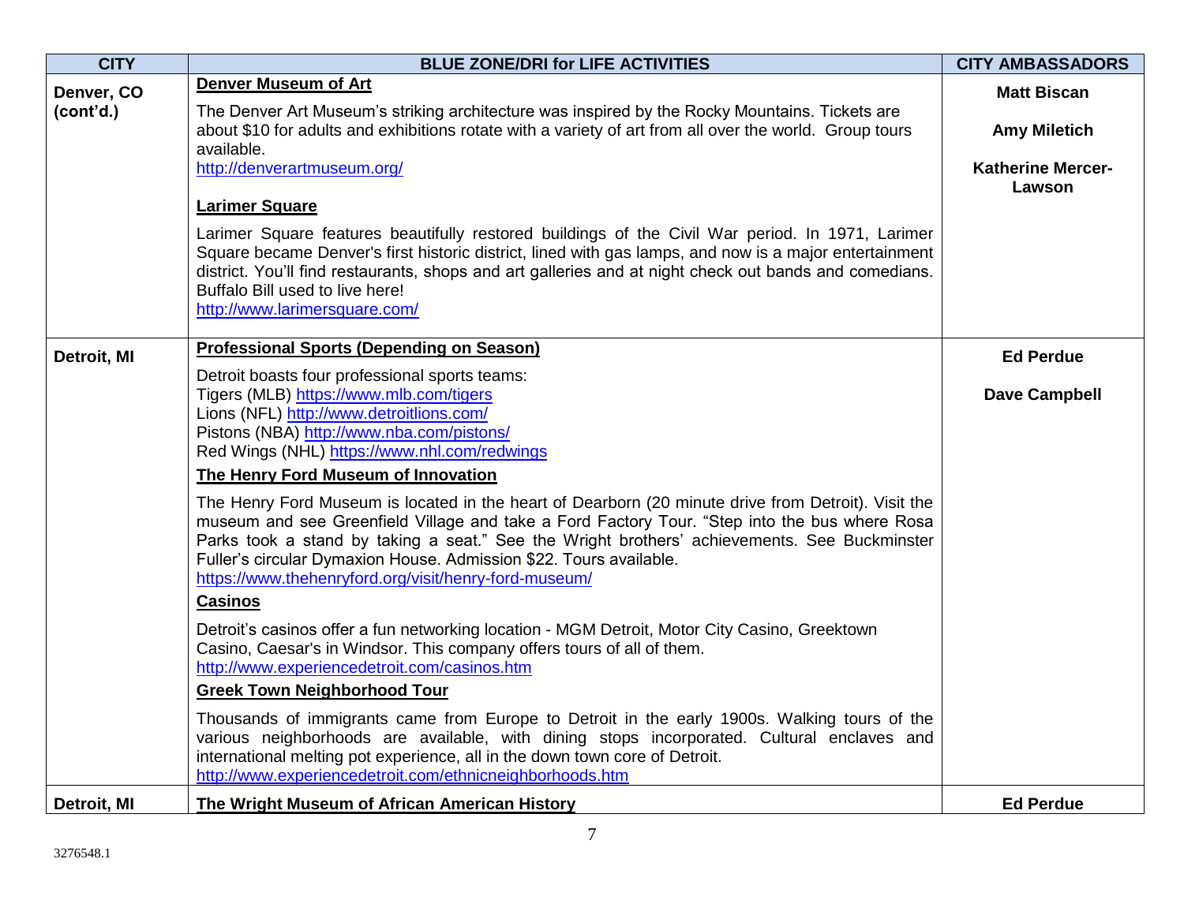| CITY | BLUE ZONE/DRI for LIFE ACTIVITIES | CITY AMBASSADORS |
|---|---|---|
| **Denver, CO (cont'd.)** | **Denver Museum of Art**<br><br>The Denver Art Museum's striking architecture was inspired by the Rocky Mountains. Tickets are about $10 for adults and exhibitions rotate with a variety of art from all over the world. Group tours available.<br>http://denverartmuseum.org/<br><br>**Larimer Square**<br><br>Larimer Square features beautifully restored buildings of the Civil War period. In 1971, Larimer Square became Denver's first historic district, lined with gas lamps, and now is a major entertainment district. You'll find restaurants, shops and art galleries and at night check out bands and comedians. Buffalo Bill used to live here!<br>http://www.larimersquare.com/ | **Matt Biscan**<br><br>**Amy Miletich**<br><br>**Katherine Mercer-Lawson** |
| **Detroit, MI** | **Professional Sports (Depending on Season)**<br><br>Detroit boasts four professional sports teams:<br>Tigers (MLB) https://www.mlb.com/tigers<br>Lions (NFL) http://www.detroitlions.com/<br>Pistons (NBA) http://www.nba.com/pistons/<br>Red Wings (NHL) https://www.nhl.com/redwings<br><br>**The Henry Ford Museum of Innovation**<br><br>The Henry Ford Museum is located in the heart of Dearborn (20 minute drive from Detroit). Visit the museum and see Greenfield Village and take a Ford Factory Tour. "Step into the bus where Rosa Parks took a stand by taking a seat." See the Wright brothers' achievements. See Buckminster Fuller's circular Dymaxion House. Admission $22. Tours available.<br>https://www.thehenryford.org/visit/henry-ford-museum/<br><br>**Casinos**<br><br>Detroit's casinos offer a fun networking location - MGM Detroit, Motor City Casino, Greektown Casino, Caesar's in Windsor. This company offers tours of all of them.<br>http://www.experiencedetroit.com/casinos.htm<br><br>**Greek Town Neighborhood Tour**<br><br>Thousands of immigrants came from Europe to Detroit in the early 1900s. Walking tours of the various neighborhoods are available, with dining stops incorporated. Cultural enclaves and international melting pot experience, all in the down town core of Detroit.<br>http://www.experiencedetroit.com/ethnicneighborhoods.htm | **Ed Perdue**<br><br>**Dave Campbell** |
| **Detroit, MI** | **The Wright Museum of African American History** | **Ed Perdue** |

3276548.1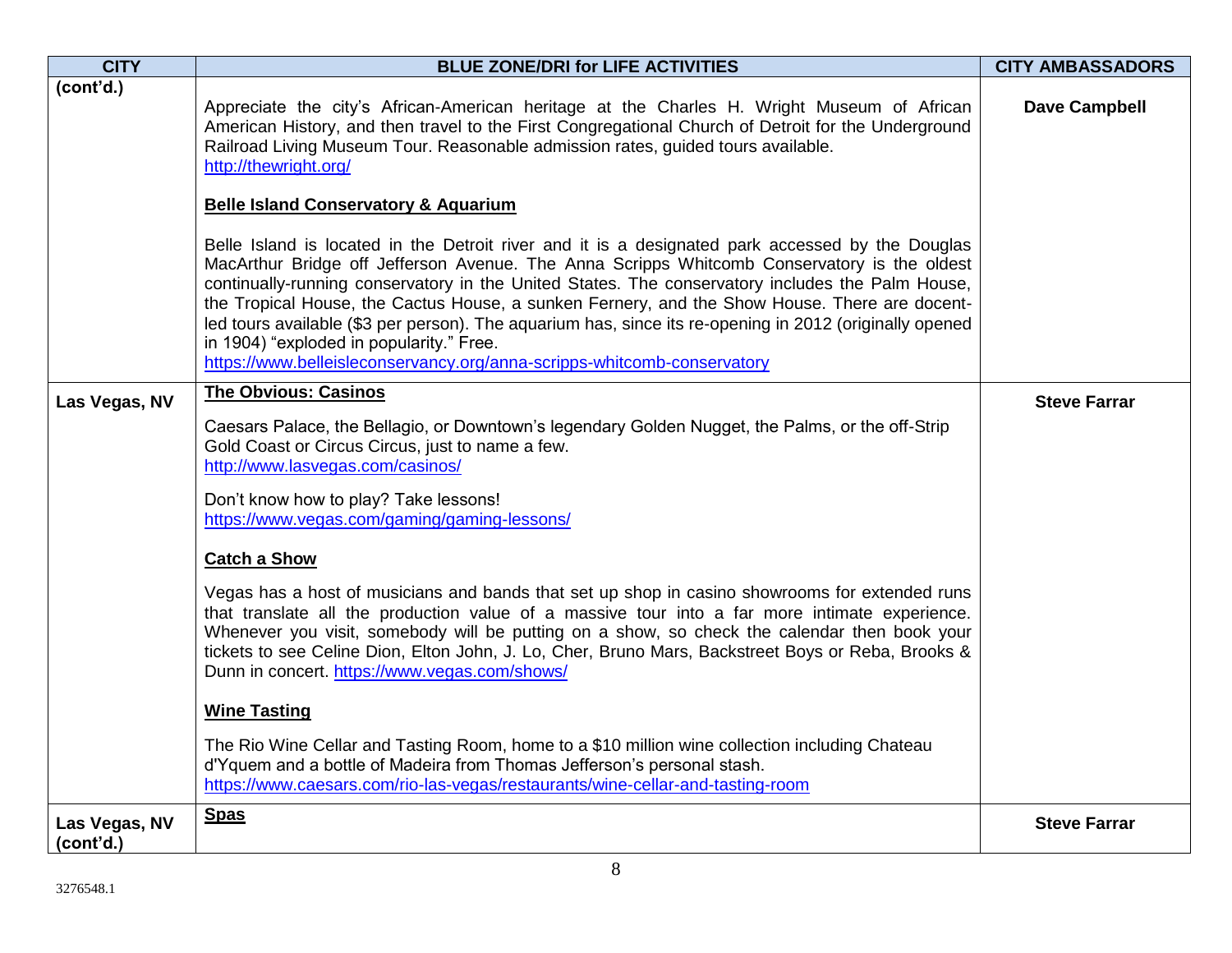| CITY | BLUE ZONE/DRI for LIFE ACTIVITIES | CITY AMBASSADORS |
|---|---|---|
| (cont'd.) | Appreciate the city's African-American heritage at the Charles H. Wright Museum of African American History, and then travel to the First Congregational Church of Detroit for the Underground Railroad Living Museum Tour. Reasonable admission rates, guided tours available. http://thewright.org/ <br><br> **Belle Island Conservatory & Aquarium** <br><br> Belle Island is located in the Detroit river and it is a designated park accessed by the Douglas MacArthur Bridge off Jefferson Avenue. The Anna Scripps Whitcomb Conservatory is the oldest continually-running conservatory in the United States. The conservatory includes the Palm House, the Tropical House, the Cactus House, a sunken Fernery, and the Show House. There are docent-led tours available ($3 per person). The aquarium has, since its re-opening in 2012 (originally opened in 1904) "exploded in popularity." Free. https://www.belleisleconservancy.org/anna-scripps-whitcomb-conservatory | **Dave Campbell** |
| **Las Vegas, NV** | **The Obvious: Casinos** <br><br> Caesars Palace, the Bellagio, or Downtown's legendary Golden Nugget, the Palms, or the off-Strip Gold Coast or Circus Circus, just to name a few. http://www.lasvegas.com/casinos/ <br><br> Don't know how to play? Take lessons! https://www.vegas.com/gaming/gaming-lessons/ <br><br> **Catch a Show** <br><br> Vegas has a host of musicians and bands that set up shop in casino showrooms for extended runs that translate all the production value of a massive tour into a far more intimate experience. Whenever you visit, somebody will be putting on a show, so check the calendar then book your tickets to see Celine Dion, Elton John, J. Lo, Cher, Bruno Mars, Backstreet Boys or Reba, Brooks & Dunn in concert. https://www.vegas.com/shows/ <br><br> **Wine Tasting** <br><br> The Rio Wine Cellar and Tasting Room, home to a $10 million wine collection including Chateau d'Yquem and a bottle of Madeira from Thomas Jefferson's personal stash. https://www.caesars.com/rio-las-vegas/restaurants/wine-cellar-and-tasting-room | **Steve Farrar** |
| **Las Vegas, NV (cont'd.)** | **Spas** | **Steve Farrar** |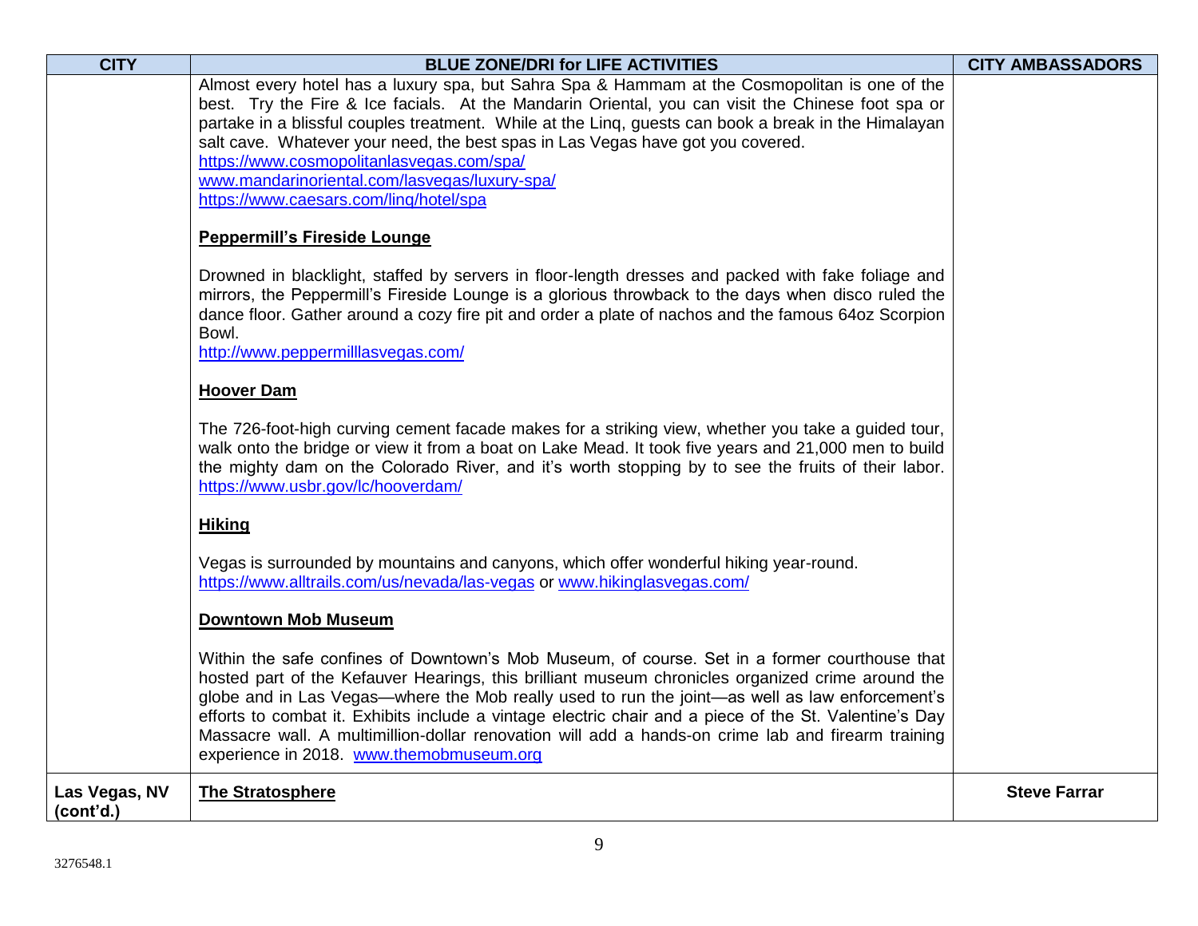| CITY | BLUE ZONE/DRI for LIFE ACTIVITIES | CITY AMBASSADORS |
|---|---|---|
| | Almost every hotel has a luxury spa, but Sahra Spa & Hammam at the Cosmopolitan is one of the best. Try the Fire & Ice facials. At the Mandarin Oriental, you can visit the Chinese foot spa or partake in a blissful couples treatment. While at the Linq, guests can book a break in the Himalayan salt cave. Whatever your need, the best spas in Las Vegas have got you covered.<br>https://www.cosmopolitanlasvegas.com/spa/<br>www.mandarinoriental.com/lasvegas/luxury-spa/<br>https://www.caesars.com/linq/hotel/spa<br><br>**Peppermill's Fireside Lounge**<br><br>Drowned in blacklight, staffed by servers in floor-length dresses and packed with fake foliage and mirrors, the Peppermill's Fireside Lounge is a glorious throwback to the days when disco ruled the dance floor. Gather around a cozy fire pit and order a plate of nachos and the famous 64oz Scorpion Bowl.<br>http://www.peppermilllasvegas.com/<br><br>**Hoover Dam**<br><br>The 726-foot-high curving cement facade makes for a striking view, whether you take a guided tour, walk onto the bridge or view it from a boat on Lake Mead. It took five years and 21,000 men to build the mighty dam on the Colorado River, and it's worth stopping by to see the fruits of their labor. https://www.usbr.gov/lc/hooverdam/<br><br>**Hiking**<br><br>Vegas is surrounded by mountains and canyons, which offer wonderful hiking year-round.<br>https://www.alltrails.com/us/nevada/las-vegas or www.hikinglasvegas.com/<br><br>**Downtown Mob Museum**<br><br>Within the safe confines of Downtown's Mob Museum, of course. Set in a former courthouse that hosted part of the Kefauver Hearings, this brilliant museum chronicles organized crime around the globe and in Las Vegas—where the Mob really used to run the joint—as well as law enforcement's efforts to combat it. Exhibits include a vintage electric chair and a piece of the St. Valentine's Day Massacre wall. A multimillion-dollar renovation will add a hands-on crime lab and firearm training experience in 2018. www.themobmuseum.org | |
| **Las Vegas, NV (cont'd.)** | **The Stratosphere** | **Steve Farrar** |

3276548.1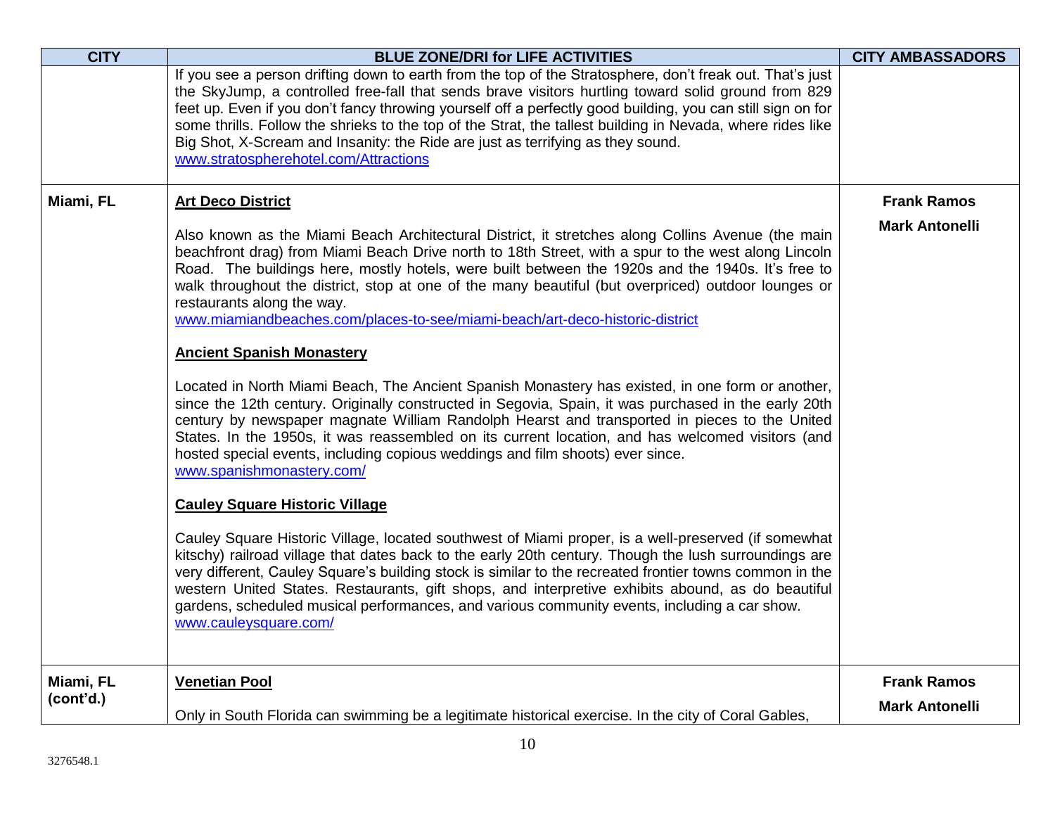| CITY | BLUE ZONE/DRI for LIFE ACTIVITIES | CITY AMBASSADORS |
|---|---|---|
| | If you see a person drifting down to earth from the top of the Stratosphere, don't freak out. That's just the SkyJump, a controlled free-fall that sends brave visitors hurtling toward solid ground from 829 feet up. Even if you don't fancy throwing yourself off a perfectly good building, you can still sign on for some thrills. Follow the shrieks to the top of the Strat, the tallest building in Nevada, where rides like Big Shot, X-Scream and Insanity: the Ride are just as terrifying as they sound. www.stratospherehotel.com/Attractions | |
| **Miami, FL** | **Art Deco District**<br><br>Also known as the Miami Beach Architectural District, it stretches along Collins Avenue (the main beachfront drag) from Miami Beach Drive north to 18th Street, with a spur to the west along Lincoln Road. The buildings here, mostly hotels, were built between the 1920s and the 1940s. It's free to walk throughout the district, stop at one of the many beautiful (but overpriced) outdoor lounges or restaurants along the way. www.miamiandbeaches.com/places-to-see/miami-beach/art-deco-historic-district<br><br>**Ancient Spanish Monastery**<br><br>Located in North Miami Beach, The Ancient Spanish Monastery has existed, in one form or another, since the 12th century. Originally constructed in Segovia, Spain, it was purchased in the early 20th century by newspaper magnate William Randolph Hearst and transported in pieces to the United States. In the 1950s, it was reassembled on its current location, and has welcomed visitors (and hosted special events, including copious weddings and film shoots) ever since. www.spanishmonastery.com/<br><br>**Cauley Square Historic Village**<br><br>Cauley Square Historic Village, located southwest of Miami proper, is a well-preserved (if somewhat kitschy) railroad village that dates back to the early 20th century. Though the lush surroundings are very different, Cauley Square's building stock is similar to the recreated frontier towns common in the western United States. Restaurants, gift shops, and interpretive exhibits abound, as do beautiful gardens, scheduled musical performances, and various community events, including a car show. www.cauleysquare.com/ | **Frank Ramos**<br><br>**Mark Antonelli** |
| **Miami, FL (cont'd.)** | **Venetian Pool**<br><br>Only in South Florida can swimming be a legitimate historical exercise. In the city of Coral Gables, | **Frank Ramos**<br><br>**Mark Antonelli** |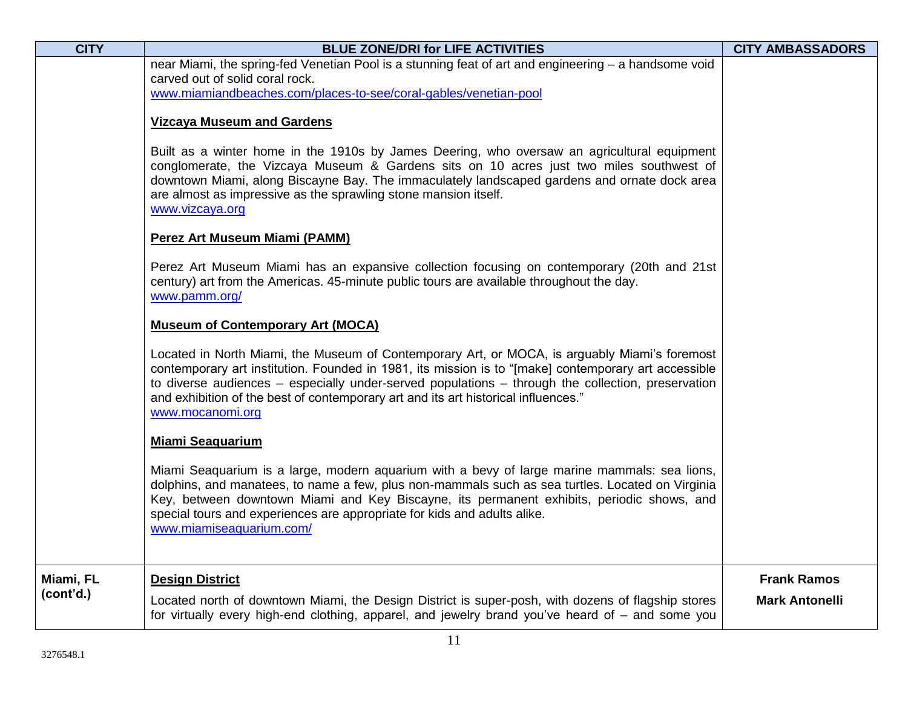| CITY | BLUE ZONE/DRI for LIFE ACTIVITIES | CITY AMBASSADORS |
|---|---|---|
| | near Miami, the spring-fed Venetian Pool is a stunning feat of art and engineering – a handsome void carved out of solid coral rock.<br>www.miamiandbeaches.com/places-to-see/coral-gables/venetian-pool<br><br>**Vizcaya Museum and Gardens**<br><br>Built as a winter home in the 1910s by James Deering, who oversaw an agricultural equipment conglomerate, the Vizcaya Museum & Gardens sits on 10 acres just two miles southwest of downtown Miami, along Biscayne Bay. The immaculately landscaped gardens and ornate dock area are almost as impressive as the sprawling stone mansion itself.<br>www.vizcaya.org<br><br>**Perez Art Museum Miami (PAMM)**<br><br>Perez Art Museum Miami has an expansive collection focusing on contemporary (20th and 21st century) art from the Americas. 45-minute public tours are available throughout the day.<br>www.pamm.org/<br><br>**Museum of Contemporary Art (MOCA)**<br><br>Located in North Miami, the Museum of Contemporary Art, or MOCA, is arguably Miami's foremost contemporary art institution. Founded in 1981, its mission is to "[make] contemporary art accessible to diverse audiences – especially under-served populations – through the collection, preservation and exhibition of the best of contemporary art and its art historical influences."<br>www.mocanomi.org<br><br>**Miami Seaquarium**<br><br>Miami Seaquarium is a large, modern aquarium with a bevy of large marine mammals: sea lions, dolphins, and manatees, to name a few, plus non-mammals such as sea turtles. Located on Virginia Key, between downtown Miami and Key Biscayne, its permanent exhibits, periodic shows, and special tours and experiences are appropriate for kids and adults alike.<br>www.miamiseaquarium.com/ | |
| **Miami, FL (cont'd.)** | **Design District**<br><br>Located north of downtown Miami, the Design District is super-posh, with dozens of flagship stores for virtually every high-end clothing, apparel, and jewelry brand you've heard of – and some you | **Frank Ramos**<br><br>**Mark Antonelli** |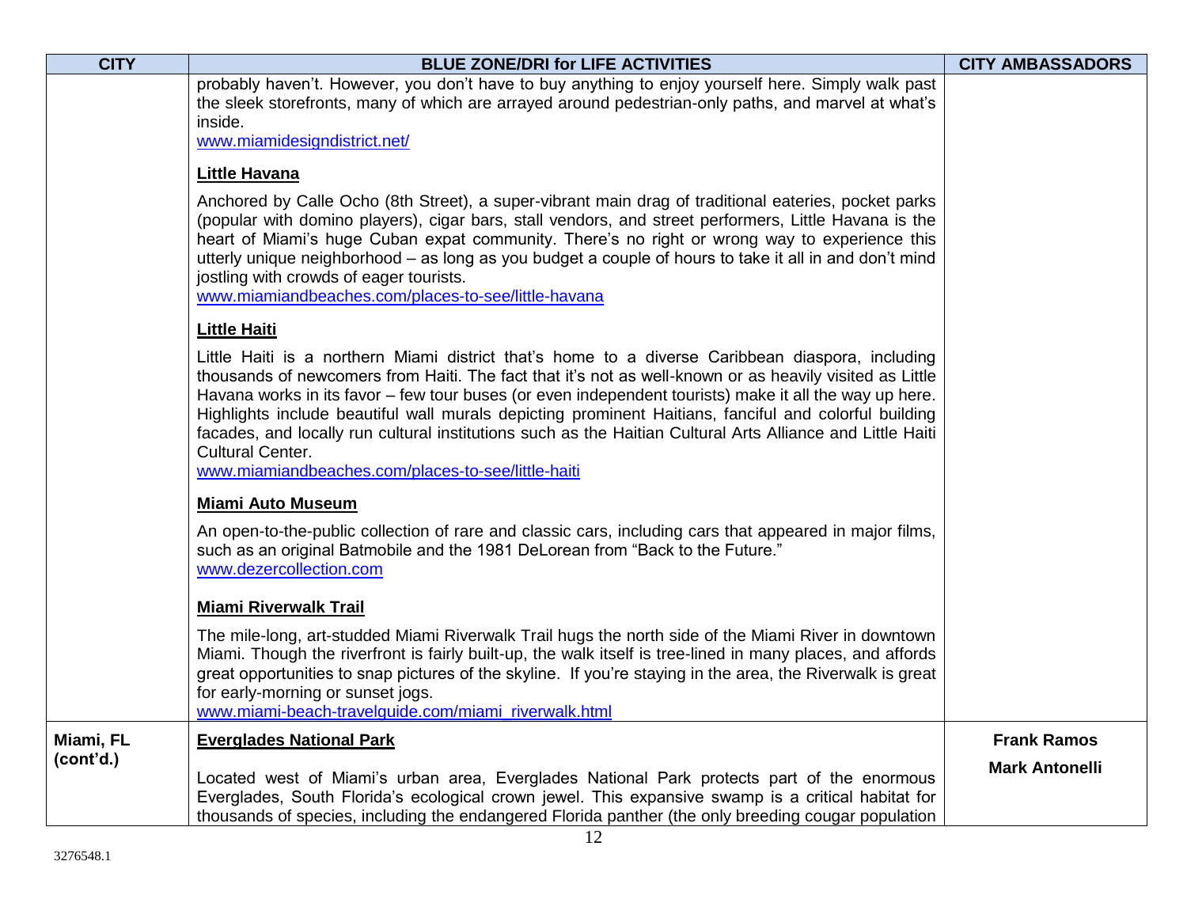| CITY | BLUE ZONE/DRI for LIFE ACTIVITIES | CITY AMBASSADORS |
| --- | --- | --- |
| | probably haven't. However, you don't have to buy anything to enjoy yourself here. Simply walk past the sleek storefronts, many of which are arrayed around pedestrian-only paths, and marvel at what's inside.<br>www.miamidesigndistrict.net/<br><br>**Little Havana**<br><br>Anchored by Calle Ocho (8th Street), a super-vibrant main drag of traditional eateries, pocket parks (popular with domino players), cigar bars, stall vendors, and street performers, Little Havana is the heart of Miami's huge Cuban expat community. There's no right or wrong way to experience this utterly unique neighborhood – as long as you budget a couple of hours to take it all in and don't mind jostling with crowds of eager tourists.<br>www.miamiandbeaches.com/places-to-see/little-havana<br><br>**Little Haiti**<br><br>Little Haiti is a northern Miami district that's home to a diverse Caribbean diaspora, including thousands of newcomers from Haiti. The fact that it's not as well-known or as heavily visited as Little Havana works in its favor – few tour buses (or even independent tourists) make it all the way up here. Highlights include beautiful wall murals depicting prominent Haitians, fanciful and colorful building facades, and locally run cultural institutions such as the Haitian Cultural Arts Alliance and Little Haiti Cultural Center.<br>www.miamiandbeaches.com/places-to-see/little-haiti<br><br>**Miami Auto Museum**<br><br>An open-to-the-public collection of rare and classic cars, including cars that appeared in major films, such as an original Batmobile and the 1981 DeLorean from "Back to the Future."<br>www.dezercollection.com<br><br>**Miami Riverwalk Trail**<br><br>The mile-long, art-studded Miami Riverwalk Trail hugs the north side of the Miami River in downtown Miami. Though the riverfront is fairly built-up, the walk itself is tree-lined in many places, and affords great opportunities to snap pictures of the skyline. If you're staying in the area, the Riverwalk is great for early-morning or sunset jogs.<br>www.miami-beach-travelguide.com/miami_riverwalk.html | |
| **Miami, FL (cont'd.)** | **Everglades National Park**<br><br>Located west of Miami's urban area, Everglades National Park protects part of the enormous Everglades, South Florida's ecological crown jewel. This expansive swamp is a critical habitat for thousands of species, including the endangered Florida panther (the only breeding cougar population | **Frank Ramos**<br><br>**Mark Antonelli** |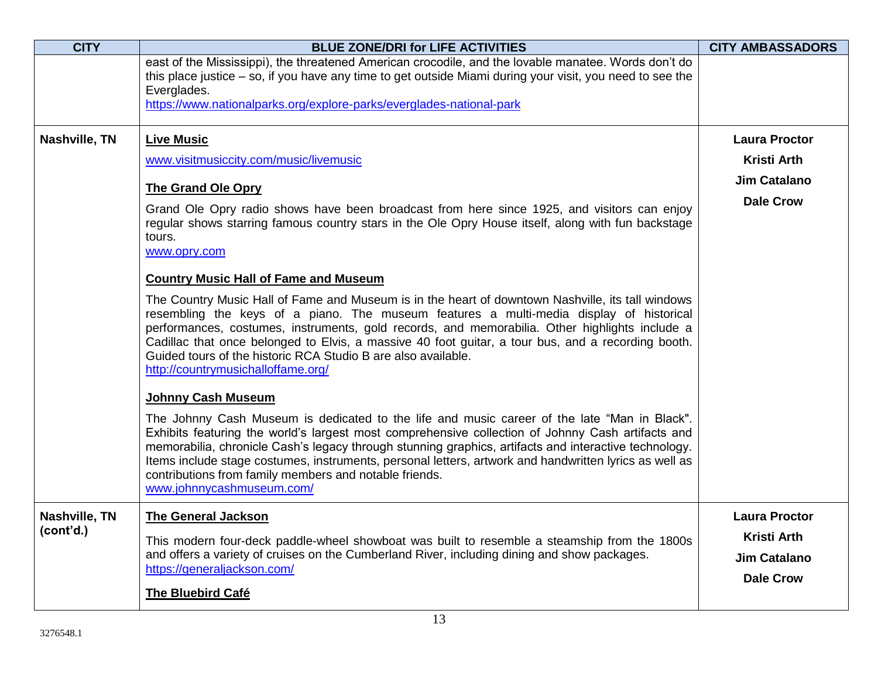| CITY | BLUE ZONE/DRI for LIFE ACTIVITIES | CITY AMBASSADORS |
|---|---|---|
| | east of the Mississippi), the threatened American crocodile, and the lovable manatee. Words don't do this place justice – so, if you have any time to get outside Miami during your visit, you need to see the Everglades.<br>https://www.nationalparks.org/explore-parks/everglades-national-park | |
| **Nashville, TN** | **Live Music**<br>www.visitmusiccity.com/music/livemusic<br><br>**The Grand Ole Opry**<br>Grand Ole Opry radio shows have been broadcast from here since 1925, and visitors can enjoy regular shows starring famous country stars in the Ole Opry House itself, along with fun backstage tours.<br>www.opry.com<br><br>**Country Music Hall of Fame and Museum**<br>The Country Music Hall of Fame and Museum is in the heart of downtown Nashville, its tall windows resembling the keys of a piano. The museum features a multi-media display of historical performances, costumes, instruments, gold records, and memorabilia. Other highlights include a Cadillac that once belonged to Elvis, a massive 40 foot guitar, a tour bus, and a recording booth. Guided tours of the historic RCA Studio B are also available.<br>http://countrymusichalloffame.org/<br><br>**Johnny Cash Museum**<br>The Johnny Cash Museum is dedicated to the life and music career of the late "Man in Black". Exhibits featuring the world's largest most comprehensive collection of Johnny Cash artifacts and memorabilia, chronicle Cash's legacy through stunning graphics, artifacts and interactive technology. Items include stage costumes, instruments, personal letters, artwork and handwritten lyrics as well as contributions from family members and notable friends.<br>www.johnnycashmuseum.com/ | **Laura Proctor**<br>**Kristi Arth**<br>**Jim Catalano**<br>**Dale Crow** |
| **Nashville, TN (cont'd.)** | **The General Jackson**<br>This modern four-deck paddle-wheel showboat was built to resemble a steamship from the 1800s and offers a variety of cruises on the Cumberland River, including dining and show packages.<br>https://generaljackson.com/<br><br>**The Bluebird Café** | **Laura Proctor**<br>**Kristi Arth**<br>**Jim Catalano**<br>**Dale Crow** |

3276548.1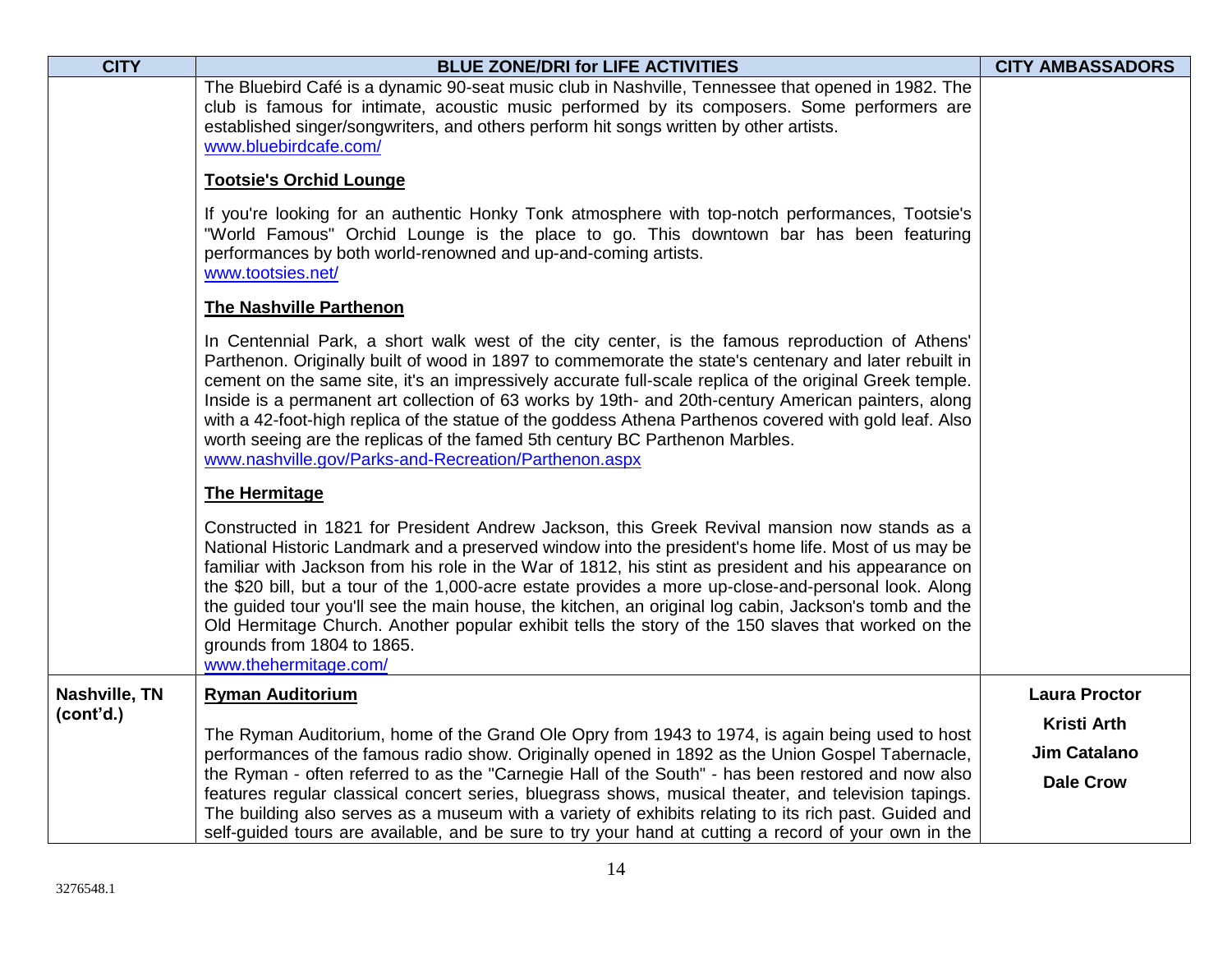| CITY | BLUE ZONE/DRI for LIFE ACTIVITIES | CITY AMBASSADORS |
| --- | --- | --- |
| | The Bluebird Café is a dynamic 90-seat music club in Nashville, Tennessee that opened in 1982. The club is famous for intimate, acoustic music performed by its composers. Some performers are established singer/songwriters, and others perform hit songs written by other artists.<br>www.bluebirdcafe.com/<br><br>**Tootsie's Orchid Lounge**<br><br>If you're looking for an authentic Honky Tonk atmosphere with top-notch performances, Tootsie's "World Famous" Orchid Lounge is the place to go. This downtown bar has been featuring performances by both world-renowned and up-and-coming artists.<br>www.tootsies.net/<br><br>**The Nashville Parthenon**<br><br>In Centennial Park, a short walk west of the city center, is the famous reproduction of Athens' Parthenon. Originally built of wood in 1897 to commemorate the state's centenary and later rebuilt in cement on the same site, it's an impressively accurate full-scale replica of the original Greek temple. Inside is a permanent art collection of 63 works by 19th- and 20th-century American painters, along with a 42-foot-high replica of the statue of the goddess Athena Parthenos covered with gold leaf. Also worth seeing are the replicas of the famed 5th century BC Parthenon Marbles.<br>www.nashville.gov/Parks-and-Recreation/Parthenon.aspx<br><br>**The Hermitage**<br><br>Constructed in 1821 for President Andrew Jackson, this Greek Revival mansion now stands as a National Historic Landmark and a preserved window into the president's home life. Most of us may be familiar with Jackson from his role in the War of 1812, his stint as president and his appearance on the $20 bill, but a tour of the 1,000-acre estate provides a more up-close-and-personal look. Along the guided tour you'll see the main house, the kitchen, an original log cabin, Jackson's tomb and the Old Hermitage Church. Another popular exhibit tells the story of the 150 slaves that worked on the grounds from 1804 to 1865.<br>www.thehermitage.com/ | |
| **Nashville, TN (cont'd.)** | **Ryman Auditorium**<br><br>The Ryman Auditorium, home of the Grand Ole Opry from 1943 to 1974, is again being used to host performances of the famous radio show. Originally opened in 1892 as the Union Gospel Tabernacle, the Ryman - often referred to as the "Carnegie Hall of the South" - has been restored and now also features regular classical concert series, bluegrass shows, musical theater, and television tapings. The building also serves as a museum with a variety of exhibits relating to its rich past. Guided and self-guided tours are available, and be sure to try your hand at cutting a record of your own in the | **Laura Proctor**<br>**Kristi Arth**<br>**Jim Catalano**<br>**Dale Crow** |

3276548.1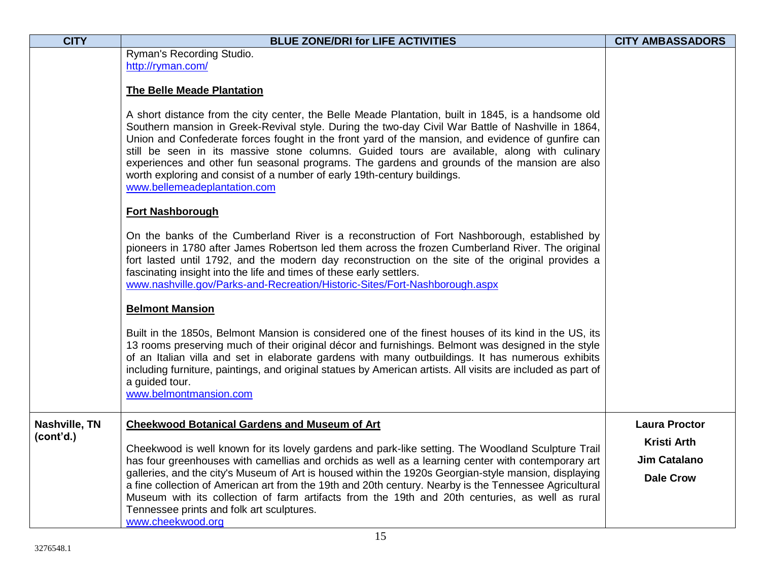| CITY | BLUE ZONE/DRI for LIFE ACTIVITIES | CITY AMBASSADORS |
| --- | --- | --- |
| | Ryman's Recording Studio.<br>http://ryman.com/<br><br>**The Belle Meade Plantation**<br><br>A short distance from the city center, the Belle Meade Plantation, built in 1845, is a handsome old Southern mansion in Greek-Revival style. During the two-day Civil War Battle of Nashville in 1864, Union and Confederate forces fought in the front yard of the mansion, and evidence of gunfire can still be seen in its massive stone columns. Guided tours are available, along with culinary experiences and other fun seasonal programs. The gardens and grounds of the mansion are also worth exploring and consist of a number of early 19th-century buildings.<br>www.bellemeadeplantation.com<br><br>**Fort Nashborough**<br><br>On the banks of the Cumberland River is a reconstruction of Fort Nashborough, established by pioneers in 1780 after James Robertson led them across the frozen Cumberland River. The original fort lasted until 1792, and the modern day reconstruction on the site of the original provides a fascinating insight into the life and times of these early settlers.<br>www.nashville.gov/Parks-and-Recreation/Historic-Sites/Fort-Nashborough.aspx<br><br>**Belmont Mansion**<br><br>Built in the 1850s, Belmont Mansion is considered one of the finest houses of its kind in the US, its 13 rooms preserving much of their original décor and furnishings. Belmont was designed in the style of an Italian villa and set in elaborate gardens with many outbuildings. It has numerous exhibits including furniture, paintings, and original statues by American artists. All visits are included as part of a guided tour.<br>www.belmontmansion.com | |
| **Nashville, TN (cont'd.)** | **Cheekwood Botanical Gardens and Museum of Art**<br><br>Cheekwood is well known for its lovely gardens and park-like setting. The Woodland Sculpture Trail has four greenhouses with camellias and orchids as well as a learning center with contemporary art galleries, and the city's Museum of Art is housed within the 1920s Georgian-style mansion, displaying a fine collection of American art from the 19th and 20th century. Nearby is the Tennessee Agricultural Museum with its collection of farm artifacts from the 19th and 20th centuries, as well as rural Tennessee prints and folk art sculptures.<br>www.cheekwood.org | **Laura Proctor**<br>**Kristi Arth**<br>**Jim Catalano**<br>**Dale Crow** |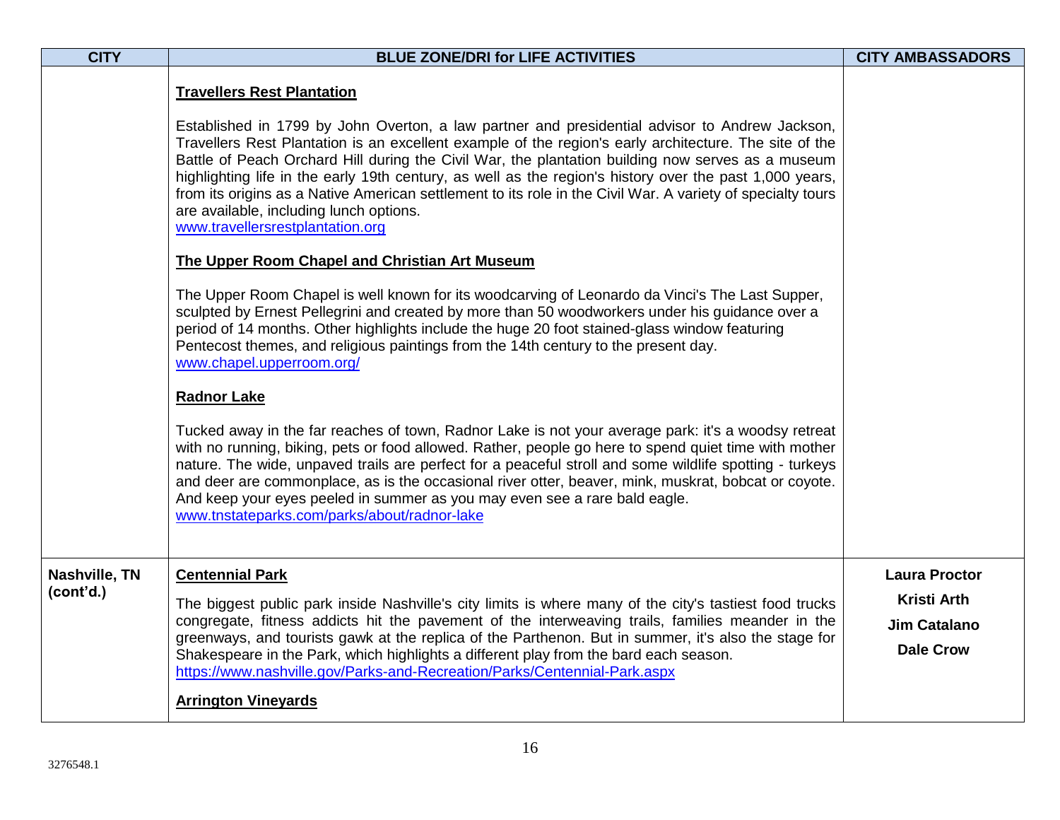| CITY | BLUE ZONE/DRI for LIFE ACTIVITIES | CITY AMBASSADORS |
|---|---|---|
| | **Travellers Rest Plantation**<br><br>Established in 1799 by John Overton, a law partner and presidential advisor to Andrew Jackson, Travellers Rest Plantation is an excellent example of the region's early architecture. The site of the Battle of Peach Orchard Hill during the Civil War, the plantation building now serves as a museum highlighting life in the early 19th century, as well as the region's history over the past 1,000 years, from its origins as a Native American settlement to its role in the Civil War. A variety of specialty tours are available, including lunch options.<br>www.travellersrestplantation.org<br><br>**The Upper Room Chapel and Christian Art Museum**<br><br>The Upper Room Chapel is well known for its woodcarving of Leonardo da Vinci's The Last Supper, sculpted by Ernest Pellegrini and created by more than 50 woodworkers under his guidance over a period of 14 months. Other highlights include the huge 20 foot stained-glass window featuring Pentecost themes, and religious paintings from the 14th century to the present day.<br>www.chapel.upperroom.org/<br><br>**Radnor Lake**<br><br>Tucked away in the far reaches of town, Radnor Lake is not your average park: it's a woodsy retreat with no running, biking, pets or food allowed. Rather, people go here to spend quiet time with mother nature. The wide, unpaved trails are perfect for a peaceful stroll and some wildlife spotting - turkeys and deer are commonplace, as is the occasional river otter, beaver, mink, muskrat, bobcat or coyote. And keep your eyes peeled in summer as you may even see a rare bald eagle.<br>www.tnstateparks.com/parks/about/radnor-lake | |
| **Nashville, TN (cont'd.)** | **Centennial Park**<br><br>The biggest public park inside Nashville's city limits is where many of the city's tastiest food trucks congregate, fitness addicts hit the pavement of the interweaving trails, families meander in the greenways, and tourists gawk at the replica of the Parthenon. But in summer, it's also the stage for Shakespeare in the Park, which highlights a different play from the bard each season.<br>https://www.nashville.gov/Parks-and-Recreation/Parks/Centennial-Park.aspx<br><br>**Arrington Vineyards** | **Laura Proctor**<br>**Kristi Arth**<br>**Jim Catalano**<br>**Dale Crow** |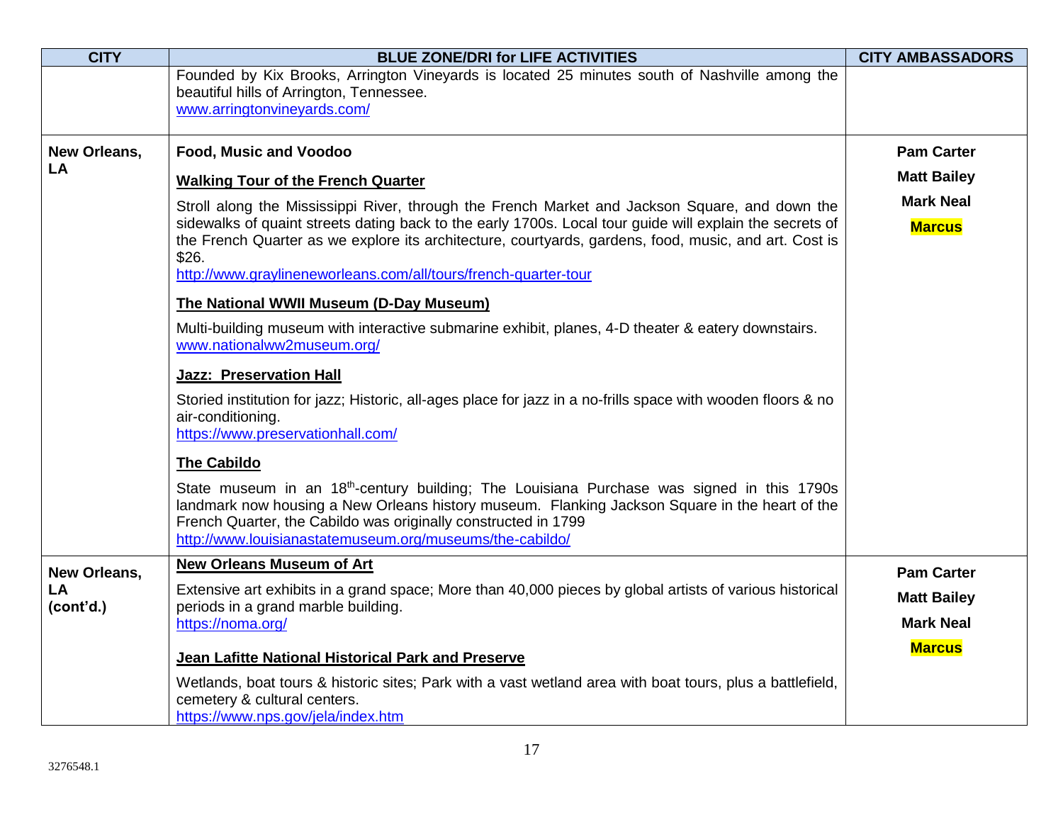| CITY | BLUE ZONE/DRI for LIFE ACTIVITIES | CITY AMBASSADORS |
|---|---|---|
| | Founded by Kix Brooks, Arrington Vineyards is located 25 minutes south of Nashville among the beautiful hills of Arrington, Tennessee.<br>www.arringtonvineyards.com/ | |
| **New Orleans, LA** | **Food, Music and Voodoo**<br><br>**Walking Tour of the French Quarter**<br><br>Stroll along the Mississippi River, through the French Market and Jackson Square, and down the sidewalks of quaint streets dating back to the early 1700s. Local tour guide will explain the secrets of the French Quarter as we explore its architecture, courtyards, gardens, food, music, and art. Cost is $26.<br>http://www.graylineneworleans.com/all/tours/french-quarter-tour<br><br>**The National WWII Museum (D-Day Museum)**<br><br>Multi-building museum with interactive submarine exhibit, planes, 4-D theater & eatery downstairs.<br>www.nationalww2museum.org/<br><br>**Jazz: Preservation Hall**<br><br>Storied institution for jazz; Historic, all-ages place for jazz in a no-frills space with wooden floors & no air-conditioning.<br>https://www.preservationhall.com/<br><br>**The Cabildo**<br><br>State museum in an 18th-century building; The Louisiana Purchase was signed in this 1790s landmark now housing a New Orleans history museum. Flanking Jackson Square in the heart of the French Quarter, the Cabildo was originally constructed in 1799<br>http://www.louisianastatemuseum.org/museums/the-cabildo/ | **Pam Carter**<br>**Matt Bailey**<br>**Mark Neal**<br>**Marcus** |
| **New Orleans, LA (cont'd.)** | **New Orleans Museum of Art**<br><br>Extensive art exhibits in a grand space; More than 40,000 pieces by global artists of various historical periods in a grand marble building.<br>https://noma.org/<br><br>**Jean Lafitte National Historical Park and Preserve**<br><br>Wetlands, boat tours & historic sites; Park with a vast wetland area with boat tours, plus a battlefield, cemetery & cultural centers.<br>https://www.nps.gov/jela/index.htm | **Pam Carter**<br>**Matt Bailey**<br>**Mark Neal**<br>**Marcus** |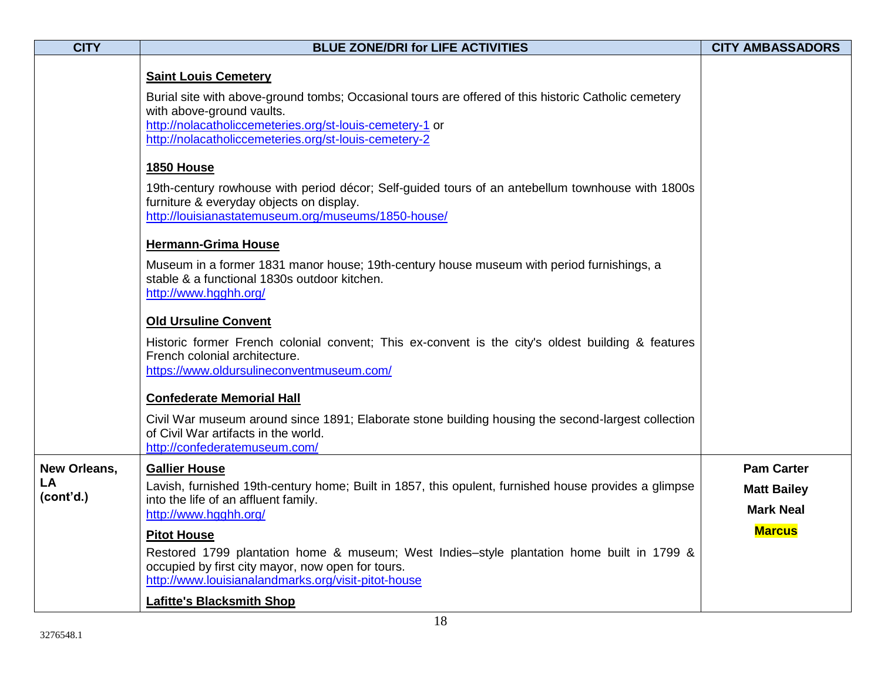| CITY | BLUE ZONE/DRI for LIFE ACTIVITIES | CITY AMBASSADORS |
| --- | --- | --- |
| | **Saint Louis Cemetery**<br><br>Burial site with above-ground tombs; Occasional tours are offered of this historic Catholic cemetery with above-ground vaults.<br>http://nolacatholiccemeteries.org/st-louis-cemetery-1 or<br>http://nolacatholiccemeteries.org/st-louis-cemetery-2<br><br>**1850 House**<br><br>19th-century rowhouse with period décor; Self-guided tours of an antebellum townhouse with 1800s furniture & everyday objects on display.<br>http://louisianastatemuseum.org/museums/1850-house/<br><br>**Hermann-Grima House**<br><br>Museum in a former 1831 manor house; 19th-century house museum with period furnishings, a stable & a functional 1830s outdoor kitchen.<br>http://www.hgghh.org/<br><br>**Old Ursuline Convent**<br><br>Historic former French colonial convent; This ex-convent is the city's oldest building & features French colonial architecture.<br>https://www.oldursulineconventmuseum.com/<br><br>**Confederate Memorial Hall**<br><br>Civil War museum around since 1891; Elaborate stone building housing the second-largest collection of Civil War artifacts in the world.<br>http://confederatemuseum.com/ | |
| **New Orleans, LA (cont'd.)** | **Gallier House**<br><br>Lavish, furnished 19th-century home; Built in 1857, this opulent, furnished house provides a glimpse into the life of an affluent family.<br>http://www.hgghh.org/<br><br>**Pitot House**<br><br>Restored 1799 plantation home & museum; West Indies–style plantation home built in 1799 & occupied by first city mayor, now open for tours.<br>http://www.louisianalandmarks.org/visit-pitot-house<br><br>**Lafitte's Blacksmith Shop** | **Pam Carter**<br><br>**Matt Bailey**<br><br>**Mark Neal**<br><br>**Marcus** |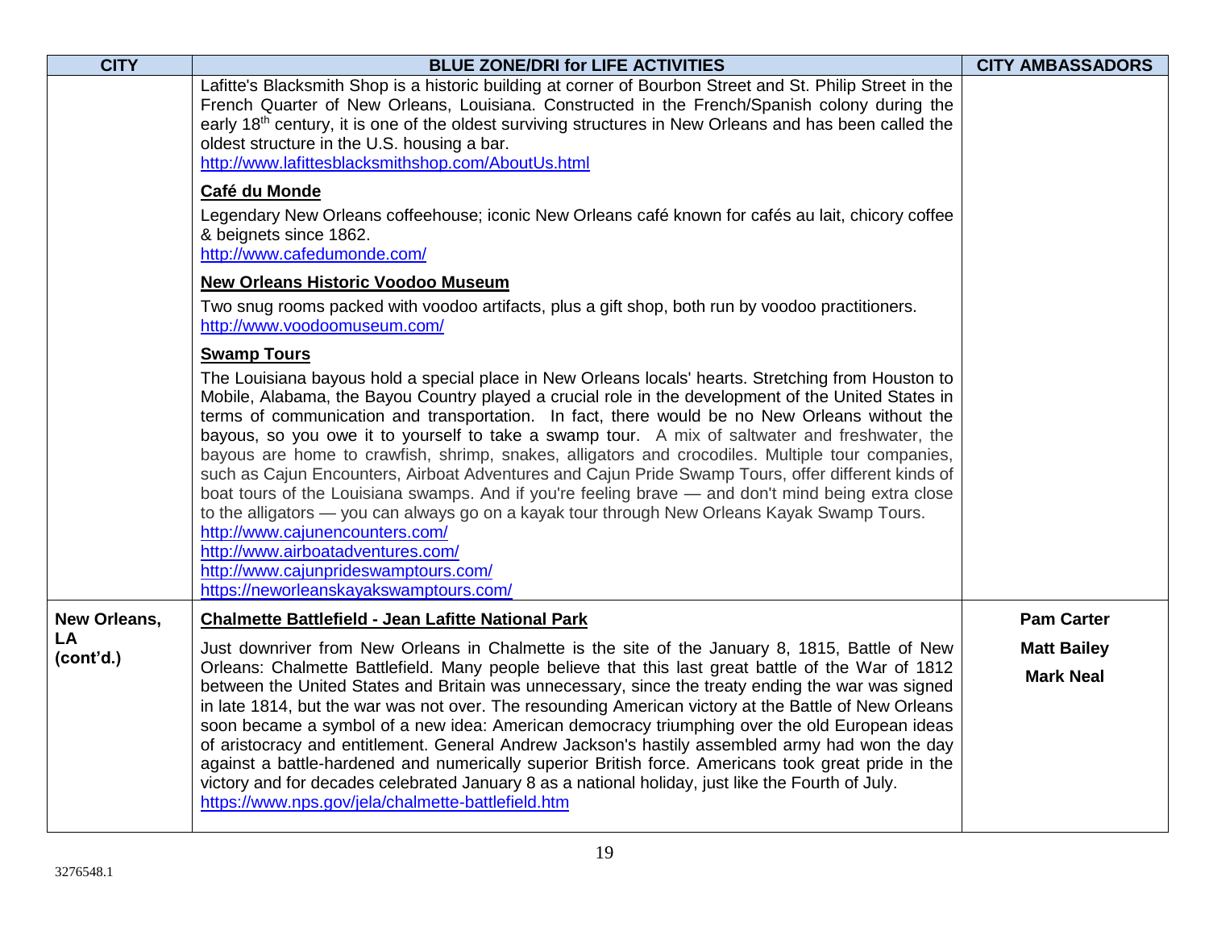| CITY | BLUE ZONE/DRI for LIFE ACTIVITIES | CITY AMBASSADORS |
|---|---|---|
| | Lafitte's Blacksmith Shop is a historic building at corner of Bourbon Street and St. Philip Street in the French Quarter of New Orleans, Louisiana. Constructed in the French/Spanish colony during the early 18th century, it is one of the oldest surviving structures in New Orleans and has been called the oldest structure in the U.S. housing a bar.<br>http://www.lafittesblacksmithshop.com/AboutUs.html<br><br>**Café du Monde**<br>Legendary New Orleans coffeehouse; iconic New Orleans café known for cafés au lait, chicory coffee & beignets since 1862.<br>http://www.cafedumonde.com/<br><br>**New Orleans Historic Voodoo Museum**<br>Two snug rooms packed with voodoo artifacts, plus a gift shop, both run by voodoo practitioners.<br>http://www.voodoomuseum.com/<br><br>**Swamp Tours**<br>The Louisiana bayous hold a special place in New Orleans locals' hearts. Stretching from Houston to Mobile, Alabama, the Bayou Country played a crucial role in the development of the United States in terms of communication and transportation. In fact, there would be no New Orleans without the bayous, so you owe it to yourself to take a swamp tour. A mix of saltwater and freshwater, the bayous are home to crawfish, shrimp, snakes, alligators and crocodiles. Multiple tour companies, such as Cajun Encounters, Airboat Adventures and Cajun Pride Swamp Tours, offer different kinds of boat tours of the Louisiana swamps. And if you're feeling brave — and don't mind being extra close to the alligators — you can always go on a kayak tour through New Orleans Kayak Swamp Tours.<br>http://www.cajunencounters.com/<br>http://www.airboatadventures.com/<br>http://www.cajunprideswamptours.com/<br>https://neworleanskayakswamptours.com/ | |
| **New Orleans, LA (cont'd.)** | **Chalmette Battlefield - Jean Lafitte National Park**<br>Just downriver from New Orleans in Chalmette is the site of the January 8, 1815, Battle of New Orleans: Chalmette Battlefield. Many people believe that this last great battle of the War of 1812 between the United States and Britain was unnecessary, since the treaty ending the war was signed in late 1814, but the war was not over. The resounding American victory at the Battle of New Orleans soon became a symbol of a new idea: American democracy triumphing over the old European ideas of aristocracy and entitlement. General Andrew Jackson's hastily assembled army had won the day against a battle-hardened and numerically superior British force. Americans took great pride in the victory and for decades celebrated January 8 as a national holiday, just like the Fourth of July.<br>https://www.nps.gov/jela/chalmette-battlefield.htm | **Pam Carter**<br>**Matt Bailey**<br>**Mark Neal** |

3276548.1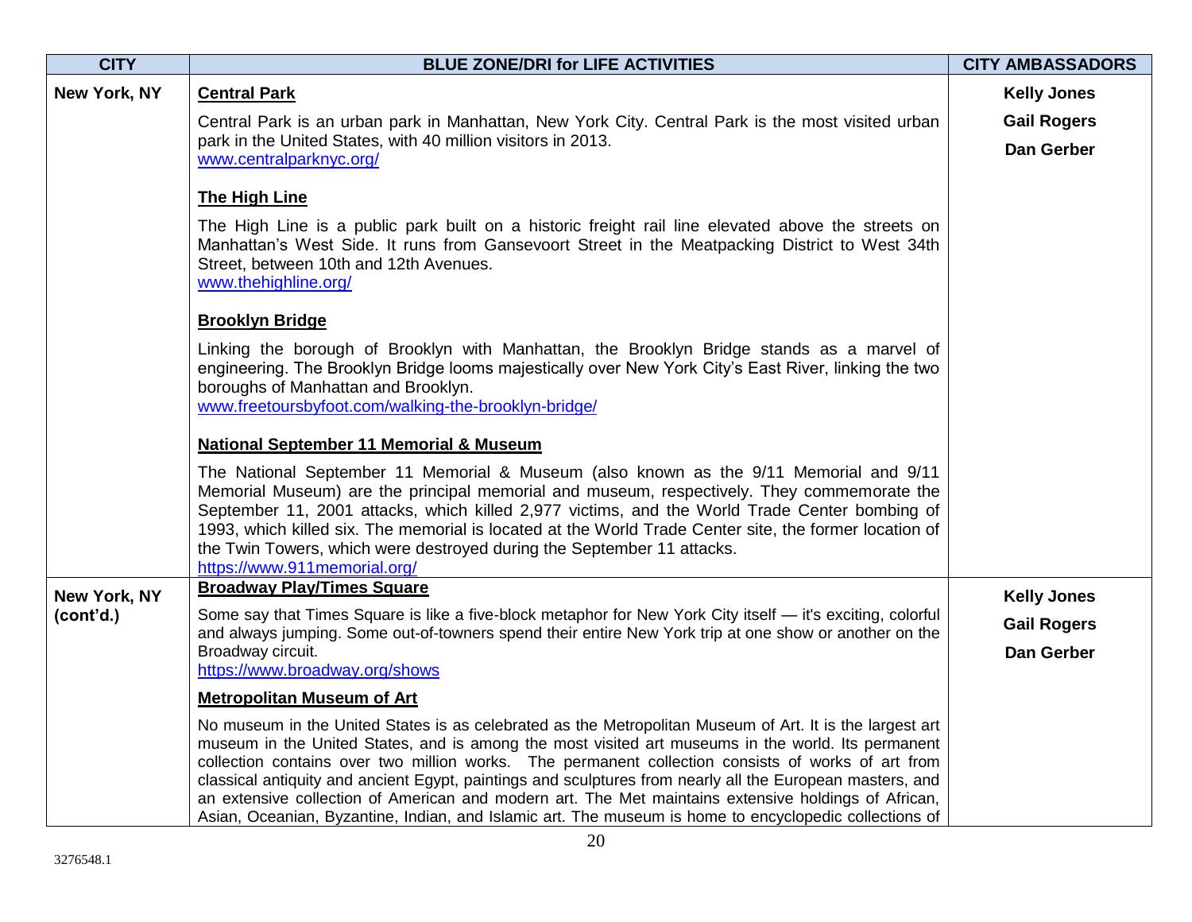| CITY | BLUE ZONE/DRI for LIFE ACTIVITIES | CITY AMBASSADORS |
|---|---|---|
| **New York, NY** | **Central Park**<br><br>Central Park is an urban park in Manhattan, New York City. Central Park is the most visited urban park in the United States, with 40 million visitors in 2013.<br>www.centralparknyc.org/<br><br>**The High Line**<br><br>The High Line is a public park built on a historic freight rail line elevated above the streets on Manhattan's West Side. It runs from Gansevoort Street in the Meatpacking District to West 34th Street, between 10th and 12th Avenues.<br>www.thehighline.org/<br><br>**Brooklyn Bridge**<br><br>Linking the borough of Brooklyn with Manhattan, the Brooklyn Bridge stands as a marvel of engineering. The Brooklyn Bridge looms majestically over New York City's East River, linking the two boroughs of Manhattan and Brooklyn.<br>www.freetoursbyfoot.com/walking-the-brooklyn-bridge/<br><br>**National September 11 Memorial & Museum**<br><br>The National September 11 Memorial & Museum (also known as the 9/11 Memorial and 9/11 Memorial Museum) are the principal memorial and museum, respectively. They commemorate the September 11, 2001 attacks, which killed 2,977 victims, and the World Trade Center bombing of 1993, which killed six. The memorial is located at the World Trade Center site, the former location of the Twin Towers, which were destroyed during the September 11 attacks.<br>https://www.911memorial.org/ | **Kelly Jones**<br>**Gail Rogers**<br>**Dan Gerber** |
| **New York, NY (cont'd.)** | **Broadway Play/Times Square**<br><br>Some say that Times Square is like a five-block metaphor for New York City itself — it's exciting, colorful and always jumping. Some out-of-towners spend their entire New York trip at one show or another on the Broadway circuit.<br>https://www.broadway.org/shows<br><br>**Metropolitan Museum of Art**<br><br>No museum in the United States is as celebrated as the Metropolitan Museum of Art. It is the largest art museum in the United States, and is among the most visited art museums in the world. Its permanent collection contains over two million works. The permanent collection consists of works of art from classical antiquity and ancient Egypt, paintings and sculptures from nearly all the European masters, and an extensive collection of American and modern art. The Met maintains extensive holdings of African, Asian, Oceanian, Byzantine, Indian, and Islamic art. The museum is home to encyclopedic collections of | **Kelly Jones**<br>**Gail Rogers**<br>**Dan Gerber** |

3276548.1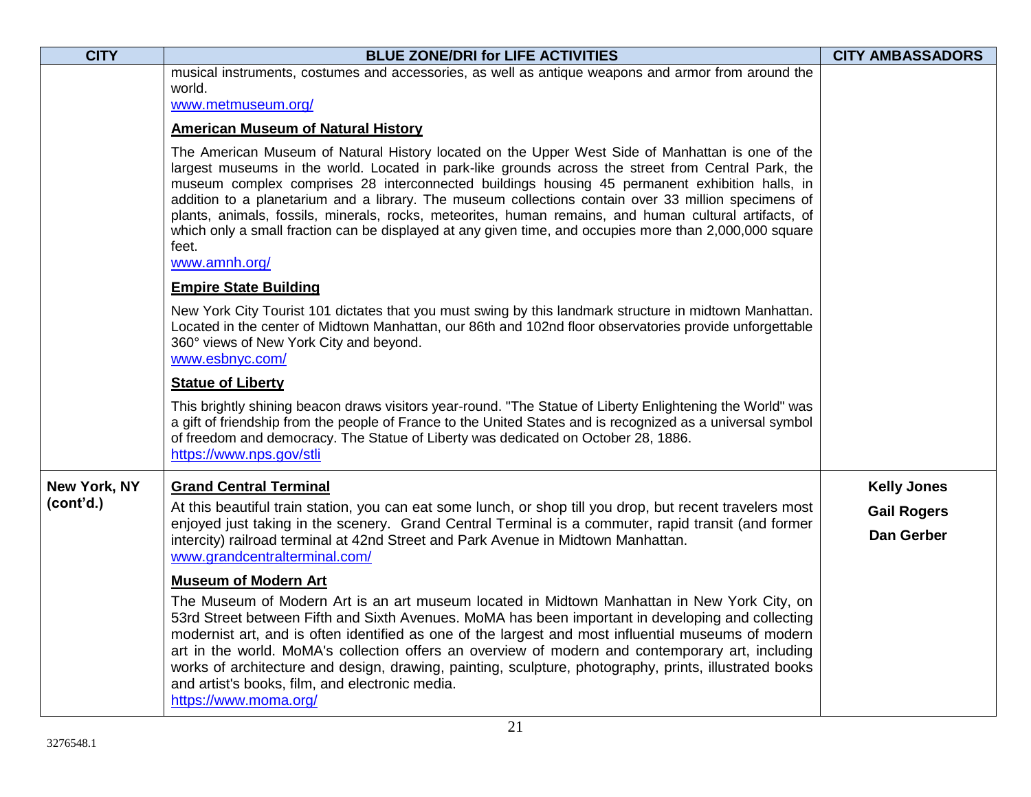| CITY | BLUE ZONE/DRI for LIFE ACTIVITIES | CITY AMBASSADORS |
|---|---|---|
| | musical instruments, costumes and accessories, as well as antique weapons and armor from around the world.<br>www.metmuseum.org/<br><br>**American Museum of Natural History**<br><br>The American Museum of Natural History located on the Upper West Side of Manhattan is one of the largest museums in the world. Located in park-like grounds across the street from Central Park, the museum complex comprises 28 interconnected buildings housing 45 permanent exhibition halls, in addition to a planetarium and a library. The museum collections contain over 33 million specimens of plants, animals, fossils, minerals, rocks, meteorites, human remains, and human cultural artifacts, of which only a small fraction can be displayed at any given time, and occupies more than 2,000,000 square feet.<br>www.amnh.org/<br><br>**Empire State Building**<br><br>New York City Tourist 101 dictates that you must swing by this landmark structure in midtown Manhattan. Located in the center of Midtown Manhattan, our 86th and 102nd floor observatories provide unforgettable 360° views of New York City and beyond.<br>www.esbnyc.com/<br><br>**Statue of Liberty**<br><br>This brightly shining beacon draws visitors year-round. "The Statue of Liberty Enlightening the World" was a gift of friendship from the people of France to the United States and is recognized as a universal symbol of freedom and democracy. The Statue of Liberty was dedicated on October 28, 1886.<br>https://www.nps.gov/stli | |
| **New York, NY (cont'd.)** | **Grand Central Terminal**<br><br>At this beautiful train station, you can eat some lunch, or shop till you drop, but recent travelers most enjoyed just taking in the scenery. Grand Central Terminal is a commuter, rapid transit (and former intercity) railroad terminal at 42nd Street and Park Avenue in Midtown Manhattan.<br>www.grandcentralterminal.com/<br><br>**Museum of Modern Art**<br><br>The Museum of Modern Art is an art museum located in Midtown Manhattan in New York City, on 53rd Street between Fifth and Sixth Avenues. MoMA has been important in developing and collecting modernist art, and is often identified as one of the largest and most influential museums of modern art in the world. MoMA's collection offers an overview of modern and contemporary art, including works of architecture and design, drawing, painting, sculpture, photography, prints, illustrated books and artist's books, film, and electronic media.<br>https://www.moma.org/ | **Kelly Jones**<br>**Gail Rogers**<br>**Dan Gerber** |

3276548.1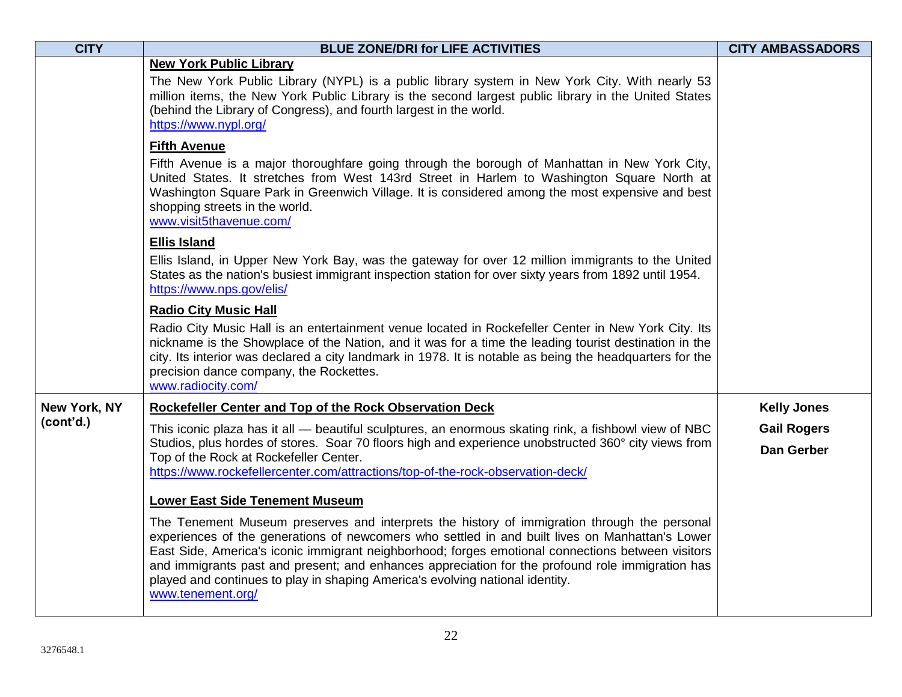| CITY | BLUE ZONE/DRI for LIFE ACTIVITIES | CITY AMBASSADORS |
|---|---|---|
| | **New York Public Library**<br>The New York Public Library (NYPL) is a public library system in New York City. With nearly 53 million items, the New York Public Library is the second largest public library in the United States (behind the Library of Congress), and fourth largest in the world.<br>https://www.nypl.org/<br><br>**Fifth Avenue**<br>Fifth Avenue is a major thoroughfare going through the borough of Manhattan in New York City, United States. It stretches from West 143rd Street in Harlem to Washington Square North at Washington Square Park in Greenwich Village. It is considered among the most expensive and best shopping streets in the world.<br>www.visit5thavenue.com/<br><br>**Ellis Island**<br>Ellis Island, in Upper New York Bay, was the gateway for over 12 million immigrants to the United States as the nation's busiest immigrant inspection station for over sixty years from 1892 until 1954.<br>https://www.nps.gov/elis/<br><br>**Radio City Music Hall**<br>Radio City Music Hall is an entertainment venue located in Rockefeller Center in New York City. Its nickname is the Showplace of the Nation, and it was for a time the leading tourist destination in the city. Its interior was declared a city landmark in 1978. It is notable as being the headquarters for the precision dance company, the Rockettes.<br>www.radiocity.com/ | |
| **New York, NY (cont'd.)** | **Rockefeller Center and Top of the Rock Observation Deck**<br>This iconic plaza has it all — beautiful sculptures, an enormous skating rink, a fishbowl view of NBC Studios, plus hordes of stores. Soar 70 floors high and experience unobstructed 360° city views from Top of the Rock at Rockefeller Center.<br>https://www.rockefellercenter.com/attractions/top-of-the-rock-observation-deck/<br><br>**Lower East Side Tenement Museum**<br>The Tenement Museum preserves and interprets the history of immigration through the personal experiences of the generations of newcomers who settled in and built lives on Manhattan's Lower East Side, America's iconic immigrant neighborhood; forges emotional connections between visitors and immigrants past and present; and enhances appreciation for the profound role immigration has played and continues to play in shaping America's evolving national identity.<br>www.tenement.org/ | **Kelly Jones**<br>**Gail Rogers**<br>**Dan Gerber** |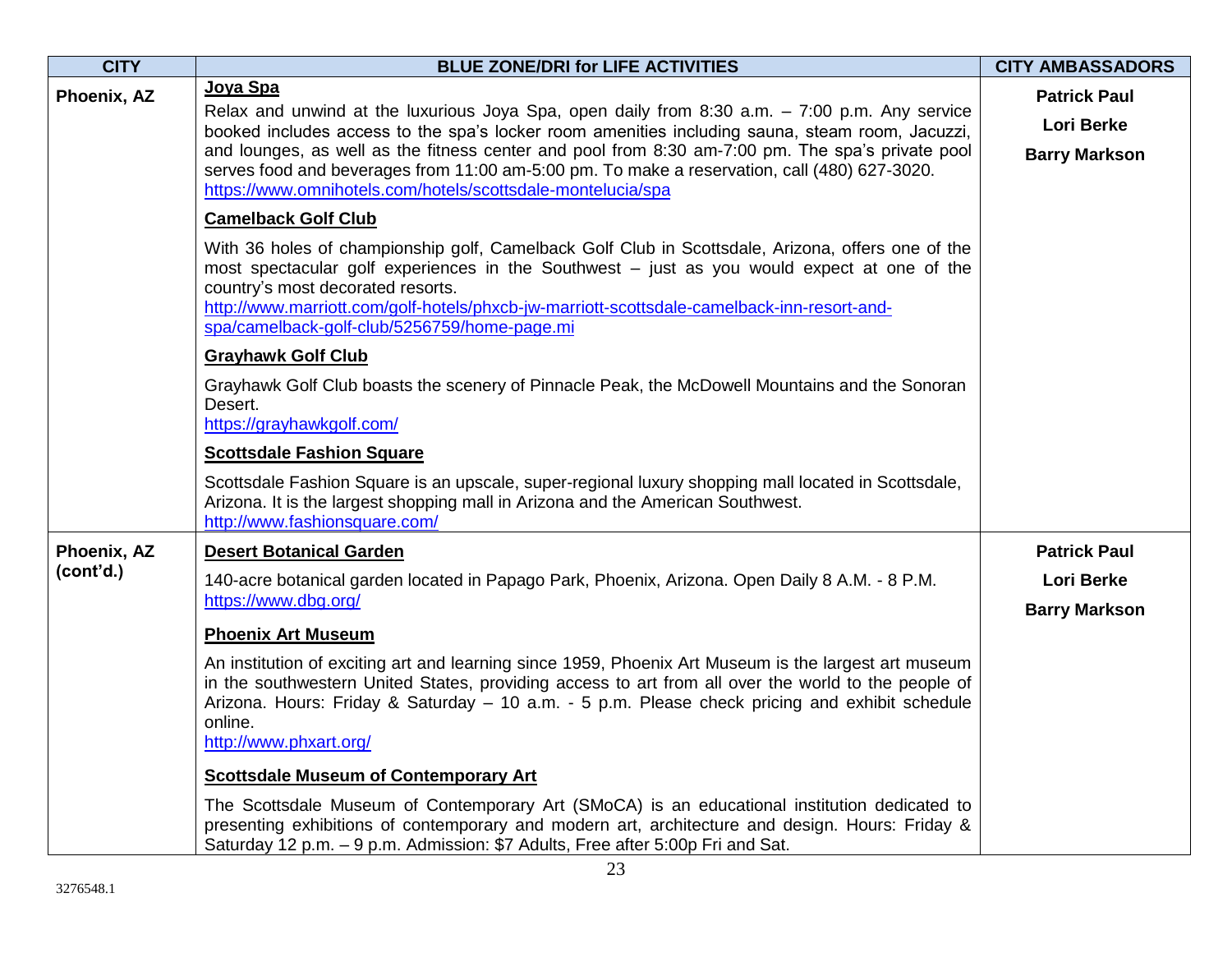| CITY | BLUE ZONE/DRI for LIFE ACTIVITIES | CITY AMBASSADORS |
|---|---|---|
| **Phoenix, AZ** | **<u>Joya Spa</u>**<br>Relax and unwind at the luxurious Joya Spa, open daily from 8:30 a.m. – 7:00 p.m. Any service booked includes access to the spa's locker room amenities including sauna, steam room, Jacuzzi, and lounges, as well as the fitness center and pool from 8:30 am-7:00 pm. The spa's private pool serves food and beverages from 11:00 am-5:00 pm. To make a reservation, call (480) 627-3020.<br>https://www.omnihotels.com/hotels/scottsdale-montelucia/spa<br><br>**<u>Camelback Golf Club</u>**<br>With 36 holes of championship golf, Camelback Golf Club in Scottsdale, Arizona, offers one of the most spectacular golf experiences in the Southwest – just as you would expect at one of the country's most decorated resorts.<br>http://www.marriott.com/golf-hotels/phxcb-jw-marriott-scottsdale-camelback-inn-resort-and-spa/camelback-golf-club/5256759/home-page.mi<br><br>**<u>Grayhawk Golf Club</u>**<br>Grayhawk Golf Club boasts the scenery of Pinnacle Peak, the McDowell Mountains and the Sonoran Desert.<br>https://grayhawkgolf.com/<br><br>**<u>Scottsdale Fashion Square</u>**<br>Scottsdale Fashion Square is an upscale, super-regional luxury shopping mall located in Scottsdale, Arizona. It is the largest shopping mall in Arizona and the American Southwest.<br>http://www.fashionsquare.com/ | **Patrick Paul**<br>**Lori Berke**<br>**Barry Markson** |
| **Phoenix, AZ (cont'd.)** | **<u>Desert Botanical Garden</u>**<br>140-acre botanical garden located in Papago Park, Phoenix, Arizona. Open Daily 8 A.M. - 8 P.M.<br>https://www.dbg.org/<br><br>**<u>Phoenix Art Museum</u>**<br>An institution of exciting art and learning since 1959, Phoenix Art Museum is the largest art museum in the southwestern United States, providing access to art from all over the world to the people of Arizona. Hours: Friday & Saturday – 10 a.m. - 5 p.m. Please check pricing and exhibit schedule online.<br>http://www.phxart.org/<br><br>**<u>Scottsdale Museum of Contemporary Art</u>**<br>The Scottsdale Museum of Contemporary Art (SMoCA) is an educational institution dedicated to presenting exhibitions of contemporary and modern art, architecture and design. Hours: Friday & Saturday 12 p.m. – 9 p.m. Admission: $7 Adults, Free after 5:00p Fri and Sat. | **Patrick Paul**<br>**Lori Berke**<br>**Barry Markson** |

3276548.1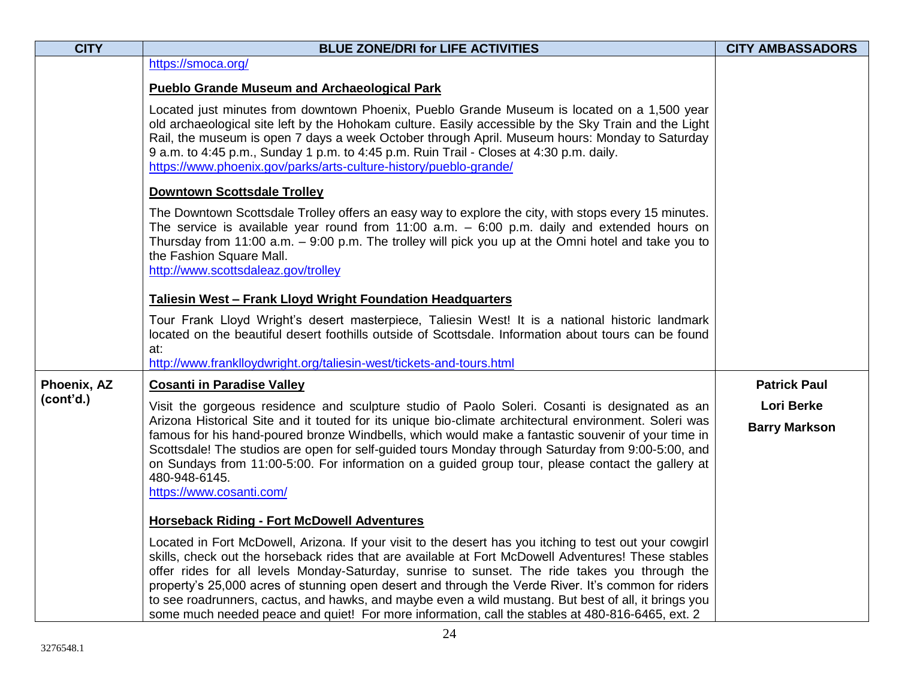| CITY | BLUE ZONE/DRI for LIFE ACTIVITIES | CITY AMBASSADORS |
| --- | --- | --- |
| | https://smoca.org/<br><br>**Pueblo Grande Museum and Archaeological Park**<br><br>Located just minutes from downtown Phoenix, Pueblo Grande Museum is located on a 1,500 year old archaeological site left by the Hohokam culture. Easily accessible by the Sky Train and the Light Rail, the museum is open 7 days a week October through April. Museum hours: Monday to Saturday 9 a.m. to 4:45 p.m., Sunday 1 p.m. to 4:45 p.m. Ruin Trail - Closes at 4:30 p.m. daily.<br>https://www.phoenix.gov/parks/arts-culture-history/pueblo-grande/<br><br>**Downtown Scottsdale Trolley**<br><br>The Downtown Scottsdale Trolley offers an easy way to explore the city, with stops every 15 minutes. The service is available year round from 11:00 a.m. – 6:00 p.m. daily and extended hours on Thursday from 11:00 a.m. – 9:00 p.m. The trolley will pick you up at the Omni hotel and take you to the Fashion Square Mall.<br>http://www.scottsdaleaz.gov/trolley<br><br>**Taliesin West – Frank Lloyd Wright Foundation Headquarters**<br><br>Tour Frank Lloyd Wright's desert masterpiece, Taliesin West! It is a national historic landmark located on the beautiful desert foothills outside of Scottsdale. Information about tours can be found at:<br>http://www.franklloydwright.org/taliesin-west/tickets-and-tours.html | |
| **Phoenix, AZ (cont'd.)** | **Cosanti in Paradise Valley**<br><br>Visit the gorgeous residence and sculpture studio of Paolo Soleri. Cosanti is designated as an Arizona Historical Site and it touted for its unique bio-climate architectural environment. Soleri was famous for his hand-poured bronze Windbells, which would make a fantastic souvenir of your time in Scottsdale! The studios are open for self-guided tours Monday through Saturday from 9:00-5:00, and on Sundays from 11:00-5:00. For information on a guided group tour, please contact the gallery at 480-948-6145.<br>https://www.cosanti.com/<br><br>**Horseback Riding - Fort McDowell Adventures**<br><br>Located in Fort McDowell, Arizona. If your visit to the desert has you itching to test out your cowgirl skills, check out the horseback rides that are available at Fort McDowell Adventures! These stables offer rides for all levels Monday-Saturday, sunrise to sunset. The ride takes you through the property's 25,000 acres of stunning open desert and through the Verde River. It's common for riders to see roadrunners, cactus, and hawks, and maybe even a wild mustang. But best of all, it brings you some much needed peace and quiet! For more information, call the stables at 480-816-6465, ext. 2 | **Patrick Paul**<br><br>**Lori Berke**<br><br>**Barry Markson** |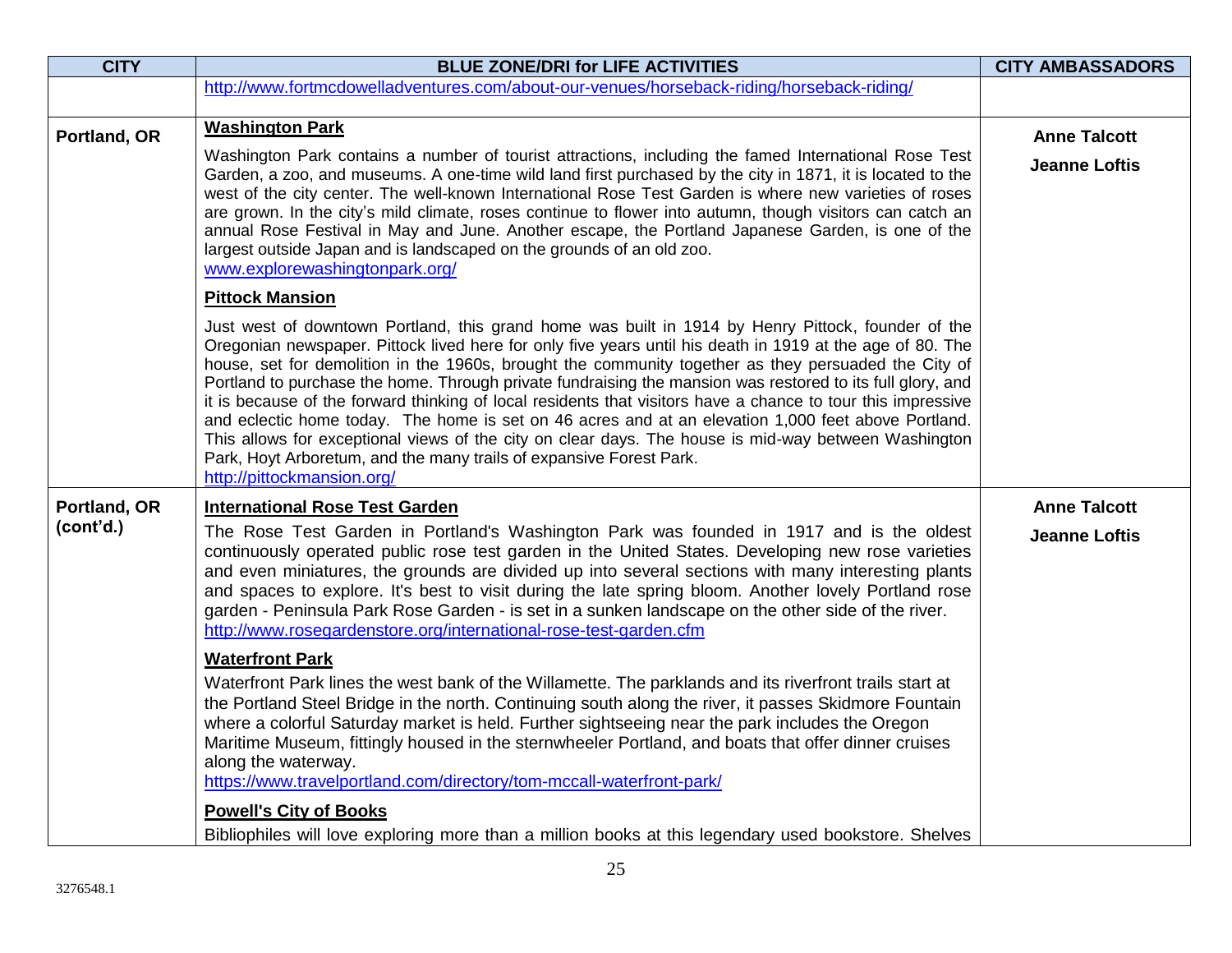| CITY | BLUE ZONE/DRI for LIFE ACTIVITIES | CITY AMBASSADORS |
|---|---|---|
| | http://www.fortmcdowelladventures.com/about-our-venues/horseback-riding/horseback-riding/ | |
| **Portland, OR** | **Washington Park**<br><br>Washington Park contains a number of tourist attractions, including the famed International Rose Test Garden, a zoo, and museums. A one-time wild land first purchased by the city in 1871, it is located to the west of the city center. The well-known International Rose Test Garden is where new varieties of roses are grown. In the city's mild climate, roses continue to flower into autumn, though visitors can catch an annual Rose Festival in May and June. Another escape, the Portland Japanese Garden, is one of the largest outside Japan and is landscaped on the grounds of an old zoo.<br>www.explorewashingtonpark.org/<br><br>**Pittock Mansion**<br><br>Just west of downtown Portland, this grand home was built in 1914 by Henry Pittock, founder of the Oregonian newspaper. Pittock lived here for only five years until his death in 1919 at the age of 80. The house, set for demolition in the 1960s, brought the community together as they persuaded the City of Portland to purchase the home. Through private fundraising the mansion was restored to its full glory, and it is because of the forward thinking of local residents that visitors have a chance to tour this impressive and eclectic home today. The home is set on 46 acres and at an elevation 1,000 feet above Portland. This allows for exceptional views of the city on clear days. The house is mid-way between Washington Park, Hoyt Arboretum, and the many trails of expansive Forest Park.<br>http://pittockmansion.org/ | **Anne Talcott**<br><br>**Jeanne Loftis** |
| **Portland, OR (cont'd.)** | **International Rose Test Garden**<br><br>The Rose Test Garden in Portland's Washington Park was founded in 1917 and is the oldest continuously operated public rose test garden in the United States. Developing new rose varieties and even miniatures, the grounds are divided up into several sections with many interesting plants and spaces to explore. It's best to visit during the late spring bloom. Another lovely Portland rose garden - Peninsula Park Rose Garden - is set in a sunken landscape on the other side of the river.<br>http://www.rosegardenstore.org/international-rose-test-garden.cfm<br><br>**Waterfront Park**<br><br>Waterfront Park lines the west bank of the Willamette. The parklands and its riverfront trails start at the Portland Steel Bridge in the north. Continuing south along the river, it passes Skidmore Fountain where a colorful Saturday market is held. Further sightseeing near the park includes the Oregon Maritime Museum, fittingly housed in the sternwheeler Portland, and boats that offer dinner cruises along the waterway.<br>https://www.travelportland.com/directory/tom-mccall-waterfront-park/<br><br>**Powell's City of Books**<br><br>Bibliophiles will love exploring more than a million books at this legendary used bookstore. Shelves | **Anne Talcott**<br><br>**Jeanne Loftis** |

3276548.1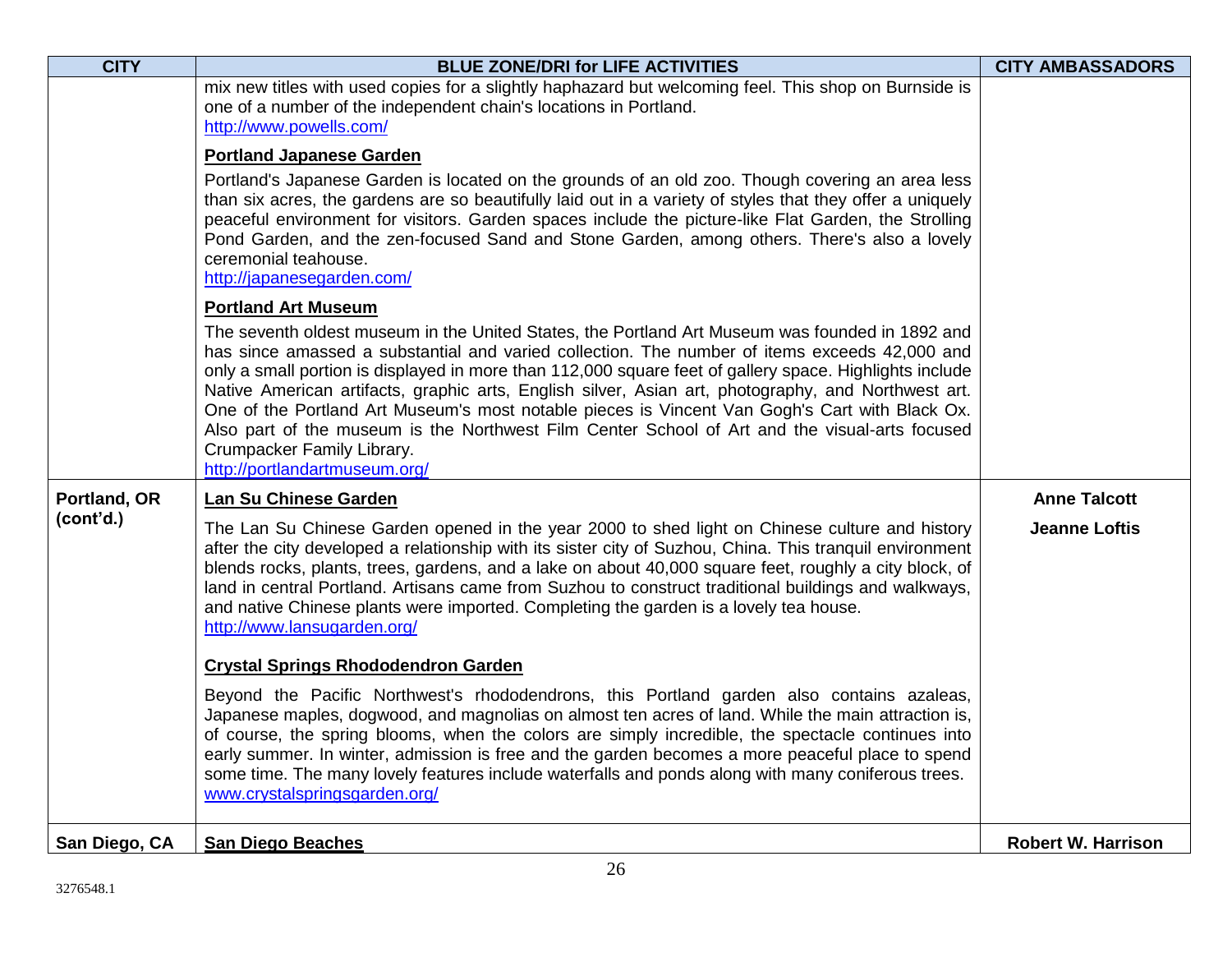| CITY | BLUE ZONE/DRI for LIFE ACTIVITIES | CITY AMBASSADORS |
| --- | --- | --- |
| | mix new titles with used copies for a slightly haphazard but welcoming feel. This shop on Burnside is one of a number of the independent chain's locations in Portland.<br>http://www.powells.com/<br><br>**Portland Japanese Garden**<br><br>Portland's Japanese Garden is located on the grounds of an old zoo. Though covering an area less than six acres, the gardens are so beautifully laid out in a variety of styles that they offer a uniquely peaceful environment for visitors. Garden spaces include the picture-like Flat Garden, the Strolling Pond Garden, and the zen-focused Sand and Stone Garden, among others. There's also a lovely ceremonial teahouse.<br>http://japanesegarden.com/<br><br>**Portland Art Museum**<br><br>The seventh oldest museum in the United States, the Portland Art Museum was founded in 1892 and has since amassed a substantial and varied collection. The number of items exceeds 42,000 and only a small portion is displayed in more than 112,000 square feet of gallery space. Highlights include Native American artifacts, graphic arts, English silver, Asian art, photography, and Northwest art. One of the Portland Art Museum's most notable pieces is Vincent Van Gogh's Cart with Black Ox. Also part of the museum is the Northwest Film Center School of Art and the visual-arts focused Crumpacker Family Library.<br>http://portlandartmuseum.org/ | |
| **Portland, OR (cont'd.)** | **Lan Su Chinese Garden**<br><br>The Lan Su Chinese Garden opened in the year 2000 to shed light on Chinese culture and history after the city developed a relationship with its sister city of Suzhou, China. This tranquil environment blends rocks, plants, trees, gardens, and a lake on about 40,000 square feet, roughly a city block, of land in central Portland. Artisans came from Suzhou to construct traditional buildings and walkways, and native Chinese plants were imported. Completing the garden is a lovely tea house.<br>http://www.lansugarden.org/<br><br>**Crystal Springs Rhododendron Garden**<br><br>Beyond the Pacific Northwest's rhododendrons, this Portland garden also contains azaleas, Japanese maples, dogwood, and magnolias on almost ten acres of land. While the main attraction is, of course, the spring blooms, when the colors are simply incredible, the spectacle continues into early summer. In winter, admission is free and the garden becomes a more peaceful place to spend some time. The many lovely features include waterfalls and ponds along with many coniferous trees.<br>www.crystalspringsgarden.org/ | **Anne Talcott**<br><br>**Jeanne Loftis** |
| **San Diego, CA** | **San Diego Beaches** | **Robert W. Harrison** |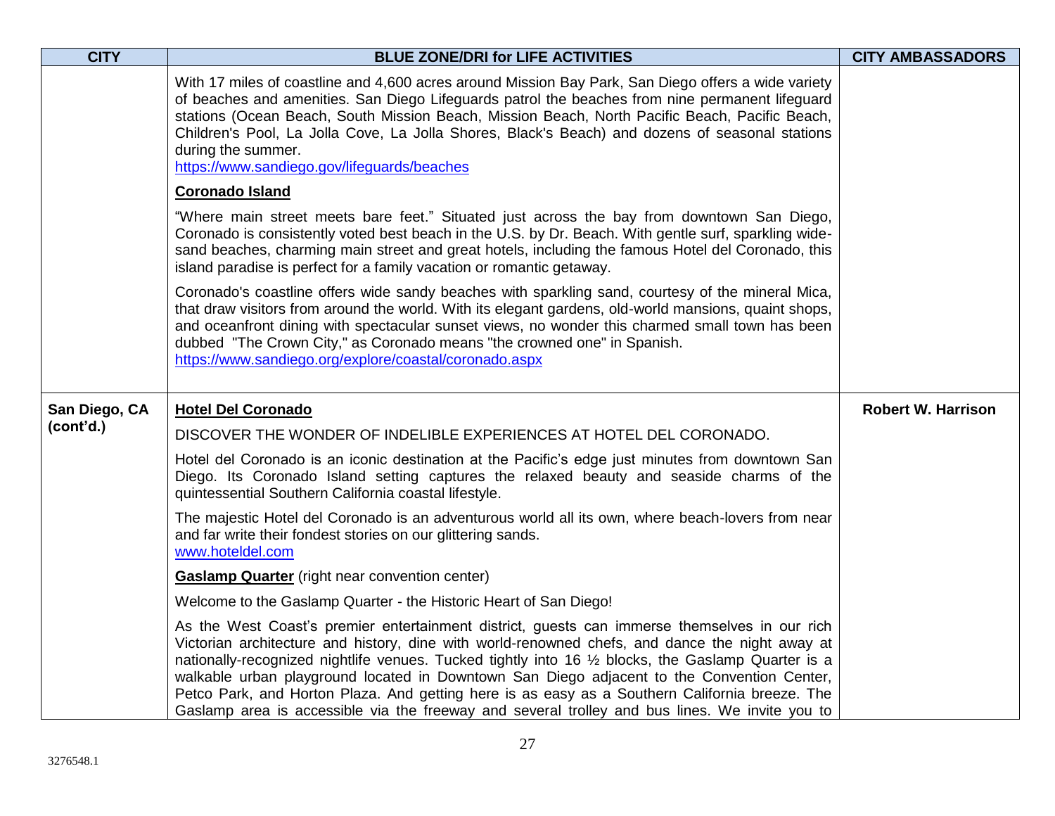| CITY | BLUE ZONE/DRI for LIFE ACTIVITIES | CITY AMBASSADORS |
|---|---|---|
| | With 17 miles of coastline and 4,600 acres around Mission Bay Park, San Diego offers a wide variety of beaches and amenities. San Diego Lifeguards patrol the beaches from nine permanent lifeguard stations (Ocean Beach, South Mission Beach, Mission Beach, North Pacific Beach, Pacific Beach, Children's Pool, La Jolla Cove, La Jolla Shores, Black's Beach) and dozens of seasonal stations during the summer.<br>https://www.sandiego.gov/lifeguards/beaches<br><br>**Coronado Island**<br><br>"Where main street meets bare feet." Situated just across the bay from downtown San Diego, Coronado is consistently voted best beach in the U.S. by Dr. Beach. With gentle surf, sparkling wide-sand beaches, charming main street and great hotels, including the famous Hotel del Coronado, this island paradise is perfect for a family vacation or romantic getaway.<br><br>Coronado's coastline offers wide sandy beaches with sparkling sand, courtesy of the mineral Mica, that draw visitors from around the world. With its elegant gardens, old-world mansions, quaint shops, and oceanfront dining with spectacular sunset views, no wonder this charmed small town has been dubbed "The Crown City," as Coronado means "the crowned one" in Spanish.<br>https://www.sandiego.org/explore/coastal/coronado.aspx | |
| **San Diego, CA (cont'd.)** | **Hotel Del Coronado**<br><br>DISCOVER THE WONDER OF INDELIBLE EXPERIENCES AT HOTEL DEL CORONADO.<br><br>Hotel del Coronado is an iconic destination at the Pacific's edge just minutes from downtown San Diego. Its Coronado Island setting captures the relaxed beauty and seaside charms of the quintessential Southern California coastal lifestyle.<br><br>The majestic Hotel del Coronado is an adventurous world all its own, where beach-lovers from near and far write their fondest stories on our glittering sands.<br>www.hoteldel.com<br><br>**Gaslamp Quarter** (right near convention center)<br><br>Welcome to the Gaslamp Quarter - the Historic Heart of San Diego!<br><br>As the West Coast's premier entertainment district, guests can immerse themselves in our rich Victorian architecture and history, dine with world-renowned chefs, and dance the night away at nationally-recognized nightlife venues. Tucked tightly into 16 ½ blocks, the Gaslamp Quarter is a walkable urban playground located in Downtown San Diego adjacent to the Convention Center, Petco Park, and Horton Plaza. And getting here is as easy as a Southern California breeze. The Gaslamp area is accessible via the freeway and several trolley and bus lines. We invite you to | **Robert W. Harrison** |

3276548.1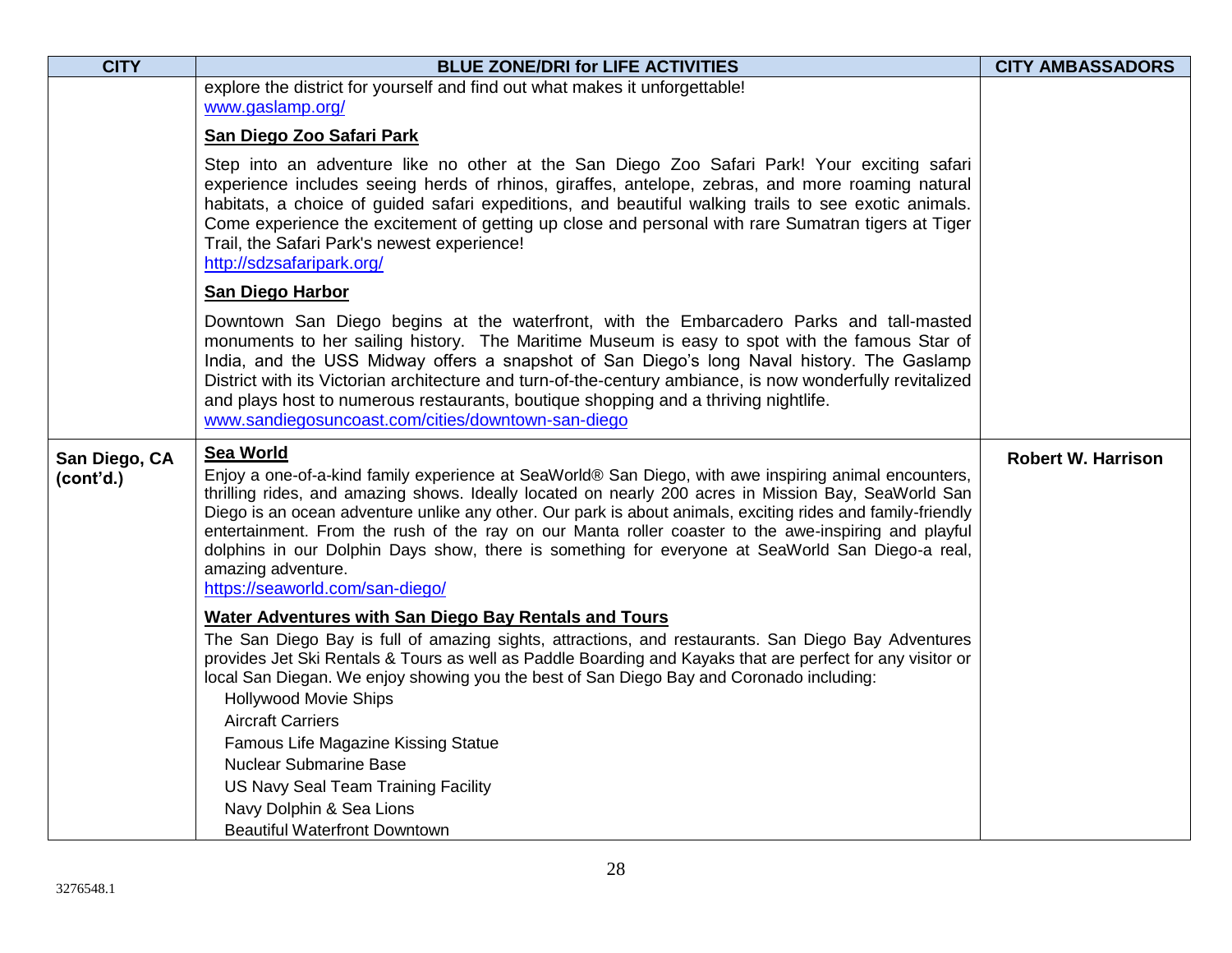| CITY | BLUE ZONE/DRI for LIFE ACTIVITIES | CITY AMBASSADORS |
|---|---|---|
| | explore the district for yourself and find out what makes it unforgettable!<br>www.gaslamp.org/<br><br>**San Diego Zoo Safari Park**<br><br>Step into an adventure like no other at the San Diego Zoo Safari Park! Your exciting safari experience includes seeing herds of rhinos, giraffes, antelope, zebras, and more roaming natural habitats, a choice of guided safari expeditions, and beautiful walking trails to see exotic animals. Come experience the excitement of getting up close and personal with rare Sumatran tigers at Tiger Trail, the Safari Park's newest experience!<br>http://sdzsafaripark.org/<br><br>**San Diego Harbor**<br><br>Downtown San Diego begins at the waterfront, with the Embarcadero Parks and tall-masted monuments to her sailing history. The Maritime Museum is easy to spot with the famous Star of India, and the USS Midway offers a snapshot of San Diego's long Naval history. The Gaslamp District with its Victorian architecture and turn-of-the-century ambiance, is now wonderfully revitalized and plays host to numerous restaurants, boutique shopping and a thriving nightlife.<br>www.sandiegosuncoast.com/cities/downtown-san-diego | |
| **San Diego, CA (cont'd.)** | **Sea World**<br>Enjoy a one-of-a-kind family experience at SeaWorld® San Diego, with awe inspiring animal encounters, thrilling rides, and amazing shows. Ideally located on nearly 200 acres in Mission Bay, SeaWorld San Diego is an ocean adventure unlike any other. Our park is about animals, exciting rides and family-friendly entertainment. From the rush of the ray on our Manta roller coaster to the awe-inspiring and playful dolphins in our Dolphin Days show, there is something for everyone at SeaWorld San Diego-a real, amazing adventure.<br>https://seaworld.com/san-diego/<br><br>**Water Adventures with San Diego Bay Rentals and Tours**<br>The San Diego Bay is full of amazing sights, attractions, and restaurants. San Diego Bay Adventures provides Jet Ski Rentals & Tours as well as Paddle Boarding and Kayaks that are perfect for any visitor or local San Diegan. We enjoy showing you the best of San Diego Bay and Coronado including:<br>Hollywood Movie Ships<br>Aircraft Carriers<br>Famous Life Magazine Kissing Statue<br>Nuclear Submarine Base<br>US Navy Seal Team Training Facility<br>Navy Dolphin & Sea Lions<br>Beautiful Waterfront Downtown | **Robert W. Harrison** |

3276548.1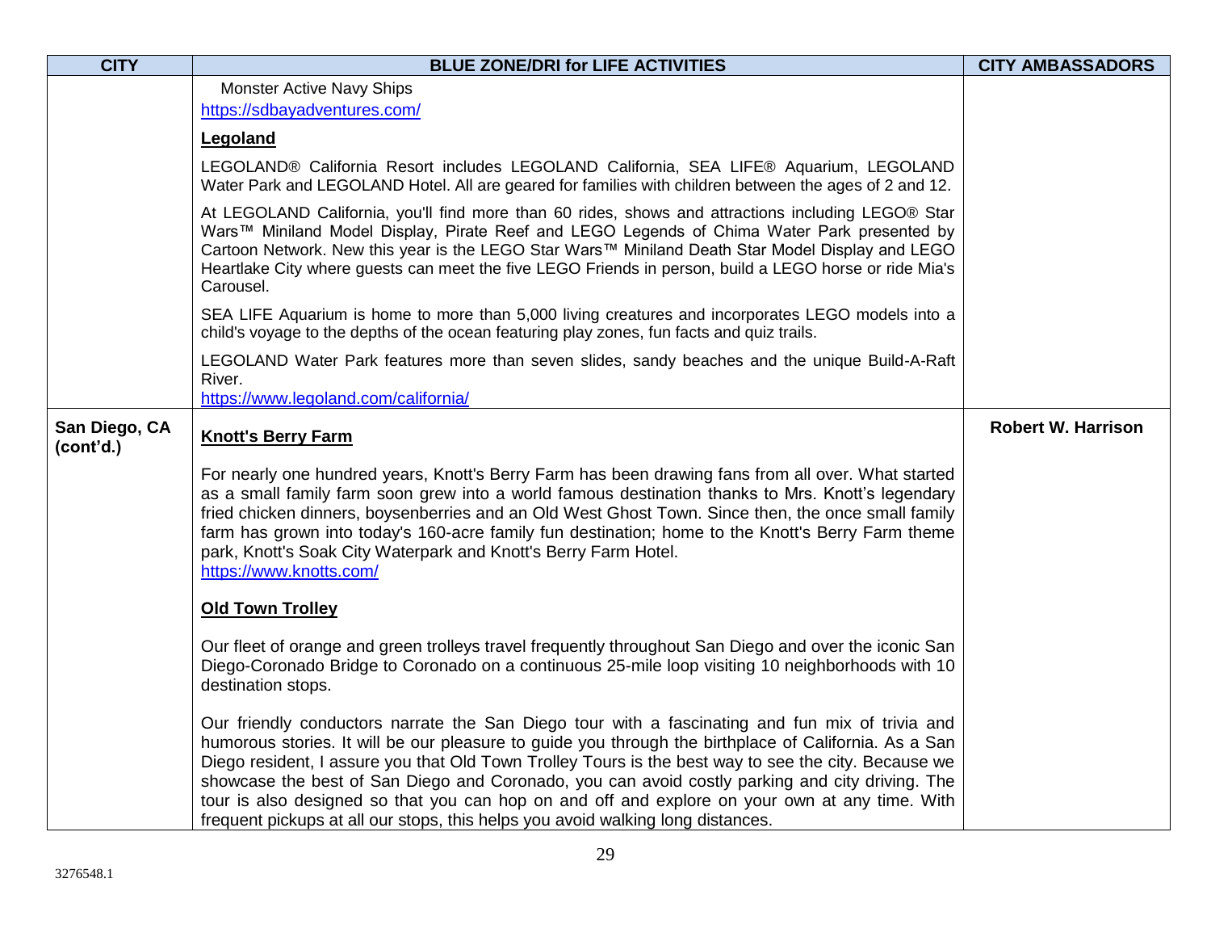| CITY | BLUE ZONE/DRI for LIFE ACTIVITIES | CITY AMBASSADORS |
| --- | --- | --- |
| | Monster Active Navy Ships<br>https://sdbayadventures.com/<br><br>**Legoland**<br><br>LEGOLAND® California Resort includes LEGOLAND California, SEA LIFE® Aquarium, LEGOLAND Water Park and LEGOLAND Hotel. All are geared for families with children between the ages of 2 and 12.<br><br>At LEGOLAND California, you'll find more than 60 rides, shows and attractions including LEGO® Star Wars™ Miniland Model Display, Pirate Reef and LEGO Legends of Chima Water Park presented by Cartoon Network. New this year is the LEGO Star Wars™ Miniland Death Star Model Display and LEGO Heartlake City where guests can meet the five LEGO Friends in person, build a LEGO horse or ride Mia's Carousel.<br><br>SEA LIFE Aquarium is home to more than 5,000 living creatures and incorporates LEGO models into a child's voyage to the depths of the ocean featuring play zones, fun facts and quiz trails.<br><br>LEGOLAND Water Park features more than seven slides, sandy beaches and the unique Build-A-Raft River.<br>https://www.legoland.com/california/ | |
| **San Diego, CA (cont'd.)** | **Knott's Berry Farm**<br><br>For nearly one hundred years, Knott's Berry Farm has been drawing fans from all over. What started as a small family farm soon grew into a world famous destination thanks to Mrs. Knott's legendary fried chicken dinners, boysenberries and an Old West Ghost Town. Since then, the once small family farm has grown into today's 160-acre family fun destination; home to the Knott's Berry Farm theme park, Knott's Soak City Waterpark and Knott's Berry Farm Hotel.<br>https://www.knotts.com/<br><br>**Old Town Trolley**<br><br>Our fleet of orange and green trolleys travel frequently throughout San Diego and over the iconic San Diego-Coronado Bridge to Coronado on a continuous 25-mile loop visiting 10 neighborhoods with 10 destination stops.<br><br>Our friendly conductors narrate the San Diego tour with a fascinating and fun mix of trivia and humorous stories. It will be our pleasure to guide you through the birthplace of California. As a San Diego resident, I assure you that Old Town Trolley Tours is the best way to see the city. Because we showcase the best of San Diego and Coronado, you can avoid costly parking and city driving. The tour is also designed so that you can hop on and off and explore on your own at any time. With frequent pickups at all our stops, this helps you avoid walking long distances. | **Robert W. Harrison** |

3276548.1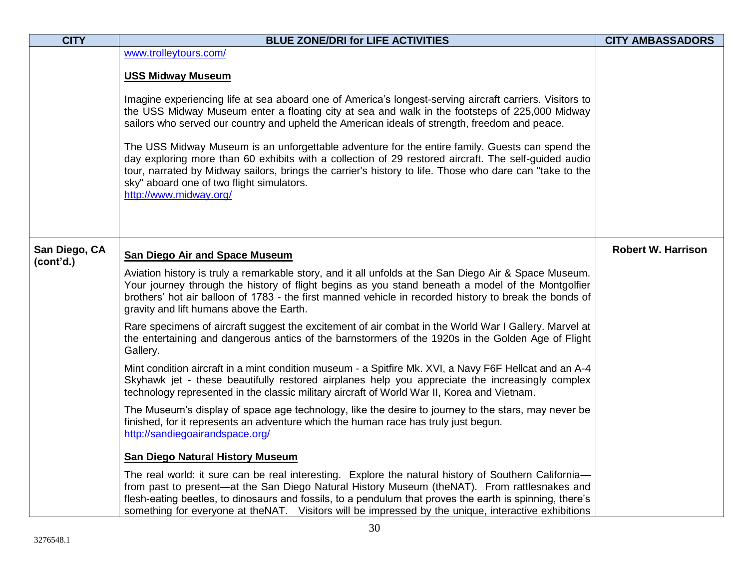| CITY | BLUE ZONE/DRI for LIFE ACTIVITIES | CITY AMBASSADORS |
|---|---|---|
| | www.trolleytours.com/<br><br>**USS Midway Museum**<br><br>Imagine experiencing life at sea aboard one of America's longest-serving aircraft carriers. Visitors to the USS Midway Museum enter a floating city at sea and walk in the footsteps of 225,000 Midway sailors who served our country and upheld the American ideals of strength, freedom and peace.<br><br>The USS Midway Museum is an unforgettable adventure for the entire family. Guests can spend the day exploring more than 60 exhibits with a collection of 29 restored aircraft. The self-guided audio tour, narrated by Midway sailors, brings the carrier's history to life. Those who dare can "take to the sky" aboard one of two flight simulators.<br>http://www.midway.org/ | |
| **San Diego, CA (cont'd.)** | **San Diego Air and Space Museum**<br><br>Aviation history is truly a remarkable story, and it all unfolds at the San Diego Air & Space Museum. Your journey through the history of flight begins as you stand beneath a model of the Montgolfier brothers' hot air balloon of 1783 - the first manned vehicle in recorded history to break the bonds of gravity and lift humans above the Earth.<br><br>Rare specimens of aircraft suggest the excitement of air combat in the World War I Gallery. Marvel at the entertaining and dangerous antics of the barnstormers of the 1920s in the Golden Age of Flight Gallery.<br><br>Mint condition aircraft in a mint condition museum - a Spitfire Mk. XVI, a Navy F6F Hellcat and an A-4 Skyhawk jet - these beautifully restored airplanes help you appreciate the increasingly complex technology represented in the classic military aircraft of World War II, Korea and Vietnam.<br><br>The Museum's display of space age technology, like the desire to journey to the stars, may never be finished, for it represents an adventure which the human race has truly just begun.<br>http://sandiegoairandspace.org/<br><br>**San Diego Natural History Museum**<br><br>The real world: it sure can be real interesting. Explore the natural history of Southern California—from past to present—at the San Diego Natural History Museum (theNAT). From rattlesnakes and flesh-eating beetles, to dinosaurs and fossils, to a pendulum that proves the earth is spinning, there's something for everyone at theNAT. Visitors will be impressed by the unique, interactive exhibitions | **Robert W. Harrison** |

3276548.1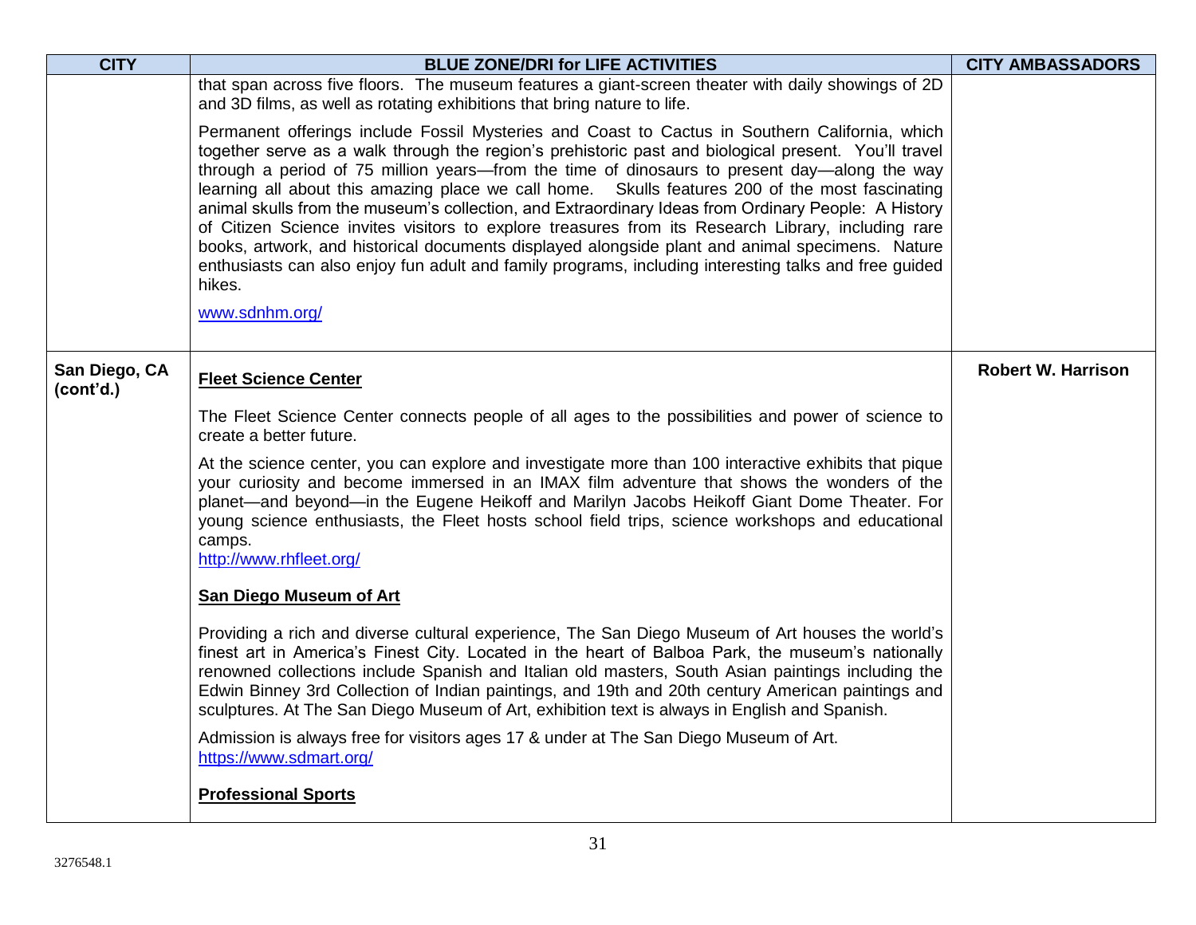| CITY | BLUE ZONE/DRI for LIFE ACTIVITIES | CITY AMBASSADORS |
|---|---|---|
| | that span across five floors. The museum features a giant-screen theater with daily showings of 2D and 3D films, as well as rotating exhibitions that bring nature to life.<br><br>Permanent offerings include Fossil Mysteries and Coast to Cactus in Southern California, which together serve as a walk through the region's prehistoric past and biological present. You'll travel through a period of 75 million years—from the time of dinosaurs to present day—along the way learning all about this amazing place we call home. Skulls features 200 of the most fascinating animal skulls from the museum's collection, and Extraordinary Ideas from Ordinary People: A History of Citizen Science invites visitors to explore treasures from its Research Library, including rare books, artwork, and historical documents displayed alongside plant and animal specimens. Nature enthusiasts can also enjoy fun adult and family programs, including interesting talks and free guided hikes.<br><br>www.sdnhm.org/ | |
| **San Diego, CA (cont'd.)** | **Fleet Science Center**<br><br>The Fleet Science Center connects people of all ages to the possibilities and power of science to create a better future.<br><br>At the science center, you can explore and investigate more than 100 interactive exhibits that pique your curiosity and become immersed in an IMAX film adventure that shows the wonders of the planet—and beyond—in the Eugene Heikoff and Marilyn Jacobs Heikoff Giant Dome Theater. For young science enthusiasts, the Fleet hosts school field trips, science workshops and educational camps.<br>http://www.rhfleet.org/<br><br>**San Diego Museum of Art**<br><br>Providing a rich and diverse cultural experience, The San Diego Museum of Art houses the world's finest art in America's Finest City. Located in the heart of Balboa Park, the museum's nationally renowned collections include Spanish and Italian old masters, South Asian paintings including the Edwin Binney 3rd Collection of Indian paintings, and 19th and 20th century American paintings and sculptures. At The San Diego Museum of Art, exhibition text is always in English and Spanish.<br><br>Admission is always free for visitors ages 17 & under at The San Diego Museum of Art.<br>https://www.sdmart.org/<br><br>**Professional Sports** | **Robert W. Harrison** |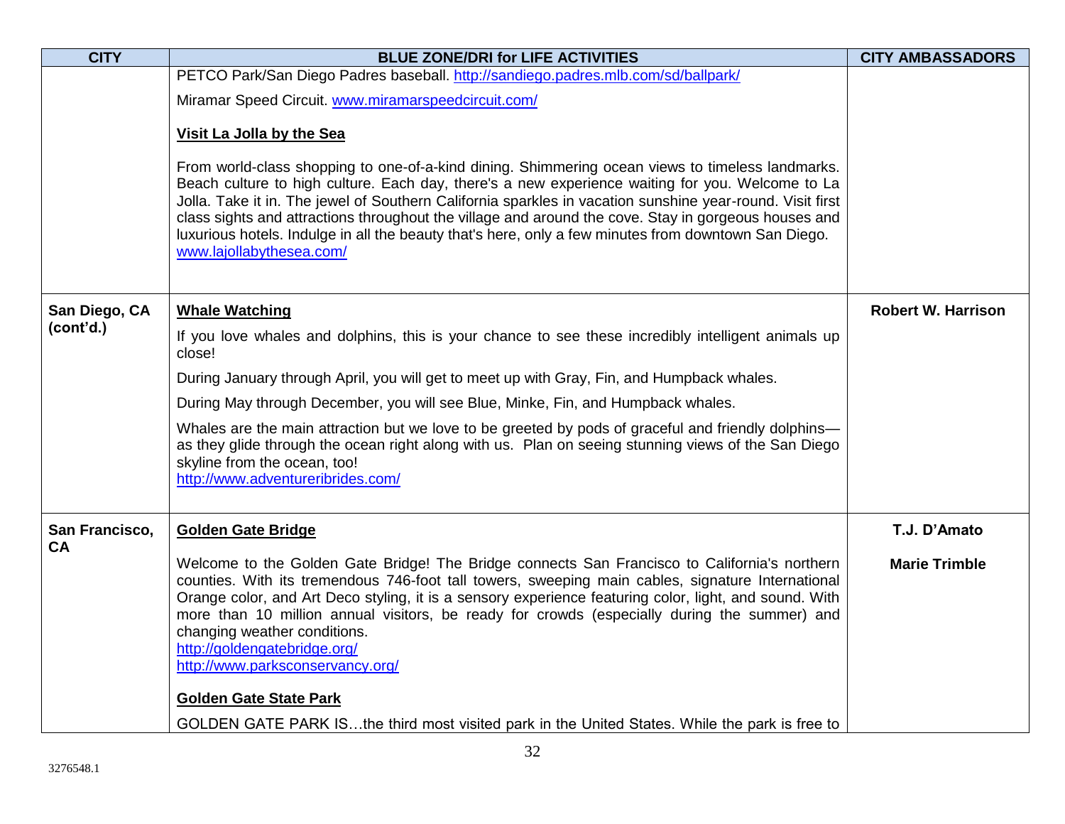| CITY | BLUE ZONE/DRI for LIFE ACTIVITIES | CITY AMBASSADORS |
|---|---|---|
| | PETCO Park/San Diego Padres baseball. http://sandiego.padres.mlb.com/sd/ballpark/<br><br>Miramar Speed Circuit. www.miramarspeedcircuit.com/<br><br>**Visit La Jolla by the Sea**<br><br>From world-class shopping to one-of-a-kind dining. Shimmering ocean views to timeless landmarks. Beach culture to high culture. Each day, there's a new experience waiting for you. Welcome to La Jolla. Take it in. The jewel of Southern California sparkles in vacation sunshine year-round. Visit first class sights and attractions throughout the village and around the cove. Stay in gorgeous houses and luxurious hotels. Indulge in all the beauty that's here, only a few minutes from downtown San Diego.<br>www.lajollabythesea.com/ | |
| **San Diego, CA (cont'd.)** | **Whale Watching**<br><br>If you love whales and dolphins, this is your chance to see these incredibly intelligent animals up close!<br><br>During January through April, you will get to meet up with Gray, Fin, and Humpback whales.<br><br>During May through December, you will see Blue, Minke, Fin, and Humpback whales.<br><br>Whales are the main attraction but we love to be greeted by pods of graceful and friendly dolphins—as they glide through the ocean right along with us. Plan on seeing stunning views of the San Diego skyline from the ocean, too!<br>http://www.adventureribrides.com/ | **Robert W. Harrison** |
| **San Francisco, CA** | **Golden Gate Bridge**<br><br>Welcome to the Golden Gate Bridge! The Bridge connects San Francisco to California's northern counties. With its tremendous 746-foot tall towers, sweeping main cables, signature International Orange color, and Art Deco styling, it is a sensory experience featuring color, light, and sound. With more than 10 million annual visitors, be ready for crowds (especially during the summer) and changing weather conditions.<br>http://goldengatebridge.org/<br>http://www.parksconservancy.org/<br><br>**Golden Gate State Park**<br><br>GOLDEN GATE PARK IS…the third most visited park in the United States. While the park is free to | **T.J. D'Amato**<br><br>**Marie Trimble** |

3276548.1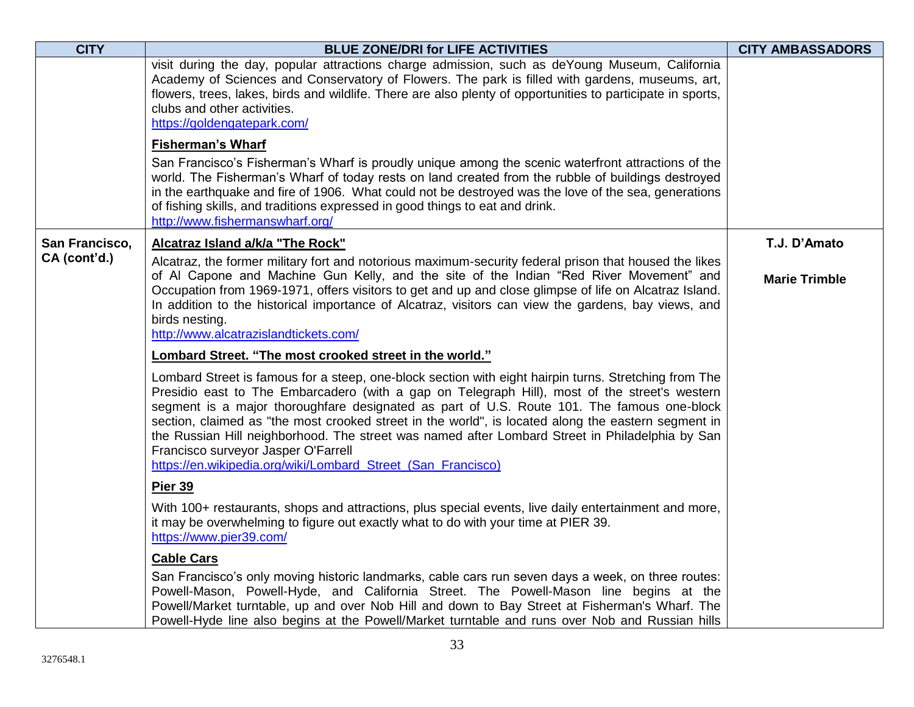| CITY | BLUE ZONE/DRI for LIFE ACTIVITIES | CITY AMBASSADORS |
| --- | --- | --- |
| | visit during the day, popular attractions charge admission, such as deYoung Museum, California Academy of Sciences and Conservatory of Flowers. The park is filled with gardens, museums, art, flowers, trees, lakes, birds and wildlife. There are also plenty of opportunities to participate in sports, clubs and other activities. https://goldengatepark.com/ <br><br> **Fisherman's Wharf** <br><br> San Francisco's Fisherman's Wharf is proudly unique among the scenic waterfront attractions of the world. The Fisherman's Wharf of today rests on land created from the rubble of buildings destroyed in the earthquake and fire of 1906. What could not be destroyed was the love of the sea, generations of fishing skills, and traditions expressed in good things to eat and drink. http://www.fishermanswharf.org/ | |
| **San Francisco, CA (cont'd.)** | **Alcatraz Island a/k/a "The Rock"** <br><br> Alcatraz, the former military fort and notorious maximum-security federal prison that housed the likes of Al Capone and Machine Gun Kelly, and the site of the Indian "Red River Movement" and Occupation from 1969-1971, offers visitors to get and up and close glimpse of life on Alcatraz Island. In addition to the historical importance of Alcatraz, visitors can view the gardens, bay views, and birds nesting. http://www.alcatrazislandtickets.com/ <br><br> **Lombard Street. "The most crooked street in the world."** <br><br> Lombard Street is famous for a steep, one-block section with eight hairpin turns. Stretching from The Presidio east to The Embarcadero (with a gap on Telegraph Hill), most of the street's western segment is a major thoroughfare designated as part of U.S. Route 101. The famous one-block section, claimed as "the most crooked street in the world", is located along the eastern segment in the Russian Hill neighborhood. The street was named after Lombard Street in Philadelphia by San Francisco surveyor Jasper O'Farrell https://en.wikipedia.org/wiki/Lombard_Street_(San_Francisco) <br><br> **Pier 39** <br><br> With 100+ restaurants, shops and attractions, plus special events, live daily entertainment and more, it may be overwhelming to figure out exactly what to do with your time at PIER 39. https://www.pier39.com/ <br><br> **Cable Cars** <br><br> San Francisco's only moving historic landmarks, cable cars run seven days a week, on three routes: Powell-Mason, Powell-Hyde, and California Street. The Powell-Mason line begins at the Powell/Market turntable, up and over Nob Hill and down to Bay Street at Fisherman's Wharf. The Powell-Hyde line also begins at the Powell/Market turntable and runs over Nob and Russian hills | **T.J. D'Amato** <br><br> **Marie Trimble** |

3276548.1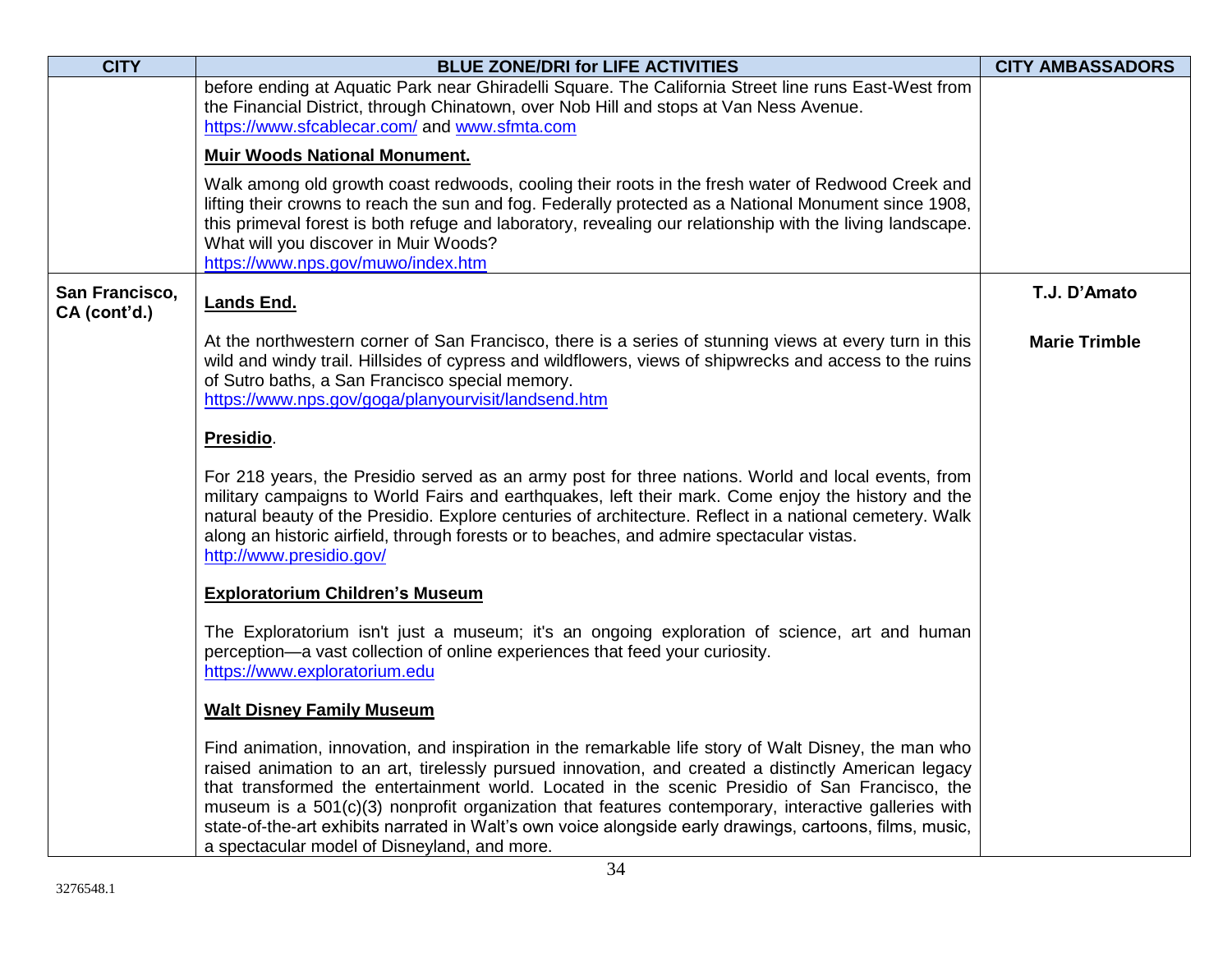| CITY | BLUE ZONE/DRI for LIFE ACTIVITIES | CITY AMBASSADORS |
|---|---|---|
| | before ending at Aquatic Park near Ghiradelli Square. The California Street line runs East-West from the Financial District, through Chinatown, over Nob Hill and stops at Van Ness Avenue. https://www.sfcablecar.com/ and www.sfmta.com<br><br>**Muir Woods National Monument.**<br><br>Walk among old growth coast redwoods, cooling their roots in the fresh water of Redwood Creek and lifting their crowns to reach the sun and fog. Federally protected as a National Monument since 1908, this primeval forest is both refuge and laboratory, revealing our relationship with the living landscape. What will you discover in Muir Woods?<br>https://www.nps.gov/muwo/index.htm | |
| **San Francisco, CA (cont'd.)** | **Lands End.**<br><br>At the northwestern corner of San Francisco, there is a series of stunning views at every turn in this wild and windy trail. Hillsides of cypress and wildflowers, views of shipwrecks and access to the ruins of Sutro baths, a San Francisco special memory.<br>https://www.nps.gov/goga/planyourvisit/landsend.htm<br><br>**Presidio**.<br><br>For 218 years, the Presidio served as an army post for three nations. World and local events, from military campaigns to World Fairs and earthquakes, left their mark. Come enjoy the history and the natural beauty of the Presidio. Explore centuries of architecture. Reflect in a national cemetery. Walk along an historic airfield, through forests or to beaches, and admire spectacular vistas.<br>http://www.presidio.gov/<br><br>**Exploratorium Children's Museum**<br><br>The Exploratorium isn't just a museum; it's an ongoing exploration of science, art and human perception—a vast collection of online experiences that feed your curiosity.<br>https://www.exploratorium.edu<br><br>**Walt Disney Family Museum**<br><br>Find animation, innovation, and inspiration in the remarkable life story of Walt Disney, the man who raised animation to an art, tirelessly pursued innovation, and created a distinctly American legacy that transformed the entertainment world. Located in the scenic Presidio of San Francisco, the museum is a 501(c)(3) nonprofit organization that features contemporary, interactive galleries with state-of-the-art exhibits narrated in Walt's own voice alongside early drawings, cartoons, films, music, a spectacular model of Disneyland, and more. | **T.J. D'Amato**<br><br>**Marie Trimble** |

3276548.1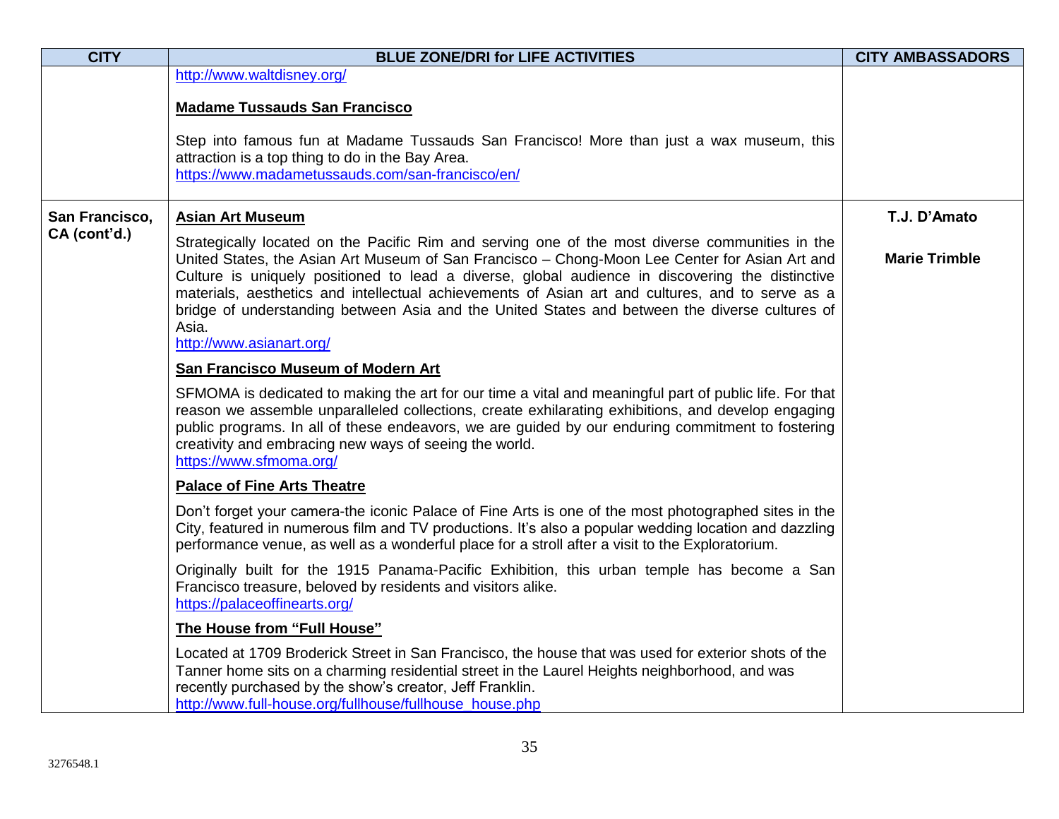| CITY | BLUE ZONE/DRI for LIFE ACTIVITIES | CITY AMBASSADORS |
|---|---|---|
| | http://www.waltdisney.org/<br><br>**Madame Tussauds San Francisco**<br><br>Step into famous fun at Madame Tussauds San Francisco! More than just a wax museum, this attraction is a top thing to do in the Bay Area.<br>https://www.madametussauds.com/san-francisco/en/ | |
| **San Francisco, CA (cont'd.)** | **Asian Art Museum**<br><br>Strategically located on the Pacific Rim and serving one of the most diverse communities in the United States, the Asian Art Museum of San Francisco – Chong-Moon Lee Center for Asian Art and Culture is uniquely positioned to lead a diverse, global audience in discovering the distinctive materials, aesthetics and intellectual achievements of Asian art and cultures, and to serve as a bridge of understanding between Asia and the United States and between the diverse cultures of Asia.<br>http://www.asianart.org/<br><br>**San Francisco Museum of Modern Art**<br><br>SFMOMA is dedicated to making the art for our time a vital and meaningful part of public life. For that reason we assemble unparalleled collections, create exhilarating exhibitions, and develop engaging public programs. In all of these endeavors, we are guided by our enduring commitment to fostering creativity and embracing new ways of seeing the world.<br>https://www.sfmoma.org/<br><br>**Palace of Fine Arts Theatre**<br><br>Don't forget your camera-the iconic Palace of Fine Arts is one of the most photographed sites in the City, featured in numerous film and TV productions. It's also a popular wedding location and dazzling performance venue, as well as a wonderful place for a stroll after a visit to the Exploratorium.<br><br>Originally built for the 1915 Panama-Pacific Exhibition, this urban temple has become a San Francisco treasure, beloved by residents and visitors alike.<br>https://palaceoffinearts.org/<br><br>**The House from "Full House"**<br><br>Located at 1709 Broderick Street in San Francisco, the house that was used for exterior shots of the Tanner home sits on a charming residential street in the Laurel Heights neighborhood, and was recently purchased by the show's creator, Jeff Franklin.<br>http://www.full-house.org/fullhouse/fullhouse_house.php | **T.J. D'Amato**<br><br>**Marie Trimble** |

3276548.1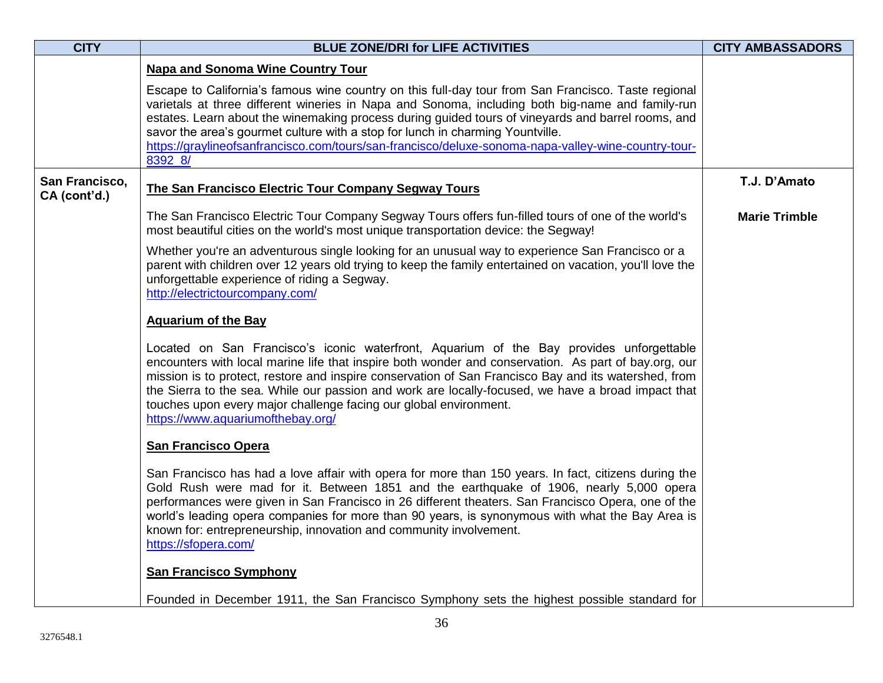| CITY | BLUE ZONE/DRI for LIFE ACTIVITIES | CITY AMBASSADORS |
|---|---|---|
| | **Napa and Sonoma Wine Country Tour**<br><br>Escape to California's famous wine country on this full-day tour from San Francisco. Taste regional varietals at three different wineries in Napa and Sonoma, including both big-name and family-run estates. Learn about the winemaking process during guided tours of vineyards and barrel rooms, and savor the area's gourmet culture with a stop for lunch in charming Yountville.<br>https://graylineofsanfrancisco.com/tours/san-francisco/deluxe-sonoma-napa-valley-wine-country-tour-8392_8/ | |
| **San Francisco, CA (cont'd.)** | **The San Francisco Electric Tour Company Segway Tours**<br><br>The San Francisco Electric Tour Company Segway Tours offers fun-filled tours of one of the world's most beautiful cities on the world's most unique transportation device: the Segway!<br><br>Whether you're an adventurous single looking for an unusual way to experience San Francisco or a parent with children over 12 years old trying to keep the family entertained on vacation, you'll love the unforgettable experience of riding a Segway.<br>http://electrictourcompany.com/<br><br>**Aquarium of the Bay**<br><br>Located on San Francisco's iconic waterfront, Aquarium of the Bay provides unforgettable encounters with local marine life that inspire both wonder and conservation. As part of bay.org, our mission is to protect, restore and inspire conservation of San Francisco Bay and its watershed, from the Sierra to the sea. While our passion and work are locally-focused, we have a broad impact that touches upon every major challenge facing our global environment.<br>https://www.aquariumofthebay.org/<br><br>**San Francisco Opera**<br><br>San Francisco has had a love affair with opera for more than 150 years. In fact, citizens during the Gold Rush were mad for it. Between 1851 and the earthquake of 1906, nearly 5,000 opera performances were given in San Francisco in 26 different theaters. San Francisco Opera, one of the world's leading opera companies for more than 90 years, is synonymous with what the Bay Area is known for: entrepreneurship, innovation and community involvement.<br>https://sfopera.com/<br><br>**San Francisco Symphony**<br><br>Founded in December 1911, the San Francisco Symphony sets the highest possible standard for | **T.J. D'Amato**<br><br>**Marie Trimble** |

3276548.1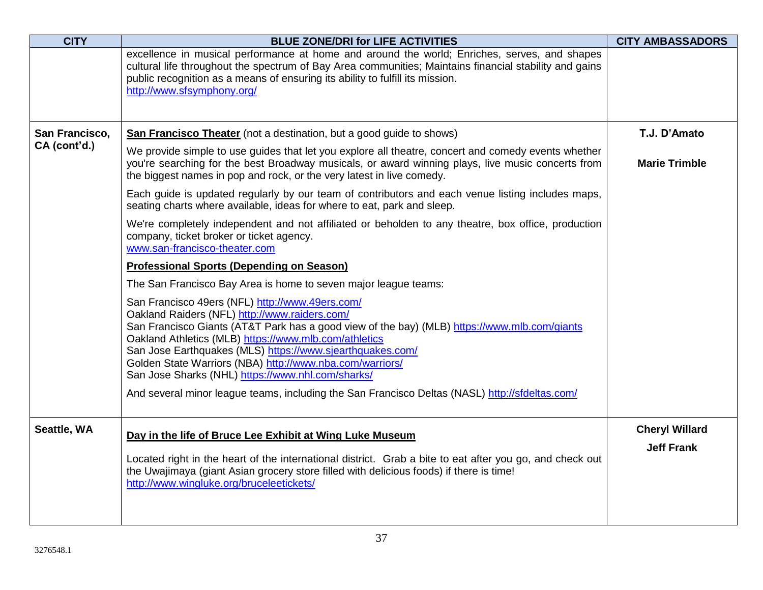| CITY | BLUE ZONE/DRI for LIFE ACTIVITIES | CITY AMBASSADORS |
|---|---|---|
| | excellence in musical performance at home and around the world; Enriches, serves, and shapes cultural life throughout the spectrum of Bay Area communities; Maintains financial stability and gains public recognition as a means of ensuring its ability to fulfill its mission.<br>http://www.sfsymphony.org/ | |
| **San Francisco, CA (cont'd.)** | **San Francisco Theater** (not a destination, but a good guide to shows)<br><br>We provide simple to use guides that let you explore all theatre, concert and comedy events whether you're searching for the best Broadway musicals, or award winning plays, live music concerts from the biggest names in pop and rock, or the very latest in live comedy.<br><br>Each guide is updated regularly by our team of contributors and each venue listing includes maps, seating charts where available, ideas for where to eat, park and sleep.<br><br>We're completely independent and not affiliated or beholden to any theatre, box office, production company, ticket broker or ticket agency.<br>www.san-francisco-theater.com<br><br>**Professional Sports (Depending on Season)**<br><br>The San Francisco Bay Area is home to seven major league teams:<br><br>San Francisco 49ers (NFL) http://www.49ers.com/<br>Oakland Raiders (NFL) http://www.raiders.com/<br>San Francisco Giants (AT&T Park has a good view of the bay) (MLB) https://www.mlb.com/giants<br>Oakland Athletics (MLB) https://www.mlb.com/athletics<br>San Jose Earthquakes (MLS) https://www.sjearthquakes.com/<br>Golden State Warriors (NBA) http://www.nba.com/warriors/<br>San Jose Sharks (NHL) https://www.nhl.com/sharks/<br><br>And several minor league teams, including the San Francisco Deltas (NASL) http://sfdeltas.com/ | **T.J. D'Amato**<br><br>**Marie Trimble** |
| **Seattle, WA** | **Day in the life of Bruce Lee Exhibit at Wing Luke Museum**<br><br>Located right in the heart of the international district. Grab a bite to eat after you go, and check out the Uwajimaya (giant Asian grocery store filled with delicious foods) if there is time!<br>http://www.wingluke.org/bruceleetickets/ | **Cheryl Willard**<br>**Jeff Frank** |

3276548.1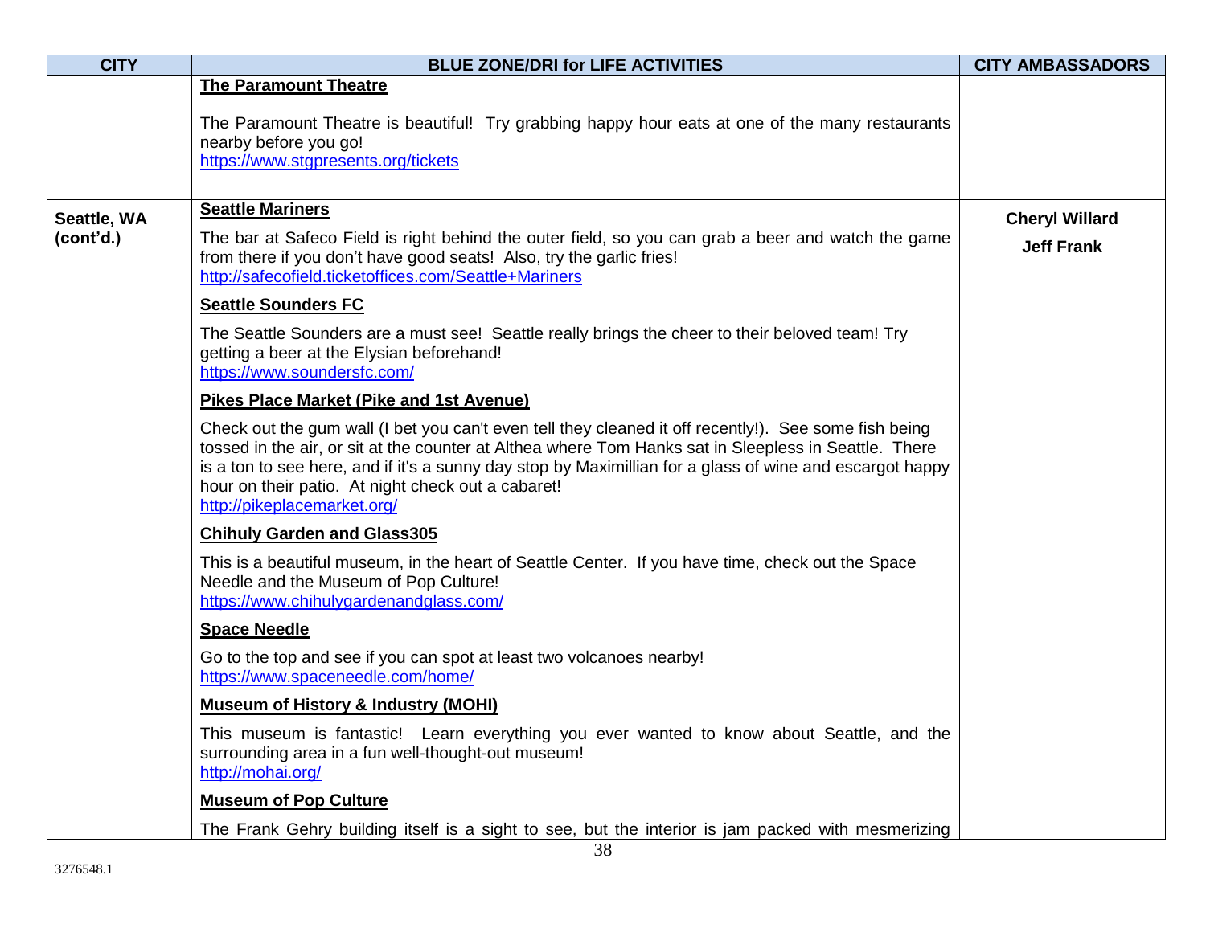| CITY | BLUE ZONE/DRI for LIFE ACTIVITIES | CITY AMBASSADORS |
|---|---|---|
| | **The Paramount Theatre**<br><br>The Paramount Theatre is beautiful! Try grabbing happy hour eats at one of the many restaurants nearby before you go!<br>https://www.stgpresents.org/tickets | |
| **Seattle, WA (cont'd.)** | **Seattle Mariners**<br><br>The bar at Safeco Field is right behind the outer field, so you can grab a beer and watch the game from there if you don't have good seats! Also, try the garlic fries!<br>http://safecofield.ticketoffices.com/Seattle+Mariners<br><br>**Seattle Sounders FC**<br><br>The Seattle Sounders are a must see! Seattle really brings the cheer to their beloved team! Try getting a beer at the Elysian beforehand!<br>https://www.soundersfc.com/<br><br>**Pikes Place Market (Pike and 1st Avenue)**<br><br>Check out the gum wall (I bet you can't even tell they cleaned it off recently!). See some fish being tossed in the air, or sit at the counter at Althea where Tom Hanks sat in Sleepless in Seattle. There is a ton to see here, and if it's a sunny day stop by Maximillian for a glass of wine and escargot happy hour on their patio. At night check out a cabaret!<br>http://pikeplacemarket.org/<br><br>**Chihuly Garden and Glass305**<br><br>This is a beautiful museum, in the heart of Seattle Center. If you have time, check out the Space Needle and the Museum of Pop Culture!<br>https://www.chihulygardenandglass.com/<br><br>**Space Needle**<br><br>Go to the top and see if you can spot at least two volcanoes nearby!<br>https://www.spaceneedle.com/home/<br><br>**Museum of History & Industry (MOHI)**<br><br>This museum is fantastic! Learn everything you ever wanted to know about Seattle, and the surrounding area in a fun well-thought-out museum!<br>http://mohai.org/<br><br>**Museum of Pop Culture**<br><br>The Frank Gehry building itself is a sight to see, but the interior is jam packed with mesmerizing | **Cheryl Willard**<br><br>**Jeff Frank** |

3276548.1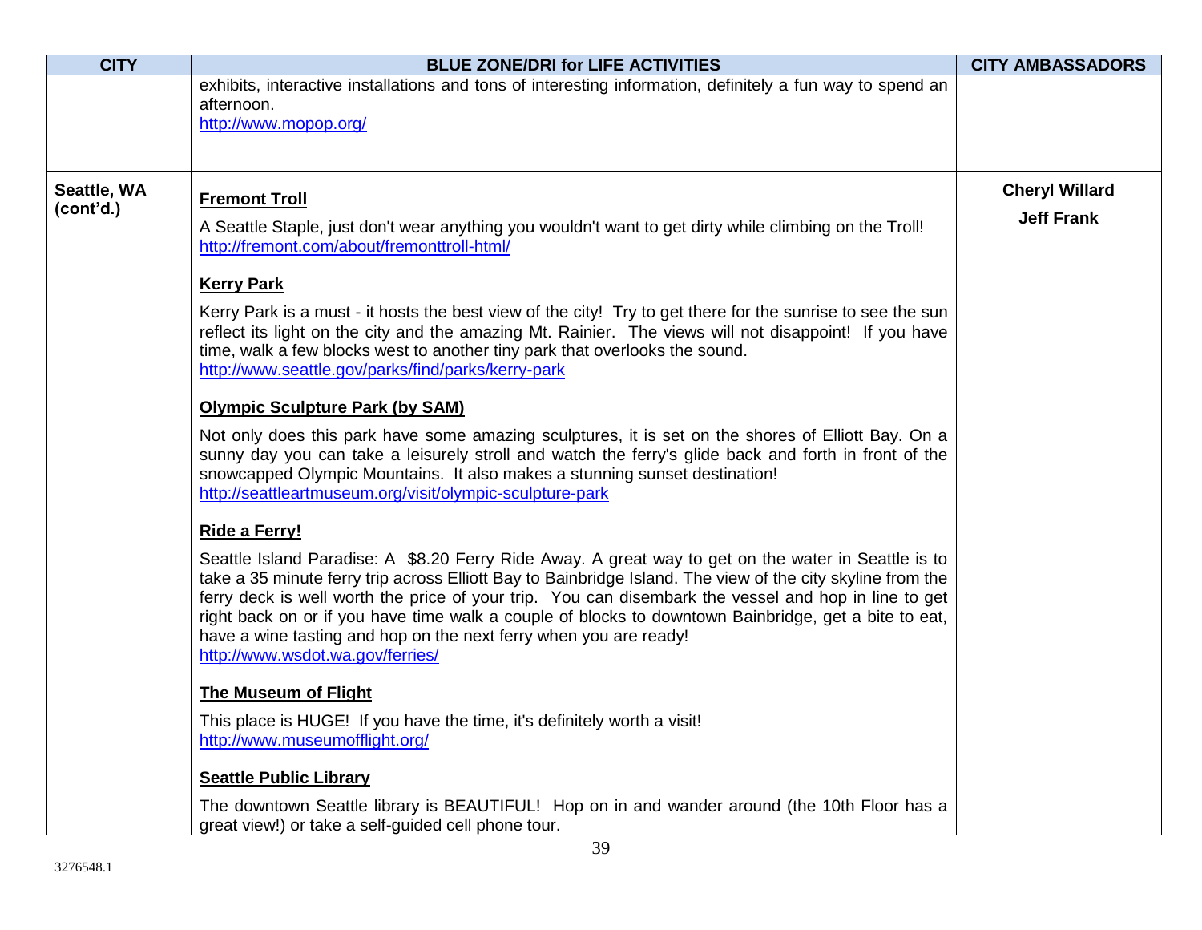| CITY | BLUE ZONE/DRI for LIFE ACTIVITIES | CITY AMBASSADORS |
|---|---|---|
| | exhibits, interactive installations and tons of interesting information, definitely a fun way to spend an afternoon.<br>http://www.mopop.org/ | |
| **Seattle, WA (cont'd.)** | **Fremont Troll**<br>A Seattle Staple, just don't wear anything you wouldn't want to get dirty while climbing on the Troll!<br>http://fremont.com/about/fremonttroll-html/<br><br>**Kerry Park**<br>Kerry Park is a must - it hosts the best view of the city! Try to get there for the sunrise to see the sun reflect its light on the city and the amazing Mt. Rainier. The views will not disappoint! If you have time, walk a few blocks west to another tiny park that overlooks the sound.<br>http://www.seattle.gov/parks/find/parks/kerry-park<br><br>**Olympic Sculpture Park (by SAM)**<br>Not only does this park have some amazing sculptures, it is set on the shores of Elliott Bay. On a sunny day you can take a leisurely stroll and watch the ferry's glide back and forth in front of the snowcapped Olympic Mountains. It also makes a stunning sunset destination!<br>http://seattleartmuseum.org/visit/olympic-sculpture-park<br><br>**Ride a Ferry!**<br>Seattle Island Paradise: A $8.20 Ferry Ride Away. A great way to get on the water in Seattle is to take a 35 minute ferry trip across Elliott Bay to Bainbridge Island. The view of the city skyline from the ferry deck is well worth the price of your trip. You can disembark the vessel and hop in line to get right back on or if you have time walk a couple of blocks to downtown Bainbridge, get a bite to eat, have a wine tasting and hop on the next ferry when you are ready!<br>http://www.wsdot.wa.gov/ferries/<br><br>**The Museum of Flight**<br>This place is HUGE! If you have the time, it's definitely worth a visit!<br>http://www.museumofflight.org/<br><br>**Seattle Public Library**<br>The downtown Seattle library is BEAUTIFUL! Hop on in and wander around (the 10th Floor has a great view!) or take a self-guided cell phone tour. | **Cheryl Willard**<br>**Jeff Frank** |

3276548.1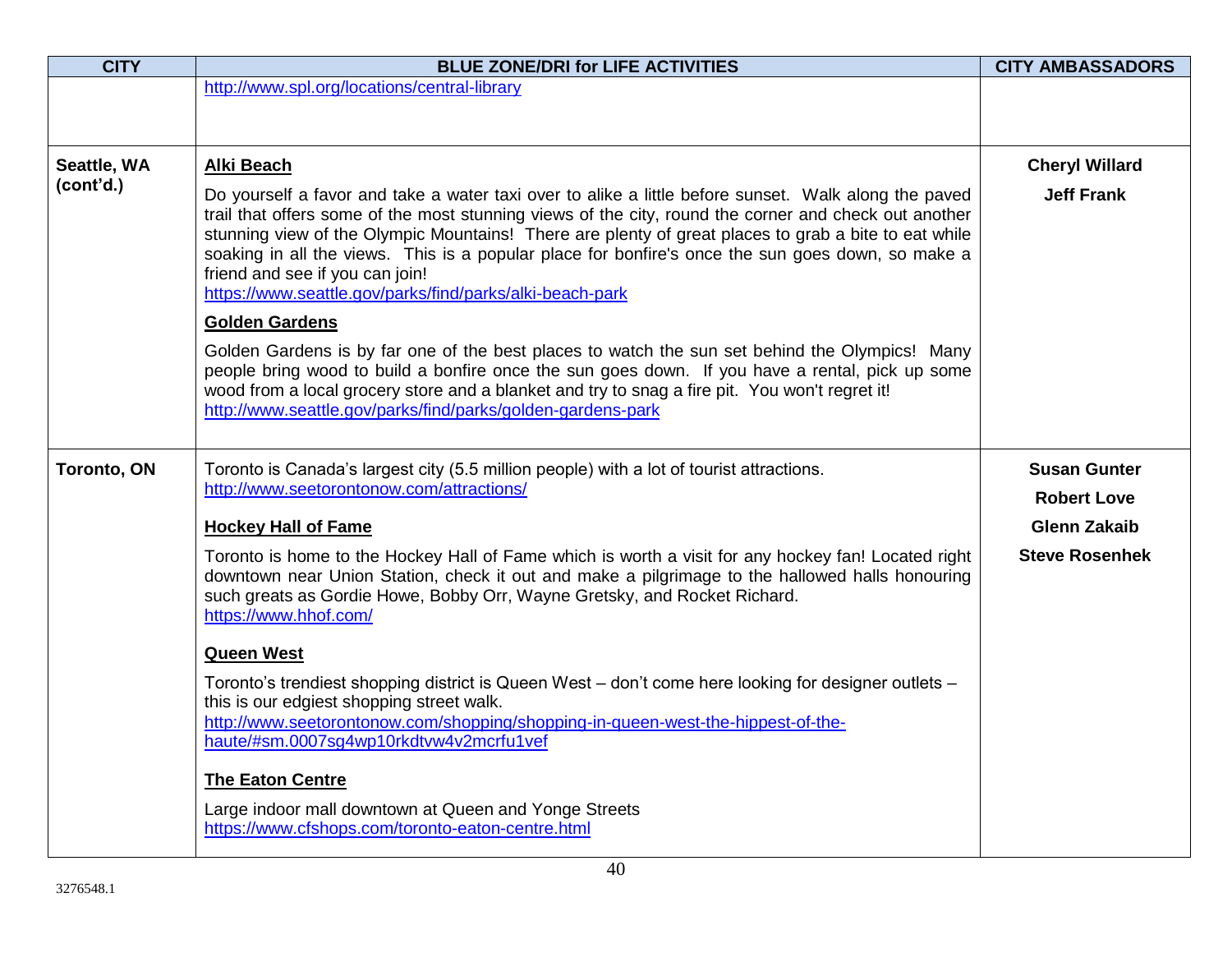| CITY | BLUE ZONE/DRI for LIFE ACTIVITIES | CITY AMBASSADORS |
| --- | --- | --- |
| | http://www.spl.org/locations/central-library | |
| **Seattle, WA (cont'd.)** | **<u>Alki Beach</u>**<br><br>Do yourself a favor and take a water taxi over to alike a little before sunset. Walk along the paved trail that offers some of the most stunning views of the city, round the corner and check out another stunning view of the Olympic Mountains! There are plenty of great places to grab a bite to eat while soaking in all the views. This is a popular place for bonfire's once the sun goes down, so make a friend and see if you can join!<br>https://www.seattle.gov/parks/find/parks/alki-beach-park<br><br>**<u>Golden Gardens</u>**<br><br>Golden Gardens is by far one of the best places to watch the sun set behind the Olympics! Many people bring wood to build a bonfire once the sun goes down. If you have a rental, pick up some wood from a local grocery store and a blanket and try to snag a fire pit. You won't regret it!<br>http://www.seattle.gov/parks/find/parks/golden-gardens-park | **Cheryl Willard**<br><br>**Jeff Frank** |
| **Toronto, ON** | Toronto is Canada's largest city (5.5 million people) with a lot of tourist attractions.<br>http://www.seetorontonow.com/attractions/<br><br>**<u>Hockey Hall of Fame</u>**<br><br>Toronto is home to the Hockey Hall of Fame which is worth a visit for any hockey fan! Located right downtown near Union Station, check it out and make a pilgrimage to the hallowed halls honouring such greats as Gordie Howe, Bobby Orr, Wayne Gretsky, and Rocket Richard.<br>https://www.hhof.com/<br><br>**<u>Queen West</u>**<br><br>Toronto's trendiest shopping district is Queen West – don't come here looking for designer outlets – this is our edgiest shopping street walk.<br>http://www.seetorontonow.com/shopping/shopping-in-queen-west-the-hippest-of-the-haute/#sm.0007sg4wp10rkdtvw4v2mcrfu1vef<br><br>**<u>The Eaton Centre</u>**<br><br>Large indoor mall downtown at Queen and Yonge Streets<br>https://www.cfshops.com/toronto-eaton-centre.html | **Susan Gunter**<br><br>**Robert Love**<br><br>**Glenn Zakaib**<br><br>**Steve Rosenhek** |

3276548.1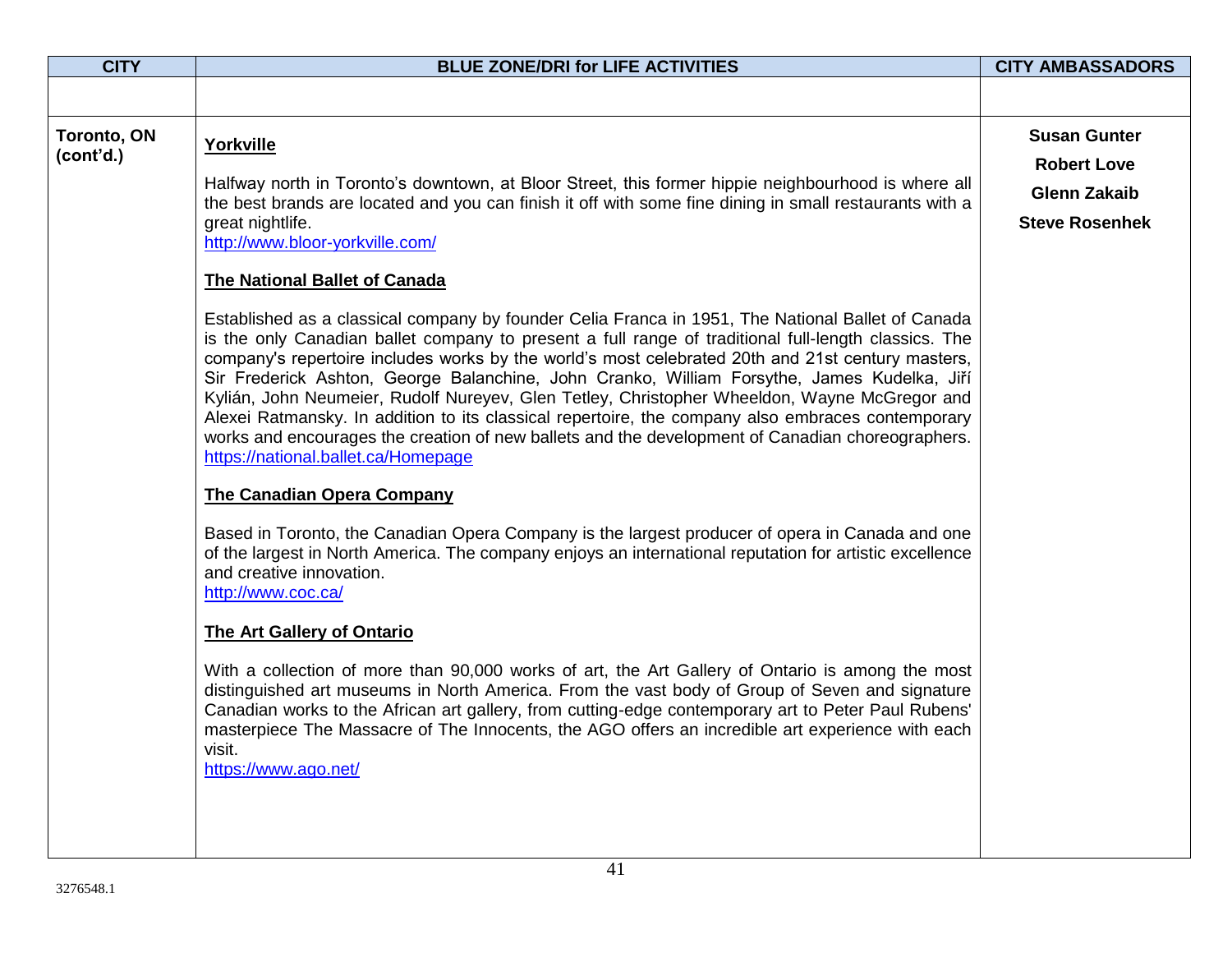| CITY | BLUE ZONE/DRI for LIFE ACTIVITIES | CITY AMBASSADORS |
|---|---|---|
| | | |
| **Toronto, ON (cont'd.)** | **Yorkville**<br><br>Halfway north in Toronto's downtown, at Bloor Street, this former hippie neighbourhood is where all the best brands are located and you can finish it off with some fine dining in small restaurants with a great nightlife.<br>http://www.bloor-yorkville.com/<br><br>**The National Ballet of Canada**<br><br>Established as a classical company by founder Celia Franca in 1951, The National Ballet of Canada is the only Canadian ballet company to present a full range of traditional full-length classics. The company's repertoire includes works by the world's most celebrated 20th and 21st century masters, Sir Frederick Ashton, George Balanchine, John Cranko, William Forsythe, James Kudelka, Jiří Kylián, John Neumeier, Rudolf Nureyev, Glen Tetley, Christopher Wheeldon, Wayne McGregor and Alexei Ratmansky. In addition to its classical repertoire, the company also embraces contemporary works and encourages the creation of new ballets and the development of Canadian choreographers.<br>https://national.ballet.ca/Homepage<br><br>**The Canadian Opera Company**<br><br>Based in Toronto, the Canadian Opera Company is the largest producer of opera in Canada and one of the largest in North America. The company enjoys an international reputation for artistic excellence and creative innovation.<br>http://www.coc.ca/<br><br>**The Art Gallery of Ontario**<br><br>With a collection of more than 90,000 works of art, the Art Gallery of Ontario is among the most distinguished art museums in North America. From the vast body of Group of Seven and signature Canadian works to the African art gallery, from cutting-edge contemporary art to Peter Paul Rubens' masterpiece The Massacre of The Innocents, the AGO offers an incredible art experience with each visit.<br>https://www.ago.net/ | **Susan Gunter**<br>**Robert Love**<br>**Glenn Zakaib**<br>**Steve Rosenhek** |

3276548.1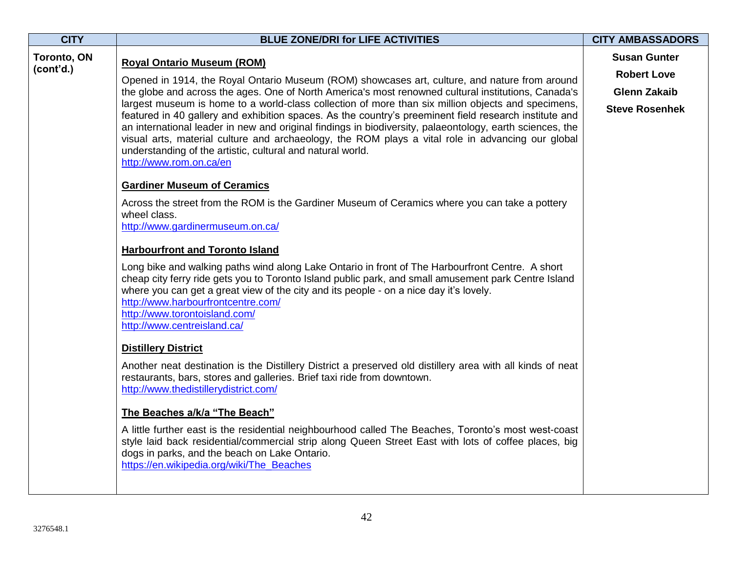| CITY | BLUE ZONE/DRI for LIFE ACTIVITIES | CITY AMBASSADORS |
|---|---|---|
| **Toronto, ON (cont'd.)** | **Royal Ontario Museum (ROM)**<br><br>Opened in 1914, the Royal Ontario Museum (ROM) showcases art, culture, and nature from around the globe and across the ages. One of North America's most renowned cultural institutions, Canada's largest museum is home to a world-class collection of more than six million objects and specimens, featured in 40 gallery and exhibition spaces. As the country's preeminent field research institute and an international leader in new and original findings in biodiversity, palaeontology, earth sciences, the visual arts, material culture and archaeology, the ROM plays a vital role in advancing our global understanding of the artistic, cultural and natural world.<br>http://www.rom.on.ca/en<br><br>**Gardiner Museum of Ceramics**<br><br>Across the street from the ROM is the Gardiner Museum of Ceramics where you can take a pottery wheel class.<br>http://www.gardinermuseum.on.ca/<br><br>**Harbourfront and Toronto Island**<br><br>Long bike and walking paths wind along Lake Ontario in front of The Harbourfront Centre. A short cheap city ferry ride gets you to Toronto Island public park, and small amusement park Centre Island where you can get a great view of the city and its people - on a nice day it's lovely.<br>http://www.harbourfrontcentre.com/<br>http://www.torontoisland.com/<br>http://www.centreisland.ca/<br><br>**Distillery District**<br><br>Another neat destination is the Distillery District a preserved old distillery area with all kinds of neat restaurants, bars, stores and galleries. Brief taxi ride from downtown.<br>http://www.thedistillerydistrict.com/<br><br>**The Beaches a/k/a "The Beach"**<br><br>A little further east is the residential neighbourhood called The Beaches, Toronto's most west-coast style laid back residential/commercial strip along Queen Street East with lots of coffee places, big dogs in parks, and the beach on Lake Ontario.<br>https://en.wikipedia.org/wiki/The_Beaches | **Susan Gunter**<br><br>**Robert Love**<br><br>**Glenn Zakaib**<br><br>**Steve Rosenhek** |

3276548.1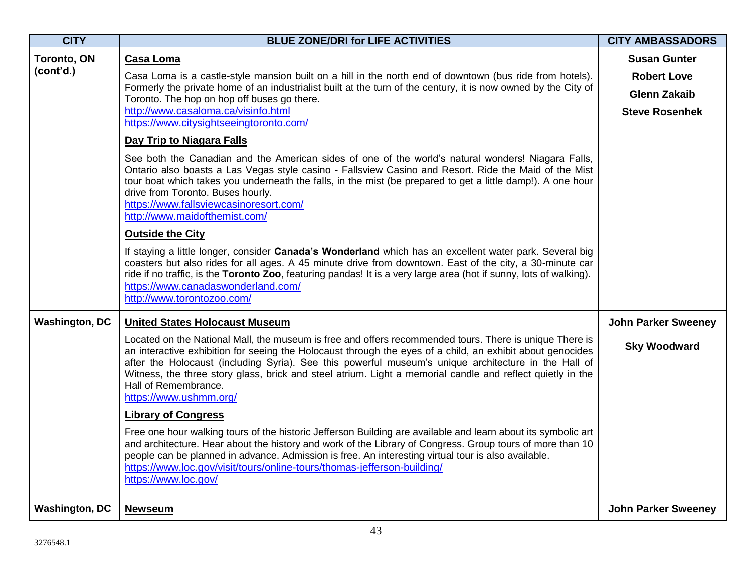| CITY | BLUE ZONE/DRI for LIFE ACTIVITIES | CITY AMBASSADORS |
|---|---|---|
| **Toronto, ON (cont'd.)** | **Casa Loma**<br><br>Casa Loma is a castle-style mansion built on a hill in the north end of downtown (bus ride from hotels). Formerly the private home of an industrialist built at the turn of the century, it is now owned by the City of Toronto. The hop on hop off buses go there.<br>http://www.casaloma.ca/visinfo.html<br>https://www.citysightseeingtoronto.com/<br><br>**Day Trip to Niagara Falls**<br><br>See both the Canadian and the American sides of one of the world's natural wonders! Niagara Falls, Ontario also boasts a Las Vegas style casino - Fallsview Casino and Resort. Ride the Maid of the Mist tour boat which takes you underneath the falls, in the mist (be prepared to get a little damp!). A one hour drive from Toronto. Buses hourly.<br>https://www.fallsviewcasinoresort.com/<br>http://www.maidofthemist.com/<br><br>**Outside the City**<br><br>If staying a little longer, consider **Canada's Wonderland** which has an excellent water park. Several big coasters but also rides for all ages. A 45 minute drive from downtown. East of the city, a 30-minute car ride if no traffic, is the **Toronto Zoo**, featuring pandas! It is a very large area (hot if sunny, lots of walking).<br>https://www.canadaswonderland.com/<br>http://www.torontozoo.com/ | **Susan Gunter**<br><br>**Robert Love**<br><br>**Glenn Zakaib**<br><br>**Steve Rosenhek** |
| **Washington, DC** | **United States Holocaust Museum**<br><br>Located on the National Mall, the museum is free and offers recommended tours. There is unique There is an interactive exhibition for seeing the Holocaust through the eyes of a child, an exhibit about genocides after the Holocaust (including Syria). See this powerful museum's unique architecture in the Hall of Witness, the three story glass, brick and steel atrium. Light a memorial candle and reflect quietly in the Hall of Remembrance.<br>https://www.ushmm.org/<br><br>**Library of Congress**<br><br>Free one hour walking tours of the historic Jefferson Building are available and learn about its symbolic art and architecture. Hear about the history and work of the Library of Congress. Group tours of more than 10 people can be planned in advance. Admission is free. An interesting virtual tour is also available.<br>https://www.loc.gov/visit/tours/online-tours/thomas-jefferson-building/<br>https://www.loc.gov/ | **John Parker Sweeney**<br><br>**Sky Woodward** |
| **Washington, DC** | **Newseum** | **John Parker Sweeney** |

3276548.1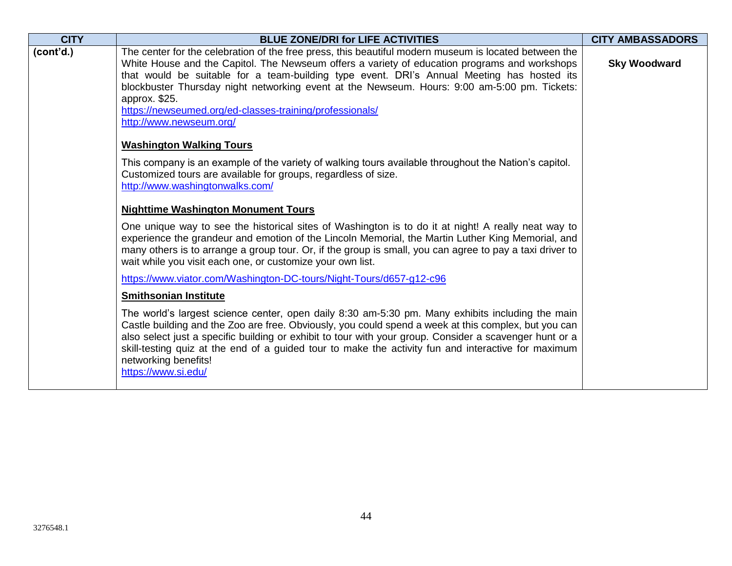| CITY | BLUE ZONE/DRI for LIFE ACTIVITIES | CITY AMBASSADORS |
|---|---|---|
| **(cont'd.)** | The center for the celebration of the free press, this beautiful modern museum is located between the White House and the Capitol. The Newseum offers a variety of education programs and workshops that would be suitable for a team-building type event. DRI's Annual Meeting has hosted its blockbuster Thursday night networking event at the Newseum. Hours: 9:00 am-5:00 pm. Tickets: approx. $25.<br>https://newseumed.org/ed-classes-training/professionals/<br>http://www.newseum.org/<br><br>**Washington Walking Tours**<br><br>This company is an example of the variety of walking tours available throughout the Nation's capitol. Customized tours are available for groups, regardless of size.<br>http://www.washingtonwalks.com/<br><br>**Nighttime Washington Monument Tours**<br><br>One unique way to see the historical sites of Washington is to do it at night! A really neat way to experience the grandeur and emotion of the Lincoln Memorial, the Martin Luther King Memorial, and many others is to arrange a group tour. Or, if the group is small, you can agree to pay a taxi driver to wait while you visit each one, or customize your own list.<br><br>https://www.viator.com/Washington-DC-tours/Night-Tours/d657-g12-c96<br><br>**Smithsonian Institute**<br><br>The world's largest science center, open daily 8:30 am-5:30 pm. Many exhibits including the main Castle building and the Zoo are free. Obviously, you could spend a week at this complex, but you can also select just a specific building or exhibit to tour with your group. Consider a scavenger hunt or a skill-testing quiz at the end of a guided tour to make the activity fun and interactive for maximum networking benefits!<br>https://www.si.edu/ | **Sky Woodward** |

3276548.1